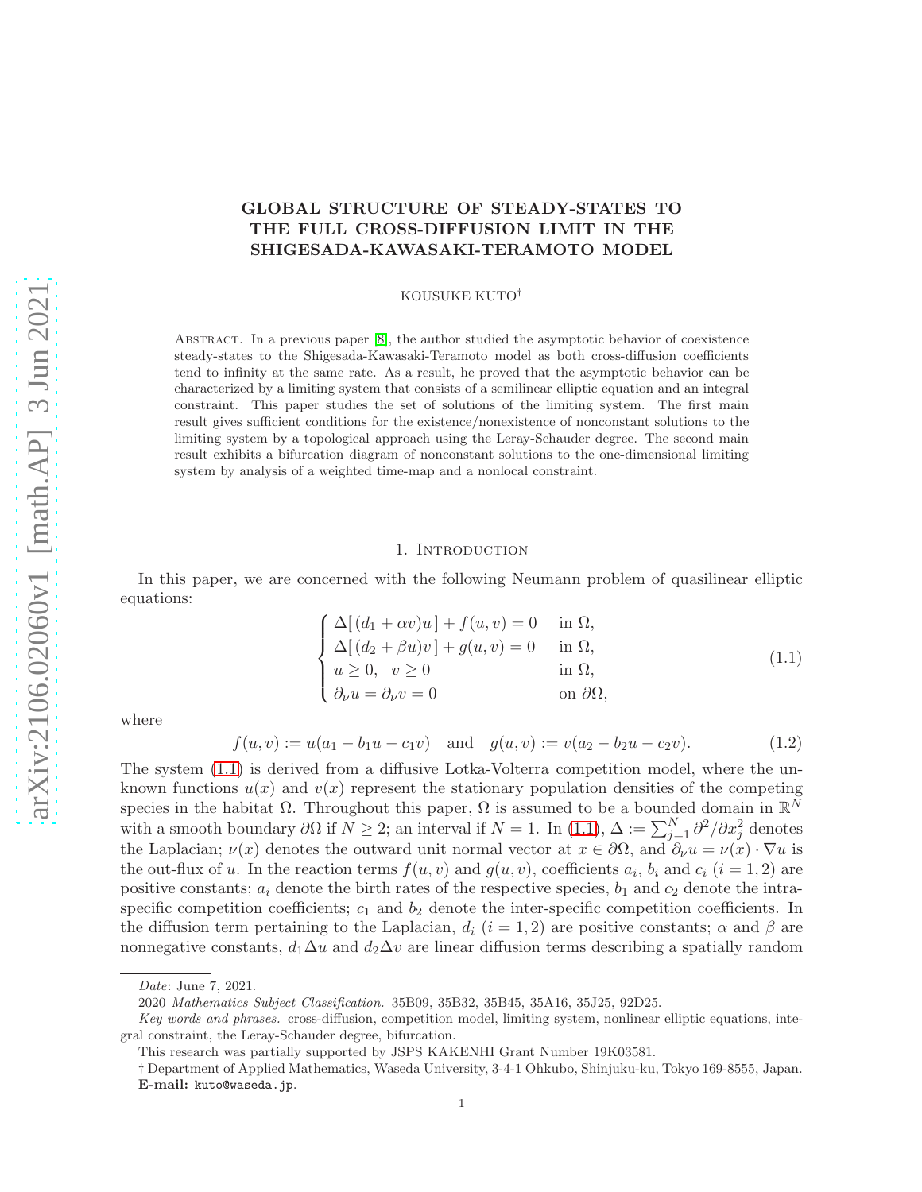# GLOBAL STRUCTURE OF STEADY-STATES TO THE FULL CROSS-DIFFUSION LIMIT IN THE SHIGESADA-KAWASAKI-TERAMOTO MODEL

KOUSUKE KUTO†

Abstract. In a previous paper [8], the author studied the asymptotic behavior of coexistence steady-states to the Shigesada-Kawasaki-Teramoto model as both cross-diffusion coefficients tend to infinity at the same rate. As a result, he proved that the asymptotic behavior can be characterized by a limiting system that consists of a semilinear elliptic equation and an integral constraint. This paper studies the set of solutions of the limiting system. The first main result gives sufficient conditions for the existence/nonexistence of nonconstant solutions to the limiting system by a topological approach using the Leray-Schauder degree. The second main result exhibits a bifurcation diagram of nonconstant solutions to the one-dimensional limiting system by analysis of a weighted time-map and a nonlocal constraint.

## 1. Introduction

In this paper, we are concerned with the following Neumann problem of quasilinear elliptic equations:

$$
\begin{cases}
\Delta[\,(d_1+\alpha v)u\,]+f(u,v)=0 & \text{in } \Omega,\\
\Delta[\,(d_2+\beta u)v\,]+g(u,v)=0 & \text{in } \Omega,\\
u\ge 0,\quad v\ge 0 & \text{in } \Omega,\\
\partial_\nu u=\partial_\nu v=0 & \text{on } \partial\Omega,
\end{cases}
\tag{1.1}
$$

where

$$
f(u,v):=u(a_1-b_1u-c_1v)\quad\text{and}\quad g(u,v):=v(a_2-b_2u-c_2v). \tag{1.2}
$$

The system (1.1) is derived from a diffusive Lotka-Volterra competition model, where the unknown functions $u(x)$ and $v(x)$ represent the stationary population densities of the competing species in the habitat $\Omega$. Throughout this paper, $\Omega$ is assumed to be a bounded domain in $\mathbb{R}^N$ with a smooth boundary $\partial\Omega$ if $N\ge 2$; an interval if $N=1$. In (1.1), $\Delta:=\sum_{j=1}^N \partial^2/\partial x_j^2$ denotes the Laplacian; $\nu(x)$ denotes the outward unit normal vector at $x\in\partial\Omega$, and $\partial_\nu u=\nu(x)\cdot\nabla u$ is the out-flux of $u$. In the reaction terms $f(u,v)$ and $g(u,v)$, coefficients $a_i$, $b_i$ and $c_i$ $(i=1,2)$ are positive constants; $a_i$ denote the birth rates of the respective species, $b_1$ and $c_2$ denote the intra-specific competition coefficients; $c_1$ and $b_2$ denote the inter-specific competition coefficients. In the diffusion term pertaining to the Laplacian, $d_i$ $(i=1,2)$ are positive constants; $\alpha$ and $\beta$ are nonnegative constants, $d_1\Delta u$ and $d_2\Delta v$ are linear diffusion terms describing a spatially random

---

*Date*: June 7, 2021.

2020 *Mathematics Subject Classification.* 35B09, 35B32, 35B45, 35A16, 35J25, 92D25.

*Key words and phrases.* cross-diffusion, competition model, limiting system, nonlinear elliptic equations, integral constraint, the Leray-Schauder degree, bifurcation.

This research was partially supported by JSPS KAKENHI Grant Number 19K03581.

† Department of Applied Mathematics, Waseda University, 3-4-1 Ohkubo, Shinjuku-ku, Tokyo 169-8555, Japan. **E-mail:** kuto@waseda.jp.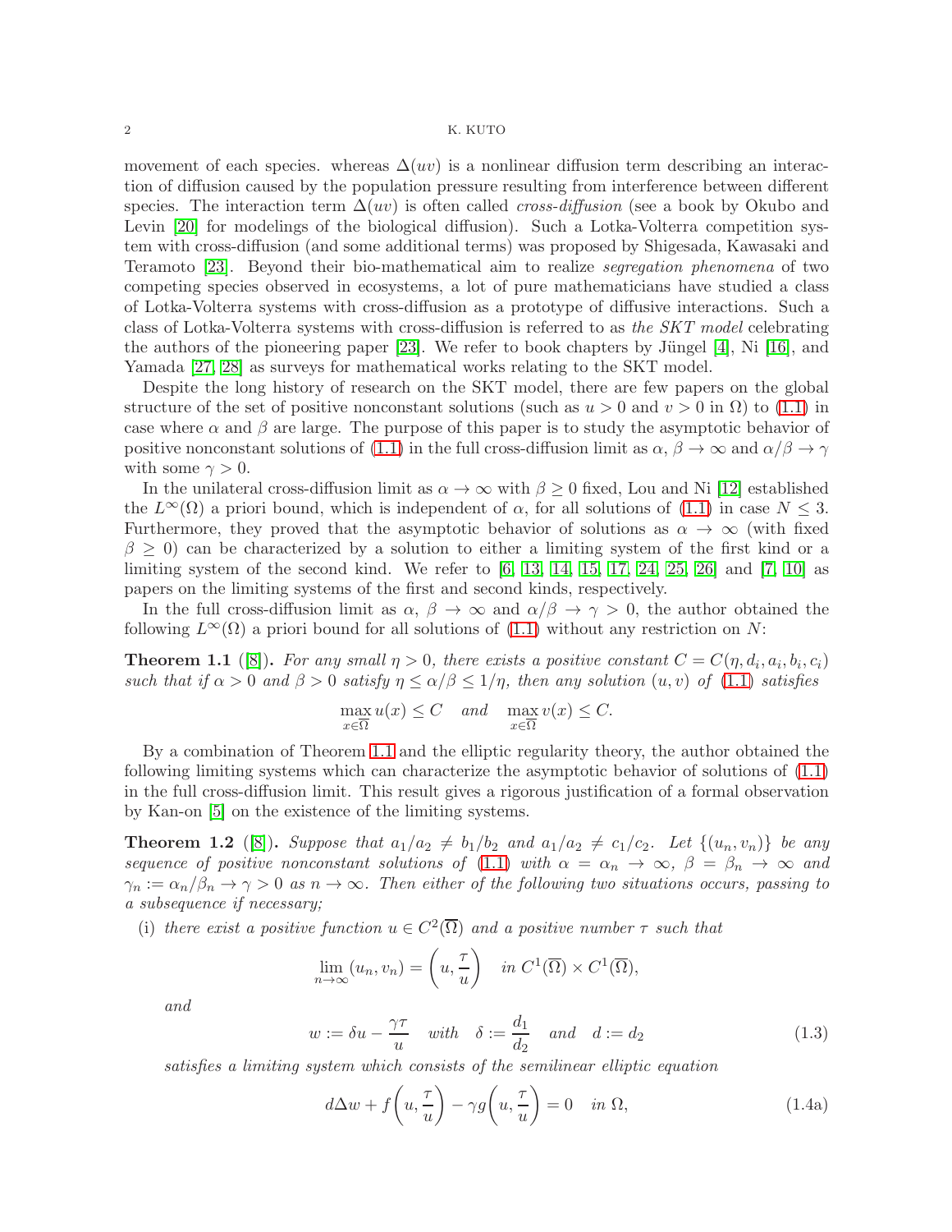movement of each species. whereas $\Delta(uv)$ is a nonlinear diffusion term describing an interaction of diffusion caused by the population pressure resulting from interference between different species. The interaction term $\Delta(uv)$ is often called *cross-diffusion* (see a book by Okubo and Levin [20] for modelings of the biological diffusion). Such a Lotka-Volterra competition system with cross-diffusion (and some additional terms) was proposed by Shigesada, Kawasaki and Teramoto [23]. Beyond their bio-mathematical aim to realize *segregation phenomena* of two competing species observed in ecosystems, a lot of pure mathematicians have studied a class of Lotka-Volterra systems with cross-diffusion as a prototype of diffusive interactions. Such a class of Lotka-Volterra systems with cross-diffusion is referred to as *the SKT model* celebrating the authors of the pioneering paper [23]. We refer to book chapters by Jüngel [4], Ni [16], and Yamada [27, 28] as surveys for mathematical works relating to the SKT model.

Despite the long history of research on the SKT model, there are few papers on the global structure of the set of positive nonconstant solutions (such as $u > 0$ and $v > 0$ in $\Omega$) to (1.1) in case where $\alpha$ and $\beta$ are large. The purpose of this paper is to study the asymptotic behavior of positive nonconstant solutions of (1.1) in the full cross-diffusion limit as $\alpha$, $\beta \to \infty$ and $\alpha/\beta \to \gamma$ with some $\gamma > 0$.

In the unilateral cross-diffusion limit as $\alpha \to \infty$ with $\beta \geq 0$ fixed, Lou and Ni [12] established the $L^\infty(\Omega)$ a priori bound, which is independent of $\alpha$, for all solutions of (1.1) in case $N \leq 3$. Furthermore, they proved that the asymptotic behavior of solutions as $\alpha \to \infty$ (with fixed $\beta \geq 0$) can be characterized by a solution to either a limiting system of the first kind or a limiting system of the second kind. We refer to [6, 13, 14, 15, 17, 24, 25, 26] and [7, 10] as papers on the limiting systems of the first and second kinds, respectively.

In the full cross-diffusion limit as $\alpha$, $\beta \to \infty$ and $\alpha/\beta \to \gamma > 0$, the author obtained the following $L^\infty(\Omega)$ a priori bound for all solutions of (1.1) without any restriction on $N$:

**Theorem 1.1** ([8]). *For any small $\eta > 0$, there exists a positive constant $C = C(\eta, d_i, a_i, b_i, c_i)$ such that if $\alpha > 0$ and $\beta > 0$ satisfy $\eta \leq \alpha/\beta \leq 1/\eta$, then any solution $(u, v)$ of (1.1) satisfies*

$$\max_{x\in\overline{\Omega}} u(x) \leq C \quad \textit{and} \quad \max_{x\in\overline{\Omega}} v(x) \leq C.$$

By a combination of Theorem 1.1 and the elliptic regularity theory, the author obtained the following limiting systems which can characterize the asymptotic behavior of solutions of (1.1) in the full cross-diffusion limit. This result gives a rigorous justification of a formal observation by Kan-on [5] on the existence of the limiting systems.

**Theorem 1.2** ([8]). *Suppose that $a_1/a_2 \neq b_1/b_2$ and $a_1/a_2 \neq c_1/c_2$. Let $\{(u_n, v_n)\}$ be any sequence of positive nonconstant solutions of (1.1) with $\alpha = \alpha_n \to \infty$, $\beta = \beta_n \to \infty$ and $\gamma_n := \alpha_n/\beta_n \to \gamma > 0$ as $n \to \infty$. Then either of the following two situations occurs, passing to a subsequence if necessary;*

(i) *there exist a positive function $u \in C^2(\overline{\Omega})$ and a positive number $\tau$ such that*

$$\lim_{n\to\infty}(u_n, v_n) = \left(u, \frac{\tau}{u}\right) \quad \textit{in } C^1(\overline{\Omega}) \times C^1(\overline{\Omega}),$$

*and*

$$w := \delta u - \frac{\gamma\tau}{u} \quad \textit{with} \quad \delta := \frac{d_1}{d_2} \quad \textit{and} \quad d := d_2 \tag{1.3}$$

*satisfies a limiting system which consists of the semilinear elliptic equation*

$$d\Delta w + f\left(u, \frac{\tau}{u}\right) - \gamma g\left(u, \frac{\tau}{u}\right) = 0 \quad \textit{in } \Omega, \tag{1.4a}$$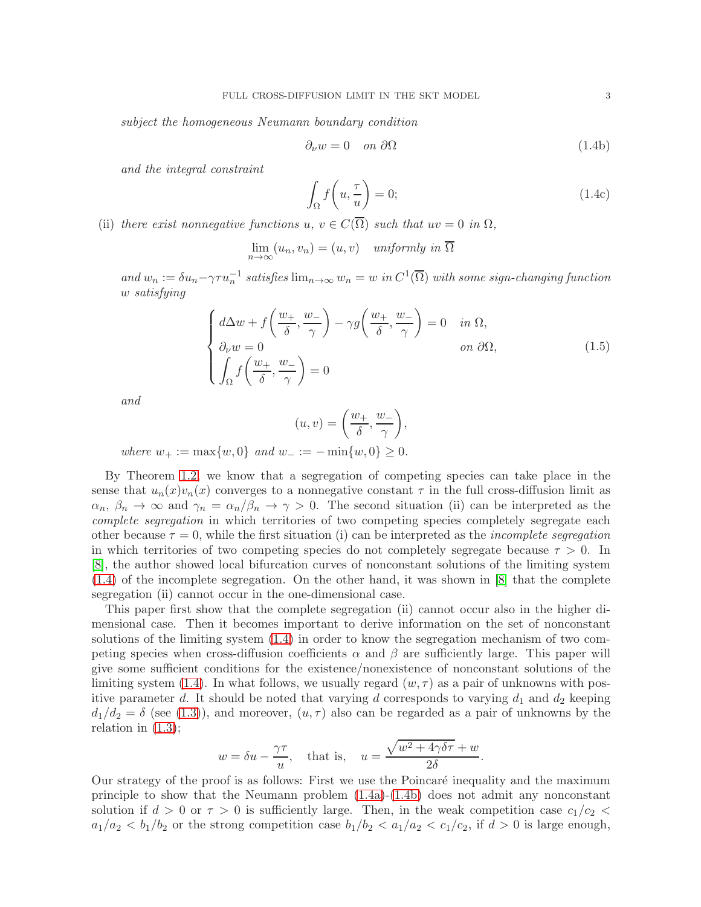*subject the homogeneous Neumann boundary condition*

$$\partial_\nu w = 0 \quad \text{on } \partial\Omega \tag{1.4b}$$

*and the integral constraint*

$$\int_\Omega f\left(u, \frac{\tau}{u}\right) = 0; \tag{1.4c}$$

(ii) *there exist nonnegative functions $u$, $v \in C(\overline{\Omega})$ such that $uv = 0$ in $\Omega$,*

$$\lim_{n\to\infty}(u_n, v_n) = (u, v) \quad \text{uniformly in } \overline{\Omega}$$

*and $w_n := \delta u_n - \gamma\tau u_n^{-1}$ satisfies $\lim_{n\to\infty} w_n = w$ in $C^1(\overline{\Omega})$ with some sign-changing function $w$ satisfying*

$$\begin{cases} d\Delta w + f\left(\dfrac{w_+}{\delta}, \dfrac{w_-}{\gamma}\right) - \gamma g\left(\dfrac{w_+}{\delta}, \dfrac{w_-}{\gamma}\right) = 0 & \text{in } \Omega, \\ \partial_\nu w = 0 & \text{on } \partial\Omega, \\ \displaystyle\int_\Omega f\left(\frac{w_+}{\delta}, \frac{w_-}{\gamma}\right) = 0 \end{cases} \tag{1.5}$$

*and*

$$(u, v) = \left(\frac{w_+}{\delta}, \frac{w_-}{\gamma}\right),$$

*where $w_+ := \max\{w, 0\}$ and $w_- := -\min\{w, 0\} \geq 0$.*

By Theorem 1.2, we know that a segregation of competing species can take place in the sense that $u_n(x)v_n(x)$ converges to a nonnegative constant $\tau$ in the full cross-diffusion limit as $\alpha_n$, $\beta_n \to \infty$ and $\gamma_n = \alpha_n/\beta_n \to \gamma > 0$. The second situation (ii) can be interpreted as the *complete segregation* in which territories of two competing species completely segregate each other because $\tau = 0$, while the first situation (i) can be interpreted as the *incomplete segregation* in which territories of two competing species do not completely segregate because $\tau > 0$. In [8], the author showed local bifurcation curves of nonconstant solutions of the limiting system (1.4) of the incomplete segregation. On the other hand, it was shown in [8] that the complete segregation (ii) cannot occur in the one-dimensional case.

This paper first show that the complete segregation (ii) cannot occur also in the higher dimensional case. Then it becomes important to derive information on the set of nonconstant solutions of the limiting system (1.4) in order to know the segregation mechanism of two competing species when cross-diffusion coefficients $\alpha$ and $\beta$ are sufficiently large. This paper will give some sufficient conditions for the existence/nonexistence of nonconstant solutions of the limiting system (1.4). In what follows, we usually regard $(w, \tau)$ as a pair of unknowns with positive parameter $d$. It should be noted that varying $d$ corresponds to varying $d_1$ and $d_2$ keeping $d_1/d_2 = \delta$ (see (1.3)), and moreover, $(u, \tau)$ also can be regarded as a pair of unknowns by the relation in (1.3);

$$w = \delta u - \frac{\gamma\tau}{u}, \quad \text{that is,} \quad u = \frac{\sqrt{w^2 + 4\gamma\delta\tau} + w}{2\delta}.$$

Our strategy of the proof is as follows: First we use the Poincaré inequality and the maximum principle to show that the Neumann problem (1.4a)-(1.4b) does not admit any nonconstant solution if $d > 0$ or $\tau > 0$ is sufficiently large. Then, in the weak competition case $c_1/c_2 < a_1/a_2 < b_1/b_2$ or the strong competition case $b_1/b_2 < a_1/a_2 < c_1/c_2$, if $d > 0$ is large enough,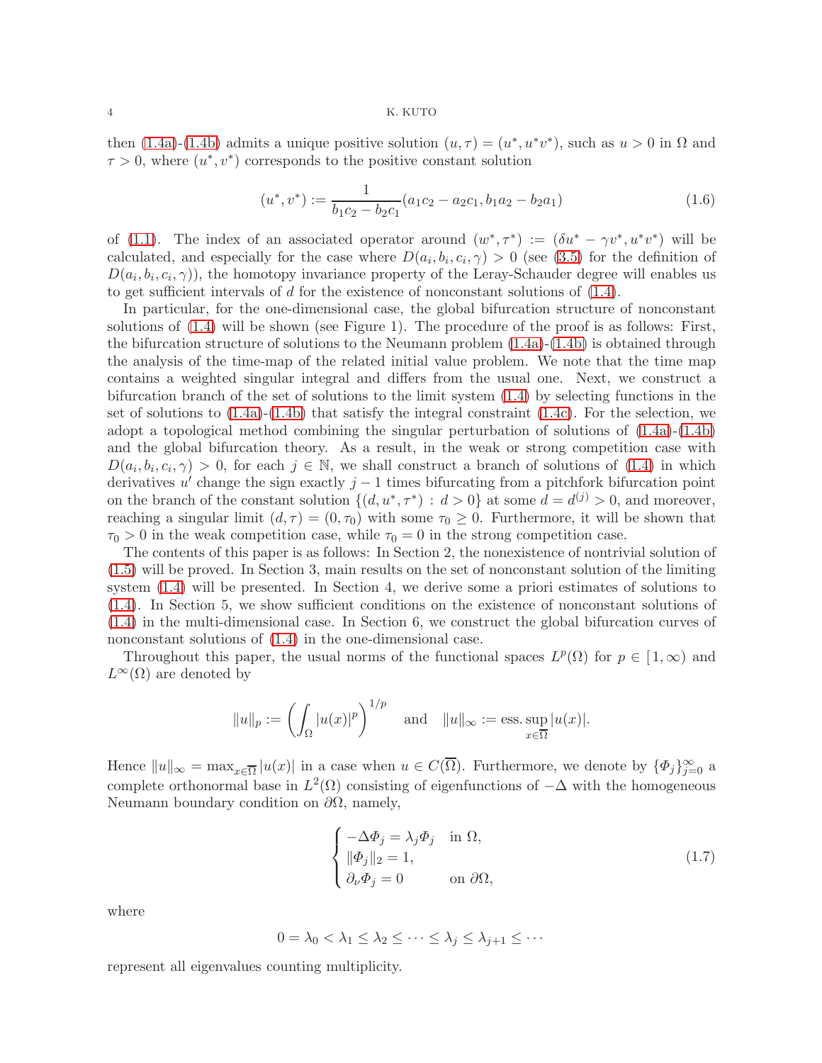then (1.4a)-(1.4b) admits a unique positive solution $(u, \tau) = (u^*, u^*v^*)$, such as $u > 0$ in $\Omega$ and $\tau > 0$, where $(u^*, v^*)$ corresponds to the positive constant solution

$$(u^*, v^*) := \frac{1}{b_1 c_2 - b_2 c_1}(a_1 c_2 - a_2 c_1, b_1 a_2 - b_2 a_1) \tag{1.6}$$

of (1.1). The index of an associated operator around $(w^*, \tau^*) := (\delta u^* - \gamma v^*, u^* v^*)$ will be calculated, and especially for the case where $D(a_i, b_i, c_i, \gamma) > 0$ (see (3.5) for the definition of $D(a_i, b_i, c_i, \gamma)$), the homotopy invariance property of the Leray-Schauder degree will enables us to get sufficient intervals of $d$ for the existence of nonconstant solutions of (1.4).

In particular, for the one-dimensional case, the global bifurcation structure of nonconstant solutions of (1.4) will be shown (see Figure 1). The procedure of the proof is as follows: First, the bifurcation structure of solutions to the Neumann problem (1.4a)-(1.4b) is obtained through the analysis of the time-map of the related initial value problem. We note that the time map contains a weighted singular integral and differs from the usual one. Next, we construct a bifurcation branch of the set of solutions to the limit system (1.4) by selecting functions in the set of solutions to (1.4a)-(1.4b) that satisfy the integral constraint (1.4c). For the selection, we adopt a topological method combining the singular perturbation of solutions of (1.4a)-(1.4b) and the global bifurcation theory. As a result, in the weak or strong competition case with $D(a_i, b_i, c_i, \gamma) > 0$, for each $j \in \mathbb{N}$, we shall construct a branch of solutions of (1.4) in which derivatives $u'$ change the sign exactly $j-1$ times bifurcating from a pitchfork bifurcation point on the branch of the constant solution $\{(d, u^*, \tau^*) : d > 0\}$ at some $d = d^{(j)} > 0$, and moreover, reaching a singular limit $(d, \tau) = (0, \tau_0)$ with some $\tau_0 \geq 0$. Furthermore, it will be shown that $\tau_0 > 0$ in the weak competition case, while $\tau_0 = 0$ in the strong competition case.

The contents of this paper is as follows: In Section 2, the nonexistence of nontrivial solution of (1.5) will be proved. In Section 3, main results on the set of nonconstant solution of the limiting system (1.4) will be presented. In Section 4, we derive some a priori estimates of solutions to (1.4). In Section 5, we show sufficient conditions on the existence of nonconstant solutions of (1.4) in the multi-dimensional case. In Section 6, we construct the global bifurcation curves of nonconstant solutions of (1.4) in the one-dimensional case.

Throughout this paper, the usual norms of the functional spaces $L^p(\Omega)$ for $p \in [1, \infty)$ and $L^\infty(\Omega)$ are denoted by

$$\|u\|_p := \left( \int_\Omega |u(x)|^p \right)^{1/p} \quad \text{and} \quad \|u\|_\infty := \operatorname*{ess.sup}_{x \in \overline{\Omega}} |u(x)|.$$

Hence $\|u\|_\infty = \max_{x \in \overline{\Omega}} |u(x)|$ in a case when $u \in C(\overline{\Omega})$. Furthermore, we denote by $\{\Phi_j\}_{j=0}^\infty$ a complete orthonormal base in $L^2(\Omega)$ consisting of eigenfunctions of $-\Delta$ with the homogeneous Neumann boundary condition on $\partial\Omega$, namely,

$$\begin{cases} -\Delta \Phi_j = \lambda_j \Phi_j & \text{in } \Omega, \\ \|\Phi_j\|_2 = 1, & \\ \partial_\nu \Phi_j = 0 & \text{on } \partial\Omega, \end{cases} \tag{1.7}$$

where

$$0 = \lambda_0 < \lambda_1 \leq \lambda_2 \leq \cdots \leq \lambda_j \leq \lambda_{j+1} \leq \cdots$$

represent all eigenvalues counting multiplicity.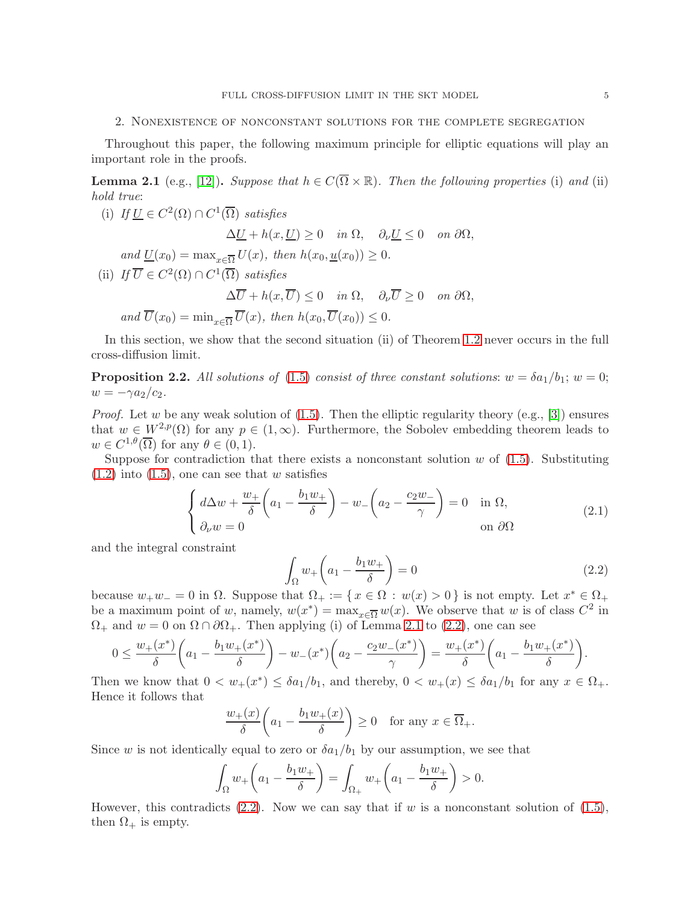## 2. Nonexistence of nonconstant solutions for the complete segregation

Throughout this paper, the following maximum principle for elliptic equations will play an important role in the proofs.

**Lemma 2.1** (e.g., [12])**.** *Suppose that $h \in C(\overline{\Omega} \times \mathbb{R})$. Then the following properties* (i) *and* (ii) *hold true*:

(i) *If $\underline{U} \in C^2(\Omega) \cap C^1(\overline{\Omega})$ satisfies*

$$\Delta \underline{U} + h(x, \underline{U}) \geq 0 \quad \text{in } \Omega, \quad \partial_\nu \underline{U} \leq 0 \quad \text{on } \partial\Omega,$$

*and $\underline{U}(x_0) = \max_{x \in \overline{\Omega}} U(x)$, then $h(x_0, \underline{u}(x_0)) \geq 0$.*

(ii) *If $\overline{U} \in C^2(\Omega) \cap C^1(\overline{\Omega})$ satisfies*

$$\Delta \overline{U} + h(x, \overline{U}) \leq 0 \quad \text{in } \Omega, \quad \partial_\nu \overline{U} \geq 0 \quad \text{on } \partial\Omega,$$

*and $\overline{U}(x_0) = \min_{x \in \overline{\Omega}} \overline{U}(x)$, then $h(x_0, \overline{U}(x_0)) \leq 0$.*

In this section, we show that the second situation (ii) of Theorem 1.2 never occurs in the full cross-diffusion limit.

**Proposition 2.2.** *All solutions of* (1.5) *consist of three constant solutions*: $w = \delta a_1/b_1$; $w = 0$; $w = -\gamma a_2/c_2$.

*Proof.* Let $w$ be any weak solution of (1.5). Then the elliptic regularity theory (e.g., [3]) ensures that $w \in W^{2,p}(\Omega)$ for any $p \in (1, \infty)$. Furthermore, the Sobolev embedding theorem leads to $w \in C^{1,\theta}(\overline{\Omega})$ for any $\theta \in (0, 1)$.

Suppose for contradiction that there exists a nonconstant solution $w$ of (1.5). Substituting (1.2) into (1.5), one can see that $w$ satisfies

$$\begin{cases} d\Delta w + \dfrac{w_+}{\delta}\left(a_1 - \dfrac{b_1 w_+}{\delta}\right) - w_-\left(a_2 - \dfrac{c_2 w_-}{\gamma}\right) = 0 & \text{in } \Omega, \\ \partial_\nu w = 0 & \text{on } \partial\Omega \end{cases} \tag{2.1}$$

and the integral constraint

$$\int_\Omega w_+\left(a_1 - \frac{b_1 w_+}{\delta}\right) = 0 \tag{2.2}$$

because $w_+ w_- = 0$ in $\Omega$. Suppose that $\Omega_+ := \{ x \in \Omega : w(x) > 0 \}$ is not empty. Let $x^* \in \Omega_+$ be a maximum point of $w$, namely, $w(x^*) = \max_{x \in \overline{\Omega}} w(x)$. We observe that $w$ is of class $C^2$ in $\Omega_+$ and $w = 0$ on $\Omega \cap \partial\Omega_+$. Then applying (i) of Lemma 2.1 to (2.2), one can see

$$0 \leq \frac{w_+(x^*)}{\delta}\left(a_1 - \frac{b_1 w_+(x^*)}{\delta}\right) - w_-(x^*)\left(a_2 - \frac{c_2 w_-(x^*)}{\gamma}\right) = \frac{w_+(x^*)}{\delta}\left(a_1 - \frac{b_1 w_+(x^*)}{\delta}\right).$$

Then we know that $0 < w_+(x^*) \leq \delta a_1/b_1$, and thereby, $0 < w_+(x) \leq \delta a_1/b_1$ for any $x \in \Omega_+$. Hence it follows that

$$\frac{w_+(x)}{\delta}\left(a_1 - \frac{b_1 w_+(x)}{\delta}\right) \geq 0 \quad \text{for any } x \in \overline{\Omega}_+.$$

Since $w$ is not identically equal to zero or $\delta a_1/b_1$ by our assumption, we see that

$$\int_\Omega w_+\left(a_1 - \frac{b_1 w_+}{\delta}\right) = \int_{\Omega_+} w_+\left(a_1 - \frac{b_1 w_+}{\delta}\right) > 0.$$

However, this contradicts (2.2). Now we can say that if $w$ is a nonconstant solution of (1.5), then $\Omega_+$ is empty.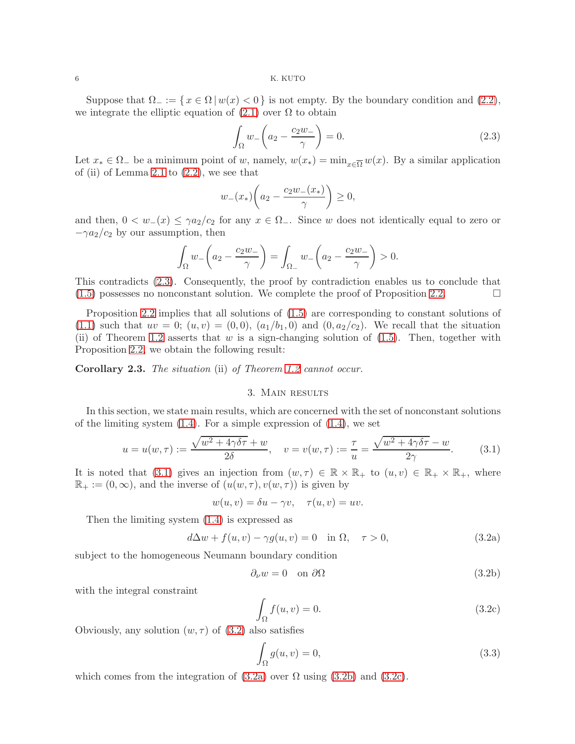Suppose that $\Omega_- := \{\, x \in \Omega \,|\, w(x) < 0 \,\}$ is not empty. By the boundary condition and (2.2), we integrate the elliptic equation of (2.1) over $\Omega$ to obtain

$$\int_\Omega w_- \left( a_2 - \frac{c_2 w_-}{\gamma} \right) = 0. \tag{2.3}$$

Let $x_* \in \Omega_-$ be a minimum point of $w$, namely, $w(x_*) = \min_{x \in \overline{\Omega}} w(x)$. By a similar application of (ii) of Lemma 2.1 to (2.2), we see that

$$w_-(x_*) \left( a_2 - \frac{c_2 w_-(x_*)}{\gamma} \right) \geq 0,$$

and then, $0 < w_-(x) \leq \gamma a_2 / c_2$ for any $x \in \Omega_-$. Since $w$ does not identically equal to zero or $-\gamma a_2 / c_2$ by our assumption, then

$$\int_\Omega w_- \left( a_2 - \frac{c_2 w_-}{\gamma} \right) = \int_{\Omega_-} w_- \left( a_2 - \frac{c_2 w_-}{\gamma} \right) > 0.$$

This contradicts (2.3). Consequently, the proof by contradiction enables us to conclude that (1.5) possesses no nonconstant solution. We complete the proof of Proposition 2.2. □

Proposition 2.2 implies that all solutions of (1.5) are corresponding to constant solutions of (1.1) such that $uv = 0$; $(u, v) = (0, 0)$, $(a_1/b_1, 0)$ and $(0, a_2/c_2)$. We recall that the situation (ii) of Theorem 1.2 asserts that $w$ is a sign-changing solution of (1.5). Then, together with Proposition 2.2, we obtain the following result:

**Corollary 2.3.** *The situation* (ii) *of Theorem 1.2 cannot occur.*

## 3. Main results

In this section, we state main results, which are concerned with the set of nonconstant solutions of the limiting system (1.4). For a simple expression of (1.4), we set

$$u = u(w, \tau) := \frac{\sqrt{w^2 + 4\gamma\delta\tau} + w}{2\delta}, \quad v = v(w, \tau) := \frac{\tau}{u} = \frac{\sqrt{w^2 + 4\gamma\delta\tau} - w}{2\gamma}. \tag{3.1}$$

It is noted that (3.1) gives an injection from $(w, \tau) \in \mathbb{R} \times \mathbb{R}_+$ to $(u, v) \in \mathbb{R}_+ \times \mathbb{R}_+$, where $\mathbb{R}_+ := (0, \infty)$, and the inverse of $(u(w, \tau), v(w, \tau))$ is given by

$$w(u, v) = \delta u - \gamma v, \quad \tau(u, v) = uv.$$

Then the limiting system (1.4) is expressed as

$$d\Delta w + f(u, v) - \gamma g(u, v) = 0 \quad \text{in } \Omega, \quad \tau > 0, \tag{3.2a}$$

subject to the homogeneous Neumann boundary condition

$$\partial_\nu w = 0 \quad \text{on } \partial\Omega \tag{3.2b}$$

with the integral constraint

$$\int_\Omega f(u, v) = 0. \tag{3.2c}$$

Obviously, any solution $(w, \tau)$ of (3.2) also satisfies

$$\int_\Omega g(u, v) = 0, \tag{3.3}$$

which comes from the integration of (3.2a) over $\Omega$ using (3.2b) and (3.2c).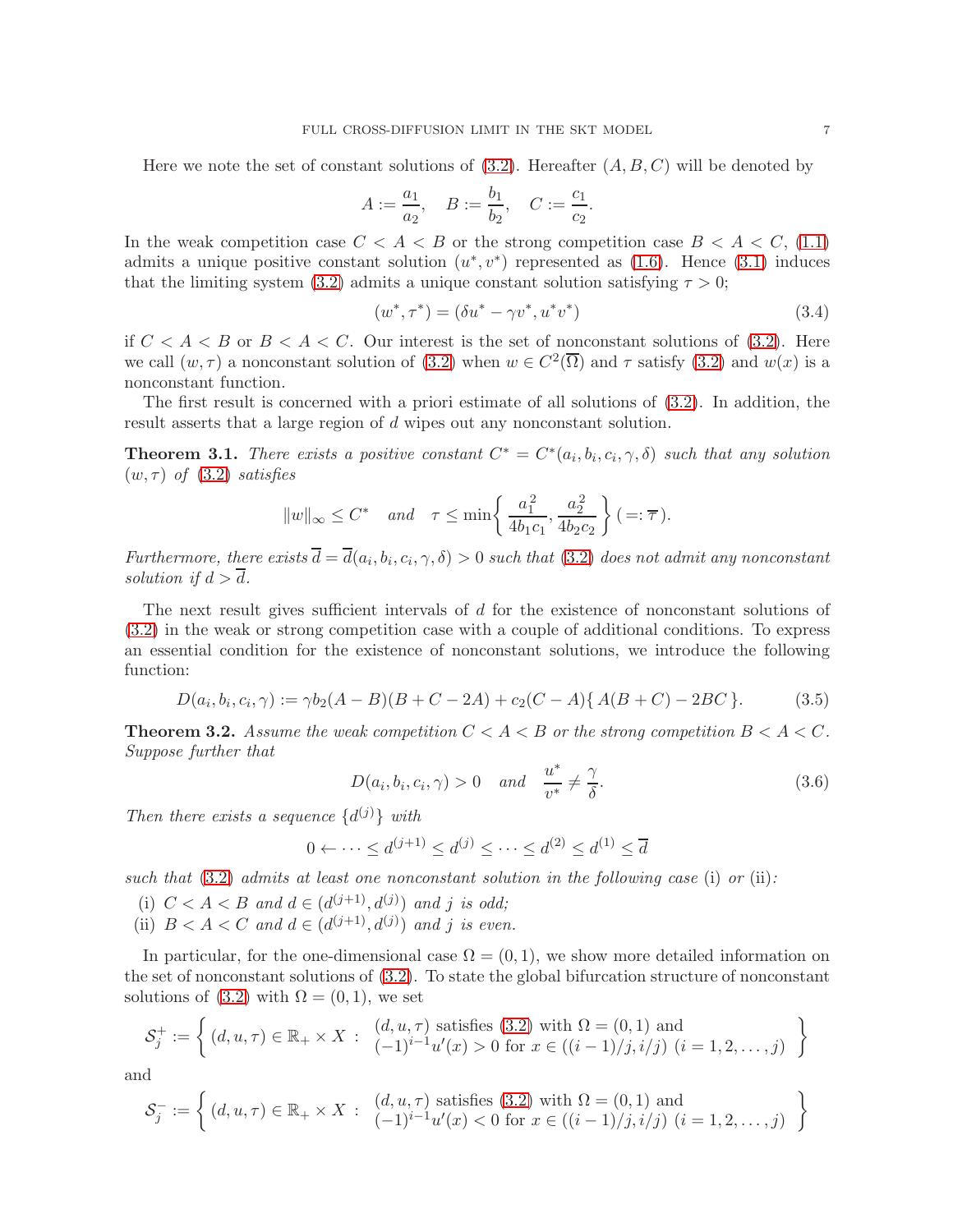Here we note the set of constant solutions of (3.2). Hereafter $(A, B, C)$ will be denoted by

$$A := \frac{a_1}{a_2}, \quad B := \frac{b_1}{b_2}, \quad C := \frac{c_1}{c_2}.$$

In the weak competition case $C < A < B$ or the strong competition case $B < A < C$, (1.1) admits a unique positive constant solution $(u^*, v^*)$ represented as (1.6). Hence (3.1) induces that the limiting system (3.2) admits a unique constant solution satisfying $\tau > 0$;

$$(w^*, \tau^*) = (\delta u^* - \gamma v^*, u^* v^*) \tag{3.4}$$

if $C < A < B$ or $B < A < C$. Our interest is the set of nonconstant solutions of (3.2). Here we call $(w, \tau)$ a nonconstant solution of (3.2) when $w \in C^2(\overline{\Omega})$ and $\tau$ satisfy (3.2) and $w(x)$ is a nonconstant function.

The first result is concerned with a priori estimate of all solutions of (3.2). In addition, the result asserts that a large region of $d$ wipes out any nonconstant solution.

**Theorem 3.1.** *There exists a positive constant $C^* = C^*(a_i, b_i, c_i, \gamma, \delta)$ such that any solution $(w, \tau)$ of (3.2) satisfies*

$$\|w\|_\infty \leq C^* \quad \textit{and} \quad \tau \leq \min\left\{ \frac{a_1^2}{4b_1c_1}, \frac{a_2^2}{4b_2c_2} \right\} (=: \overline{\tau}).$$

*Furthermore, there exists $\overline{d} = \overline{d}(a_i, b_i, c_i, \gamma, \delta) > 0$ such that (3.2) does not admit any nonconstant solution if $d > \overline{d}$.*

The next result gives sufficient intervals of $d$ for the existence of nonconstant solutions of (3.2) in the weak or strong competition case with a couple of additional conditions. To express an essential condition for the existence of nonconstant solutions, we introduce the following function:

$$D(a_i, b_i, c_i, \gamma) := \gamma b_2(A - B)(B + C - 2A) + c_2(C - A)\{\, A(B + C) - 2BC \,\}. \tag{3.5}$$

**Theorem 3.2.** *Assume the weak competition $C < A < B$ or the strong competition $B < A < C$. Suppose further that*

$$D(a_i, b_i, c_i, \gamma) > 0 \quad \textit{and} \quad \frac{u^*}{v^*} \neq \frac{\gamma}{\delta}. \tag{3.6}$$

*Then there exists a sequence $\{d^{(j)}\}$ with*

$$0 \leftarrow \cdots \leq d^{(j+1)} \leq d^{(j)} \leq \cdots \leq d^{(2)} \leq d^{(1)} \leq \overline{d}$$

*such that (3.2) admits at least one nonconstant solution in the following case* (i) *or* (ii)*:*

(i) *$C < A < B$ and $d \in (d^{(j+1)}, d^{(j)})$ and $j$ is odd;*
(ii) *$B < A < C$ and $d \in (d^{(j+1)}, d^{(j)})$ and $j$ is even.*

In particular, for the one-dimensional case $\Omega = (0, 1)$, we show more detailed information on the set of nonconstant solutions of (3.2). To state the global bifurcation structure of nonconstant solutions of (3.2) with $\Omega = (0, 1)$, we set

$$\mathcal{S}_j^+ := \left\{ (d, u, \tau) \in \mathbb{R}_+ \times X \; : \; \begin{array}{l} (d, u, \tau) \text{ satisfies (3.2) with } \Omega = (0,1) \text{ and} \\ (-1)^{i-1} u'(x) > 0 \text{ for } x \in ((i-1)/j, i/j) \ (i = 1, 2, \ldots, j) \end{array} \right\}$$

and

$$\mathcal{S}_j^- := \left\{ (d, u, \tau) \in \mathbb{R}_+ \times X \; : \; \begin{array}{l} (d, u, \tau) \text{ satisfies (3.2) with } \Omega = (0,1) \text{ and} \\ (-1)^{i-1} u'(x) < 0 \text{ for } x \in ((i-1)/j, i/j) \ (i = 1, 2, \ldots, j) \end{array} \right\}$$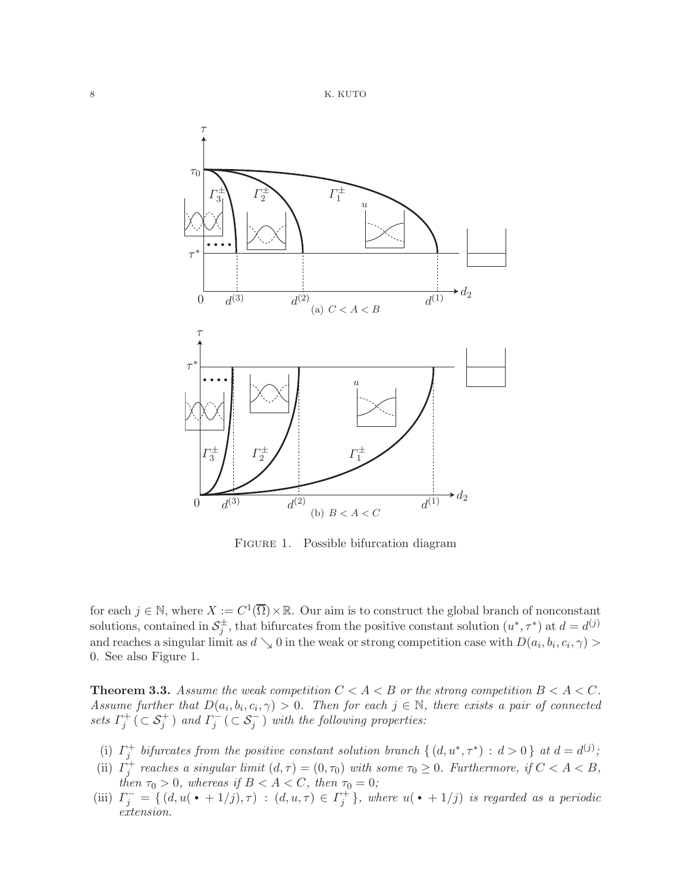FIGURE 1. Possible bifurcation diagram

for each $j \in \mathbb{N}$, where $X := C^1(\overline{\Omega}) \times \mathbb{R}$. Our aim is to construct the global branch of nonconstant solutions, contained in $\mathcal{S}_j^{\pm}$, that bifurcates from the positive constant solution $(u^*, \tau^*)$ at $d = d^{(j)}$ and reaches a singular limit as $d \searrow 0$ in the weak or strong competition case with $D(a_i, b_i, c_i, \gamma) > 0$. See also Figure 1.

**Theorem 3.3.** *Assume the weak competition $C < A < B$ or the strong competition $B < A < C$. Assume further that $D(a_i, b_i, c_i, \gamma) > 0$. Then for each $j \in \mathbb{N}$, there exists a pair of connected sets $\Gamma_j^+ \, (\subset \mathcal{S}_j^+)$ and $\Gamma_j^- \, (\subset \mathcal{S}_j^-)$ with the following properties:*

(i) *$\Gamma_j^+$ bifurcates from the positive constant solution branch $\{ (d, u^*, \tau^*) \, : \, d > 0 \}$ at $d = d^{(j)}$;*
(ii) *$\Gamma_j^+$ reaches a singular limit $(d, \tau) = (0, \tau_0)$ with some $\tau_0 \geq 0$. Furthermore, if $C < A < B$, then $\tau_0 > 0$, whereas if $B < A < C$, then $\tau_0 = 0$;*
(iii) *$\Gamma_j^- = \{ (d, u(\,\bullet + 1/j), \tau) \, : \, (d, u, \tau) \in \Gamma_j^+ \}$, where $u(\,\bullet + 1/j)$ is regarded as a periodic extension.*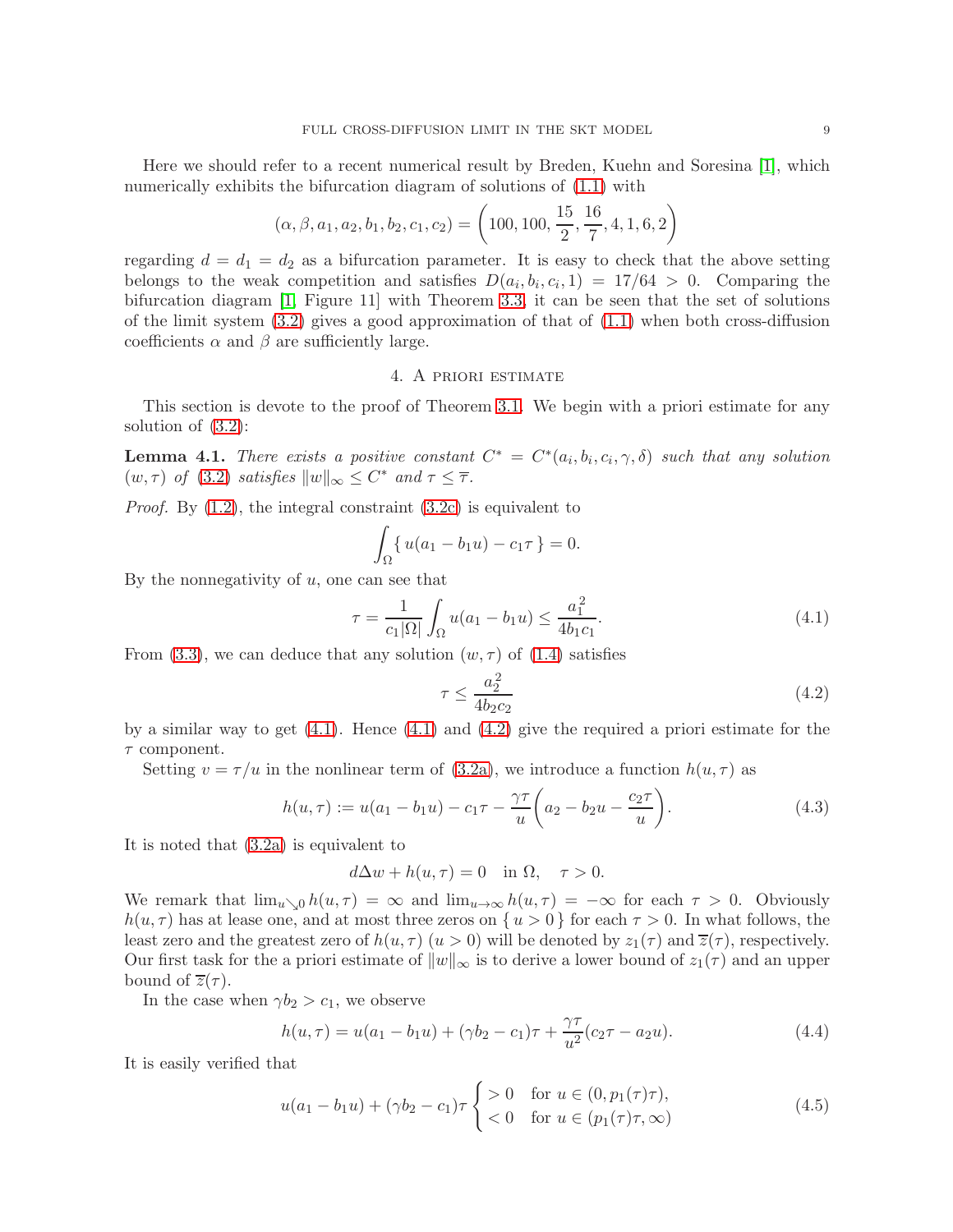Here we should refer to a recent numerical result by Breden, Kuehn and Soresina [1], which numerically exhibits the bifurcation diagram of solutions of (1.1) with

$$(\alpha, \beta, a_1, a_2, b_1, b_2, c_1, c_2) = \left(100, 100, \frac{15}{2}, \frac{16}{7}, 4, 1, 6, 2\right)$$

regarding $d = d_1 = d_2$ as a bifurcation parameter. It is easy to check that the above setting belongs to the weak competition and satisfies $D(a_i, b_i, c_i, 1) = 17/64 > 0$. Comparing the bifurcation diagram [1, Figure 11] with Theorem 3.3, it can be seen that the set of solutions of the limit system (3.2) gives a good approximation of that of (1.1) when both cross-diffusion coefficients $\alpha$ and $\beta$ are sufficiently large.

## 4. A priori estimate

This section is devote to the proof of Theorem 3.1. We begin with a priori estimate for any solution of (3.2):

**Lemma 4.1.** *There exists a positive constant $C^* = C^*(a_i, b_i, c_i, \gamma, \delta)$ such that any solution $(w, \tau)$ of (3.2) satisfies $\|w\|_\infty \le C^*$ and $\tau \le \overline{\tau}$.*

*Proof.* By (1.2), the integral constraint (3.2c) is equivalent to

$$\int_\Omega \{\, u(a_1 - b_1 u) - c_1 \tau \,\} = 0.$$

By the nonnegativity of $u$, one can see that

$$\tau = \frac{1}{c_1|\Omega|} \int_\Omega u(a_1 - b_1 u) \le \frac{a_1^2}{4b_1c_1}. \tag{4.1}$$

From (3.3), we can deduce that any solution $(w, \tau)$ of (1.4) satisfies

$$\tau \le \frac{a_2^2}{4b_2c_2} \tag{4.2}$$

by a similar way to get (4.1). Hence (4.1) and (4.2) give the required a priori estimate for the $\tau$ component.

Setting $v = \tau/u$ in the nonlinear term of (3.2a), we introduce a function $h(u, \tau)$ as

$$h(u, \tau) := u(a_1 - b_1 u) - c_1 \tau - \frac{\gamma\tau}{u}\left(a_2 - b_2 u - \frac{c_2 \tau}{u}\right). \tag{4.3}$$

It is noted that (3.2a) is equivalent to

$$d\Delta w + h(u, \tau) = 0 \quad \text{in } \Omega, \quad \tau > 0.$$

We remark that $\lim_{u \searrow 0} h(u, \tau) = \infty$ and $\lim_{u \to \infty} h(u, \tau) = -\infty$ for each $\tau > 0$. Obviously $h(u, \tau)$ has at lease one, and at most three zeros on $\{\, u > 0 \,\}$ for each $\tau > 0$. In what follows, the least zero and the greatest zero of $h(u, \tau)$ $(u > 0)$ will be denoted by $z_1(\tau)$ and $\overline{z}(\tau)$, respectively. Our first task for the a priori estimate of $\|w\|_\infty$ is to derive a lower bound of $z_1(\tau)$ and an upper bound of $\overline{z}(\tau)$.

In the case when $\gamma b_2 > c_1$, we observe

$$h(u, \tau) = u(a_1 - b_1 u) + (\gamma b_2 - c_1)\tau + \frac{\gamma\tau}{u^2}(c_2 \tau - a_2 u). \tag{4.4}$$

It is easily verified that

$$u(a_1 - b_1 u) + (\gamma b_2 - c_1)\tau \begin{cases} > 0 & \text{for } u \in (0, p_1(\tau)\tau), \\ < 0 & \text{for } u \in (p_1(\tau)\tau, \infty) \end{cases} \tag{4.5}$$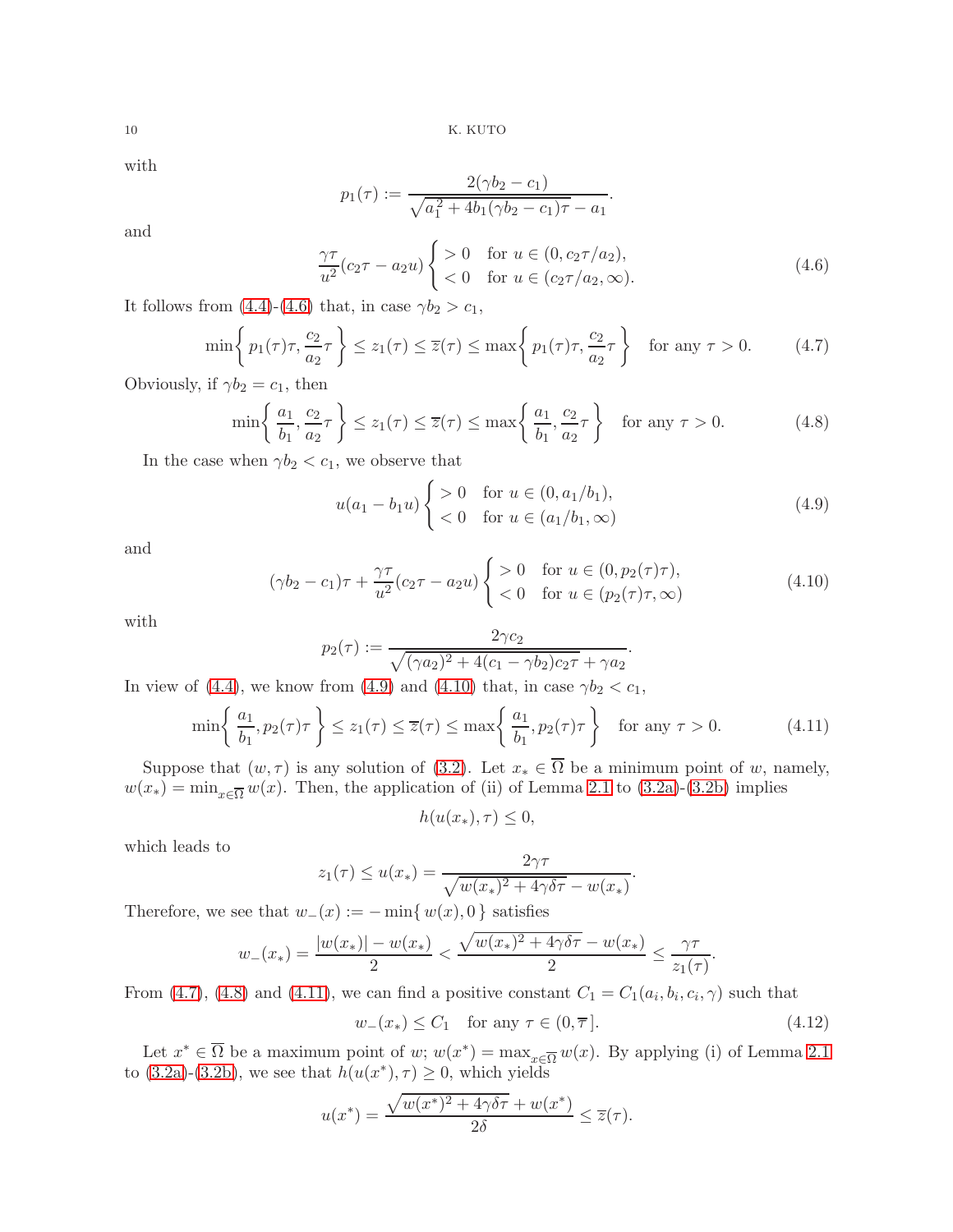with

$$p_1(\tau) := \frac{2(\gamma b_2 - c_1)}{\sqrt{a_1^2 + 4b_1(\gamma b_2 - c_1)\tau} - a_1}.$$

and

$$\frac{\gamma\tau}{u^2}(c_2\tau - a_2 u) \begin{cases} > 0 & \text{for } u \in (0, c_2\tau/a_2), \\ < 0 & \text{for } u \in (c_2\tau/a_2, \infty). \end{cases} \tag{4.6}$$

It follows from (4.4)-(4.6) that, in case $\gamma b_2 > c_1$,

$$\min\left\{ p_1(\tau)\tau, \frac{c_2}{a_2}\tau \right\} \le z_1(\tau) \le \overline{z}(\tau) \le \max\left\{ p_1(\tau)\tau, \frac{c_2}{a_2}\tau \right\} \quad \text{for any } \tau > 0. \tag{4.7}$$

Obviously, if $\gamma b_2 = c_1$, then

$$\min\left\{ \frac{a_1}{b_1}, \frac{c_2}{a_2}\tau \right\} \le z_1(\tau) \le \overline{z}(\tau) \le \max\left\{ \frac{a_1}{b_1}, \frac{c_2}{a_2}\tau \right\} \quad \text{for any } \tau > 0. \tag{4.8}$$

In the case when $\gamma b_2 < c_1$, we observe that

$$u(a_1 - b_1 u) \begin{cases} > 0 & \text{for } u \in (0, a_1/b_1), \\ < 0 & \text{for } u \in (a_1/b_1, \infty) \end{cases} \tag{4.9}$$

and

$$(\gamma b_2 - c_1)\tau + \frac{\gamma\tau}{u^2}(c_2\tau - a_2 u) \begin{cases} > 0 & \text{for } u \in (0, p_2(\tau)\tau), \\ < 0 & \text{for } u \in (p_2(\tau)\tau, \infty) \end{cases} \tag{4.10}$$

with

$$p_2(\tau) := \frac{2\gamma c_2}{\sqrt{(\gamma a_2)^2 + 4(c_1 - \gamma b_2)c_2\tau} + \gamma a_2}.$$

In view of (4.4), we know from (4.9) and (4.10) that, in case $\gamma b_2 < c_1$,

$$\min\left\{ \frac{a_1}{b_1}, p_2(\tau)\tau \right\} \le z_1(\tau) \le \overline{z}(\tau) \le \max\left\{ \frac{a_1}{b_1}, p_2(\tau)\tau \right\} \quad \text{for any } \tau > 0. \tag{4.11}$$

Suppose that $(w, \tau)$ is any solution of (3.2). Let $x_* \in \overline{\Omega}$ be a minimum point of $w$, namely, $w(x_*) = \min_{x\in\overline{\Omega}} w(x)$. Then, the application of (ii) of Lemma 2.1 to (3.2a)-(3.2b) implies

$$h(u(x_*), \tau) \le 0,$$

which leads to

$$z_1(\tau) \le u(x_*) = \frac{2\gamma\tau}{\sqrt{w(x_*)^2 + 4\gamma\delta\tau} - w(x_*)}.$$

Therefore, we see that $w_-(x) := -\min\{ w(x), 0 \}$ satisfies

$$w_-(x_*) = \frac{|w(x_*)| - w(x_*)}{2} < \frac{\sqrt{w(x_*)^2 + 4\gamma\delta\tau} - w(x_*)}{2} \le \frac{\gamma\tau}{z_1(\tau)}.$$

From (4.7), (4.8) and (4.11), we can find a positive constant $C_1 = C_1(a_i, b_i, c_i, \gamma)$ such that

$$w_-(x_*) \le C_1 \quad \text{for any } \tau \in (0, \overline{\tau}]. \tag{4.12}$$

Let $x^* \in \overline{\Omega}$ be a maximum point of $w$; $w(x^*) = \max_{x\in\overline{\Omega}} w(x)$. By applying (i) of Lemma 2.1 to (3.2a)-(3.2b), we see that $h(u(x^*), \tau) \ge 0$, which yields

$$u(x^*) = \frac{\sqrt{w(x^*)^2 + 4\gamma\delta\tau} + w(x^*)}{2\delta} \le \overline{z}(\tau).$$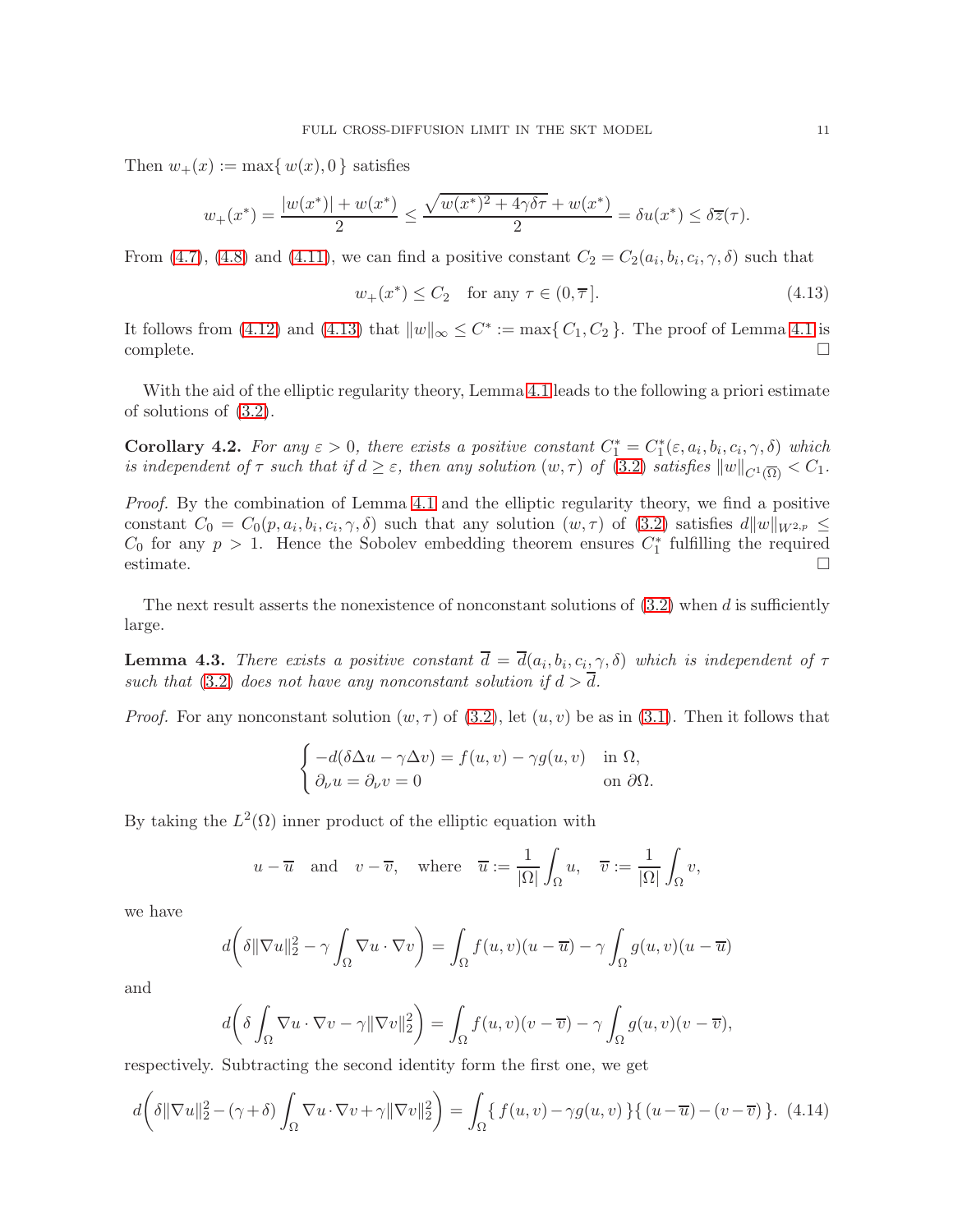Then $w_+(x) := \max\{ w(x), 0 \}$ satisfies

$$w_+(x^*) = \frac{|w(x^*)| + w(x^*)}{2} \le \frac{\sqrt{w(x^*)^2 + 4\gamma\delta\tau} + w(x^*)}{2} = \delta u(x^*) \le \delta\overline{z}(\tau).$$

From (4.7), (4.8) and (4.11), we can find a positive constant $C_2 = C_2(a_i, b_i, c_i, \gamma, \delta)$ such that

$$w_+(x^*) \le C_2 \quad \text{for any } \tau \in (0, \overline{\tau}]. \tag{4.13}$$

It follows from (4.12) and (4.13) that $\|w\|_\infty \le C^* := \max\{ C_1, C_2 \}$. The proof of Lemma 4.1 is complete. $\square$

With the aid of the elliptic regularity theory, Lemma 4.1 leads to the following a priori estimate of solutions of (3.2).

**Corollary 4.2.** *For any $\varepsilon > 0$, there exists a positive constant $C_1^* = C_1^*(\varepsilon, a_i, b_i, c_i, \gamma, \delta)$ which is independent of $\tau$ such that if $d \ge \varepsilon$, then any solution $(w, \tau)$ of (3.2) satisfies $\|w\|_{C^1(\overline{\Omega})} < C_1$.*

*Proof.* By the combination of Lemma 4.1 and the elliptic regularity theory, we find a positive constant $C_0 = C_0(p, a_i, b_i, c_i, \gamma, \delta)$ such that any solution $(w, \tau)$ of (3.2) satisfies $d\|w\|_{W^{2,p}} \le C_0$ for any $p > 1$. Hence the Sobolev embedding theorem ensures $C_1^*$ fulfilling the required estimate. $\square$

The next result asserts the nonexistence of nonconstant solutions of (3.2) when $d$ is sufficiently large.

**Lemma 4.3.** *There exists a positive constant $\overline{d} = \overline{d}(a_i, b_i, c_i, \gamma, \delta)$ which is independent of $\tau$ such that (3.2) does not have any nonconstant solution if $d > \overline{d}$.*

*Proof.* For any nonconstant solution $(w, \tau)$ of (3.2), let $(u, v)$ be as in (3.1). Then it follows that

$$\begin{cases} -d(\delta\Delta u - \gamma\Delta v) = f(u, v) - \gamma g(u, v) & \text{in } \Omega, \\ \partial_\nu u = \partial_\nu v = 0 & \text{on } \partial\Omega. \end{cases}$$

By taking the $L^2(\Omega)$ inner product of the elliptic equation with

$$u - \overline{u} \quad \text{and} \quad v - \overline{v}, \quad \text{where} \quad \overline{u} := \frac{1}{|\Omega|}\int_\Omega u, \quad \overline{v} := \frac{1}{|\Omega|}\int_\Omega v,$$

we have

$$d\left( \delta\|\nabla u\|_2^2 - \gamma \int_\Omega \nabla u \cdot \nabla v \right) = \int_\Omega f(u, v)(u - \overline{u}) - \gamma \int_\Omega g(u, v)(u - \overline{u})$$

and

$$d\left( \delta \int_\Omega \nabla u \cdot \nabla v - \gamma\|\nabla v\|_2^2 \right) = \int_\Omega f(u, v)(v - \overline{v}) - \gamma \int_\Omega g(u, v)(v - \overline{v}),$$

respectively. Subtracting the second identity form the first one, we get

$$d\left( \delta\|\nabla u\|_2^2 - (\gamma + \delta) \int_\Omega \nabla u \cdot \nabla v + \gamma\|\nabla v\|_2^2 \right) = \int_\Omega \{ f(u, v) - \gamma g(u, v) \}\{ (u - \overline{u}) - (v - \overline{v}) \}. \tag{4.14}$$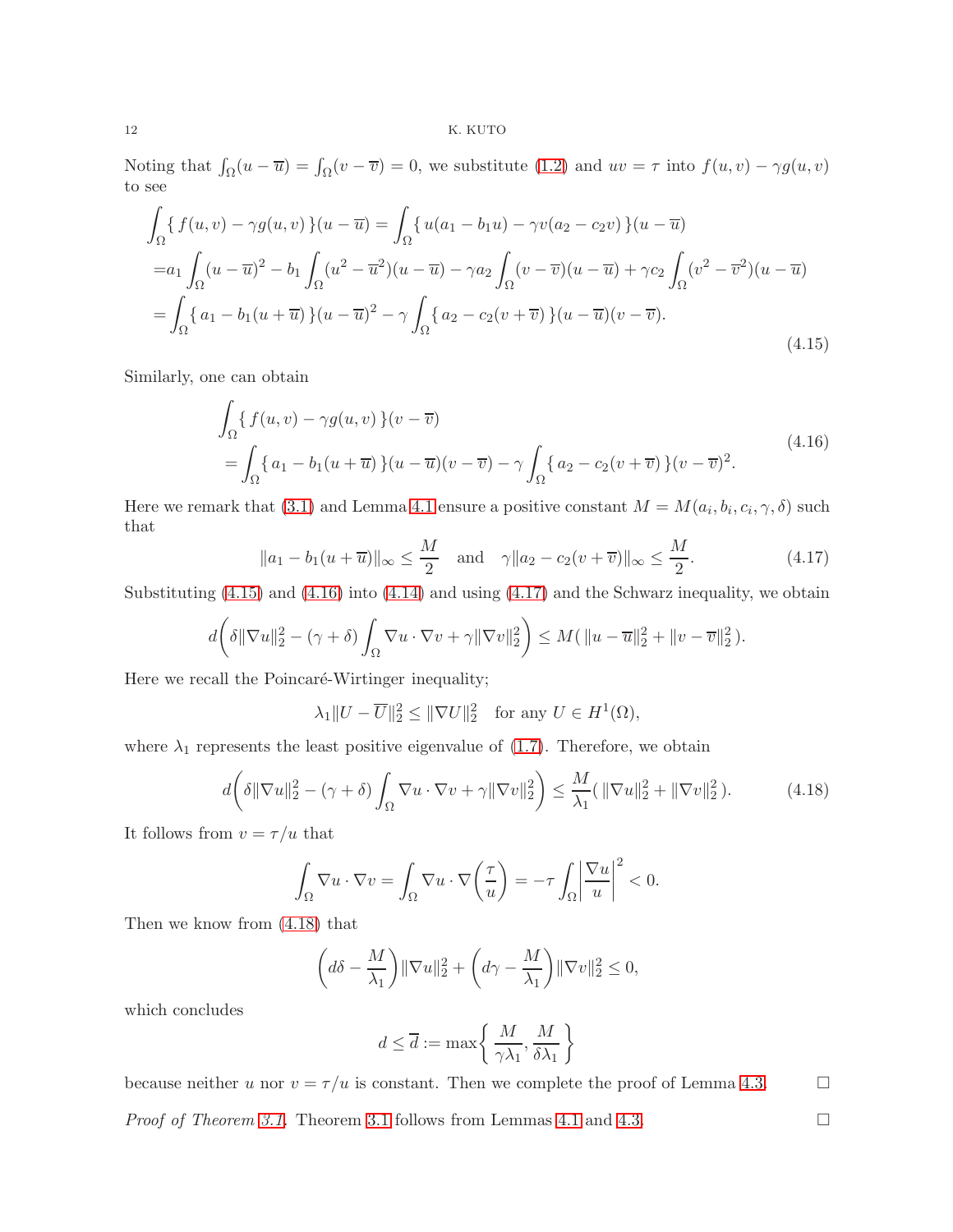Noting that $\int_\Omega (u-\overline{u}) = \int_\Omega (v-\overline{v}) = 0$, we substitute (1.2) and $uv=\tau$ into $f(u,v)-\gamma g(u,v)$ to see

$$
\begin{aligned}
\int_\Omega \{\, f(u,v)-\gamma g(u,v)\,\}(u-\overline{u}) &= \int_\Omega \{\, u(a_1-b_1u)-\gamma v(a_2-c_2v)\,\}(u-\overline{u}) \\
&= a_1\int_\Omega (u-\overline{u})^2 - b_1\int_\Omega (u^2-\overline{u}^2)(u-\overline{u}) - \gamma a_2 \int_\Omega (v-\overline{v})(u-\overline{u}) + \gamma c_2 \int_\Omega (v^2-\overline{v}^2)(u-\overline{u}) \\
&= \int_\Omega \{\, a_1 - b_1(u+\overline{u})\,\}(u-\overline{u})^2 - \gamma\int_\Omega \{\, a_2-c_2(v+\overline{v})\,\}(u-\overline{u})(v-\overline{v}).
\end{aligned}
\tag{4.15}
$$

Similarly, one can obtain

$$
\begin{aligned}
&\int_\Omega \{\, f(u,v)-\gamma g(u,v)\,\}(v-\overline{v}) \\
&= \int_\Omega \{\, a_1-b_1(u+\overline{u})\,\}(u-\overline{u})(v-\overline{v}) - \gamma\int_\Omega \{\, a_2-c_2(v+\overline{v})\,\}(v-\overline{v})^2.
\end{aligned}
\tag{4.16}
$$

Here we remark that (3.1) and Lemma 4.1 ensure a positive constant $M = M(a_i,b_i,c_i,\gamma,\delta)$ such that

$$
\|a_1-b_1(u+\overline{u})\|_\infty \le \frac{M}{2} \quad \text{and} \quad \gamma\|a_2-c_2(v+\overline{v})\|_\infty \le \frac{M}{2}. \tag{4.17}
$$

Substituting (4.15) and (4.16) into (4.14) and using (4.17) and the Schwarz inequality, we obtain

$$
d\left(\delta\|\nabla u\|_2^2 - (\gamma+\delta)\int_\Omega \nabla u\cdot\nabla v + \gamma\|\nabla v\|_2^2\right) \le M(\, \|u-\overline{u}\|_2^2 + \|v-\overline{v}\|_2^2\,).
$$

Here we recall the Poincaré-Wirtinger inequality;

$$
\lambda_1\|U-\overline{U}\|_2^2 \le \|\nabla U\|_2^2 \quad \text{for any } U\in H^1(\Omega),
$$

where $\lambda_1$ represents the least positive eigenvalue of (1.7). Therefore, we obtain

$$
d\left(\delta\|\nabla u\|_2^2 - (\gamma+\delta)\int_\Omega \nabla u\cdot\nabla v + \gamma\|\nabla v\|_2^2\right) \le \frac{M}{\lambda_1}(\, \|\nabla u\|_2^2 + \|\nabla v\|_2^2\,). \tag{4.18}
$$

It follows from $v=\tau/u$ that

$$
\int_\Omega \nabla u\cdot\nabla v = \int_\Omega \nabla u\cdot\nabla\left(\frac{\tau}{u}\right) = -\tau\int_\Omega \left|\frac{\nabla u}{u}\right|^2 < 0.
$$

Then we know from (4.18) that

$$
\left(d\delta - \frac{M}{\lambda_1}\right)\|\nabla u\|_2^2 + \left(d\gamma - \frac{M}{\lambda_1}\right)\|\nabla v\|_2^2 \le 0,
$$

which concludes

$$
d \le \overline{d} := \max\left\{\, \frac{M}{\gamma\lambda_1}, \frac{M}{\delta\lambda_1}\,\right\}
$$

because neither $u$ nor $v=\tau/u$ is constant. Then we complete the proof of Lemma 4.3. $\square$

*Proof of Theorem 3.1.* Theorem 3.1 follows from Lemmas 4.1 and 4.3. $\square$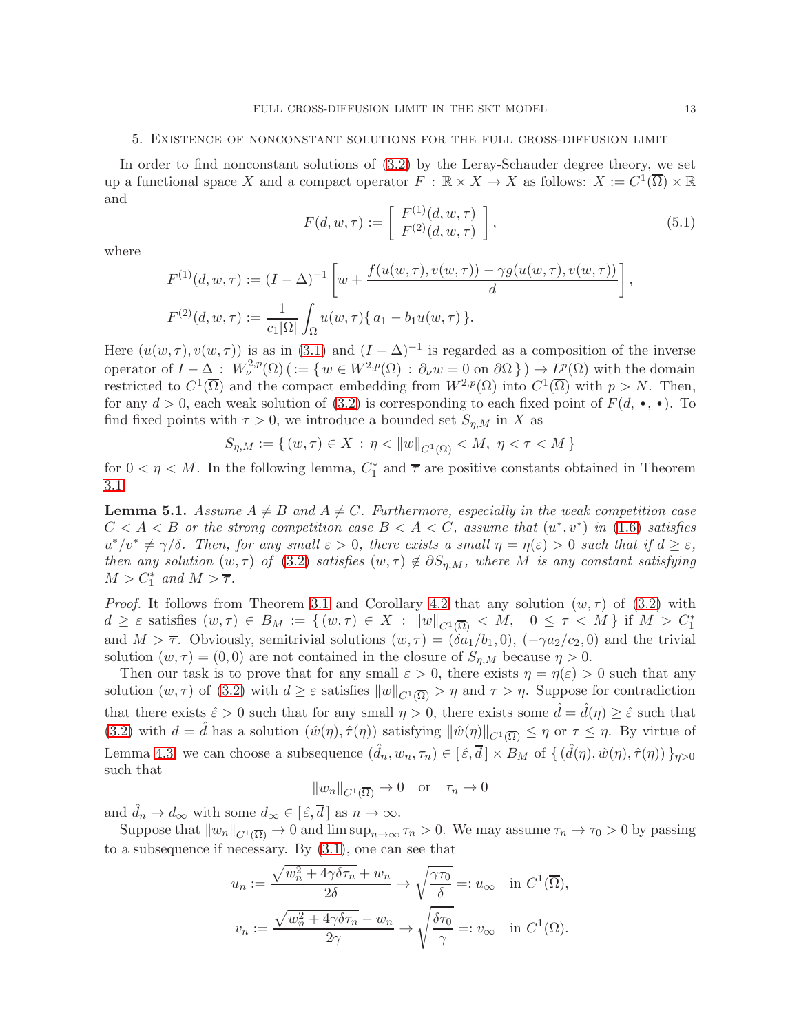## 5. Existence of nonconstant solutions for the full cross-diffusion limit

In order to find nonconstant solutions of (3.2) by the Leray-Schauder degree theory, we set up a functional space $X$ and a compact operator $F : \mathbb{R} \times X \to X$ as follows: $X := C^1(\overline{\Omega}) \times \mathbb{R}$ and

$$F(d, w, \tau) := \left[ \begin{array}{c} F^{(1)}(d, w, \tau) \\ F^{(2)}(d, w, \tau) \end{array} \right], \tag{5.1}$$

where

$$F^{(1)}(d, w, \tau) := (I - \Delta)^{-1} \left[ w + \frac{f(u(w, \tau), v(w, \tau)) - \gamma g(u(w, \tau), v(w, \tau))}{d} \right],$$

$$F^{(2)}(d, w, \tau) := \frac{1}{c_1 |\Omega|} \int_\Omega u(w, \tau) \{ a_1 - b_1 u(w, \tau) \}.$$

Here $(u(w, \tau), v(w, \tau))$ is as in (3.1) and $(I - \Delta)^{-1}$ is regarded as a composition of the inverse operator of $I - \Delta : W^{2,p}_\nu(\Omega) \, ( := \{ w \in W^{2,p}(\Omega) : \partial_\nu w = 0 \text{ on } \partial\Omega \} ) \to L^p(\Omega)$ with the domain restricted to $C^1(\overline{\Omega})$ and the compact embedding from $W^{2,p}(\Omega)$ into $C^1(\overline{\Omega})$ with $p > N$. Then, for any $d > 0$, each weak solution of (3.2) is corresponding to each fixed point of $F(d, \bullet, \bullet)$. To find fixed points with $\tau > 0$, we introduce a bounded set $S_{\eta,M}$ in $X$ as

$$S_{\eta,M} := \{ (w, \tau) \in X : \eta < \|w\|_{C^1(\overline{\Omega})} < M, \ \eta < \tau < M \}$$

for $0 < \eta < M$. In the following lemma, $C_1^*$ and $\overline{\tau}$ are positive constants obtained in Theorem 3.1.

**Lemma 5.1.** *Assume $A \neq B$ and $A \neq C$. Furthermore, especially in the weak competition case $C < A < B$ or the strong competition case $B < A < C$, assume that $(u^*, v^*)$ in (1.6) satisfies $u^*/v^* \neq \gamma/\delta$. Then, for any small $\varepsilon > 0$, there exists a small $\eta = \eta(\varepsilon) > 0$ such that if $d \geq \varepsilon$, then any solution $(w, \tau)$ of (3.2) satisfies $(w, \tau) \notin \partial S_{\eta,M}$, where $M$ is any constant satisfying $M > C_1^*$ and $M > \overline{\tau}$.*

*Proof.* It follows from Theorem 3.1 and Corollary 4.2 that any solution $(w, \tau)$ of (3.2) with $d \geq \varepsilon$ satisfies $(w, \tau) \in B_M := \{ (w, \tau) \in X : \|w\|_{C^1(\overline{\Omega})} < M, \ \ 0 \leq \tau < M \}$ if $M > C_1^*$ and $M > \overline{\tau}$. Obviously, semitrivial solutions $(w, \tau) = (\delta a_1/b_1, 0)$, $(-\gamma a_2/c_2, 0)$ and the trivial solution $(w, \tau) = (0, 0)$ are not contained in the closure of $S_{\eta,M}$ because $\eta > 0$.

Then our task is to prove that for any small $\varepsilon > 0$, there exists $\eta = \eta(\varepsilon) > 0$ such that any solution $(w, \tau)$ of (3.2) with $d \geq \varepsilon$ satisfies $\|w\|_{C^1(\overline{\Omega})} > \eta$ and $\tau > \eta$. Suppose for contradiction that there exists $\hat{\varepsilon} > 0$ such that for any small $\eta > 0$, there exists some $\hat{d} = \hat{d}(\eta) \geq \hat{\varepsilon}$ such that (3.2) with $d = \hat{d}$ has a solution $(\hat{w}(\eta), \hat{\tau}(\eta))$ satisfying $\|\hat{w}(\eta)\|_{C^1(\overline{\Omega})} \leq \eta$ or $\tau \leq \eta$. By virtue of Lemma 4.3, we can choose a subsequence $(\hat{d}_n, w_n, \tau_n) \in [\, \hat{\varepsilon}, \overline{d} \,] \times B_M$ of $\{ (\hat{d}(\eta), \hat{w}(\eta), \hat{\tau}(\eta)) \}_{\eta > 0}$ such that

$$\|w_n\|_{C^1(\overline{\Omega})} \to 0 \quad \text{or} \quad \tau_n \to 0$$

and $\hat{d}_n \to d_\infty$ with some $d_\infty \in [\, \hat{\varepsilon}, \overline{d} \,]$ as $n \to \infty$.

Suppose that $\|w_n\|_{C^1(\overline{\Omega})} \to 0$ and $\limsup_{n\to\infty} \tau_n > 0$. We may assume $\tau_n \to \tau_0 > 0$ by passing to a subsequence if necessary. By (3.1), one can see that

$$u_n := \frac{\sqrt{w_n^2 + 4\gamma\delta\tau_n} + w_n}{2\delta} \to \sqrt{\frac{\gamma\tau_0}{\delta}} =: u_\infty \quad \text{in } C^1(\overline{\Omega}),$$

$$v_n := \frac{\sqrt{w_n^2 + 4\gamma\delta\tau_n} - w_n}{2\gamma} \to \sqrt{\frac{\delta\tau_0}{\gamma}} =: v_\infty \quad \text{in } C^1(\overline{\Omega}).$$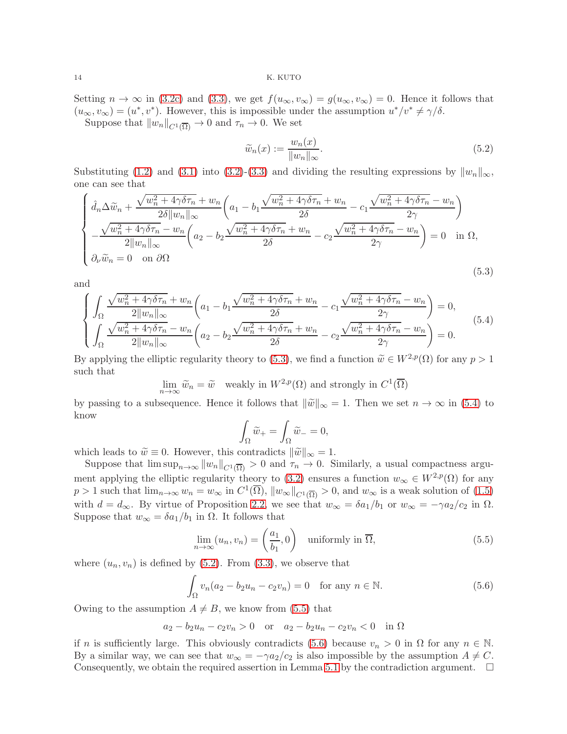Setting $n \to \infty$ in (3.2c) and (3.3), we get $f(u_\infty, v_\infty) = g(u_\infty, v_\infty) = 0$. Hence it follows that $(u_\infty, v_\infty) = (u^*, v^*)$. However, this is impossible under the assumption $u^*/v^* \neq \gamma/\delta$.

Suppose that $\|w_n\|_{C^1(\overline{\Omega})} \to 0$ and $\tau_n \to 0$. We set

$$\widetilde{w}_n(x) := \frac{w_n(x)}{\|w_n\|_\infty}. \tag{5.2}$$

Substituting (1.2) and (3.1) into (3.2)-(3.3) and dividing the resulting expressions by $\|w_n\|_\infty$, one can see that

$$\begin{cases} \hat{d}_n \Delta \widetilde{w}_n + \dfrac{\sqrt{w_n^2 + 4\gamma\delta\tau_n} + w_n}{2\delta \|w_n\|_\infty} \left( a_1 - b_1 \dfrac{\sqrt{w_n^2 + 4\gamma\delta\tau_n} + w_n}{2\delta} - c_1 \dfrac{\sqrt{w_n^2 + 4\gamma\delta\tau_n} - w_n}{2\gamma} \right) \\ -\dfrac{\sqrt{w_n^2 + 4\gamma\delta\tau_n} - w_n}{2\|w_n\|_\infty} \left( a_2 - b_2 \dfrac{\sqrt{w_n^2 + 4\gamma\delta\tau_n} + w_n}{2\delta} - c_2 \dfrac{\sqrt{w_n^2 + 4\gamma\delta\tau_n} - w_n}{2\gamma} \right) = 0 \quad \text{in } \Omega, \\ \partial_\nu \widetilde{w}_n = 0 \quad \text{on } \partial\Omega \end{cases} \tag{5.3}$$

and

$$\begin{cases} \displaystyle\int_\Omega \frac{\sqrt{w_n^2 + 4\gamma\delta\tau_n} + w_n}{2\|w_n\|_\infty} \left( a_1 - b_1 \frac{\sqrt{w_n^2 + 4\gamma\delta\tau_n} + w_n}{2\delta} - c_1 \frac{\sqrt{w_n^2 + 4\gamma\delta\tau_n} - w_n}{2\gamma} \right) = 0, \\ \displaystyle\int_\Omega \frac{\sqrt{w_n^2 + 4\gamma\delta\tau_n} - w_n}{2\|w_n\|_\infty} \left( a_2 - b_2 \frac{\sqrt{w_n^2 + 4\gamma\delta\tau_n} + w_n}{2\delta} - c_2 \frac{\sqrt{w_n^2 + 4\gamma\delta\tau_n} - w_n}{2\gamma} \right) = 0. \end{cases} \tag{5.4}$$

By applying the elliptic regularity theory to (5.3), we find a function $\widetilde{w} \in W^{2,p}(\Omega)$ for any $p > 1$ such that

$$\lim_{n\to\infty} \widetilde{w}_n = \widetilde{w} \quad \text{weakly in } W^{2,p}(\Omega) \text{ and strongly in } C^1(\overline{\Omega})$$

by passing to a subsequence. Hence it follows that $\|\widetilde{w}\|_\infty = 1$. Then we set $n \to \infty$ in (5.4) to know

$$\int_\Omega \widetilde{w}_+ = \int_\Omega \widetilde{w}_- = 0,$$

which leads to $\widetilde{w} \equiv 0$. However, this contradicts $\|\widetilde{w}\|_\infty = 1$.

Suppose that $\limsup_{n\to\infty} \|w_n\|_{C^1(\overline{\Omega})} > 0$ and $\tau_n \to 0$. Similarly, a usual compactness argument applying the elliptic regularity theory to (3.2) ensures a function $w_\infty \in W^{2,p}(\Omega)$ for any $p > 1$ such that $\lim_{n\to\infty} w_n = w_\infty$ in $C^1(\overline{\Omega})$, $\|w_\infty\|_{C^1(\overline{\Omega})} > 0$, and $w_\infty$ is a weak solution of (1.5) with $d = d_\infty$. By virtue of Proposition 2.2, we see that $w_\infty = \delta a_1/b_1$ or $w_\infty = -\gamma a_2/c_2$ in $\Omega$. Suppose that $w_\infty = \delta a_1/b_1$ in $\Omega$. It follows that

$$\lim_{n\to\infty} (u_n, v_n) = \left( \frac{a_1}{b_1}, 0 \right) \quad \text{uniformly in } \overline{\Omega}, \tag{5.5}$$

where $(u_n, v_n)$ is defined by (5.2). From (3.3), we observe that

$$\int_\Omega v_n(a_2 - b_2 u_n - c_2 v_n) = 0 \quad \text{for any } n \in \mathbb{N}. \tag{5.6}$$

Owing to the assumption $A \neq B$, we know from (5.5) that

$$a_2 - b_2 u_n - c_2 v_n > 0 \quad \text{or} \quad a_2 - b_2 u_n - c_2 v_n < 0 \quad \text{in } \Omega$$

if $n$ is sufficiently large. This obviously contradicts (5.6) because $v_n > 0$ in $\Omega$ for any $n \in \mathbb{N}$. By a similar way, we can see that $w_\infty = -\gamma a_2/c_2$ is also impossible by the assumption $A \neq C$. Consequently, we obtain the required assertion in Lemma 5.1 by the contradiction argument. $\square$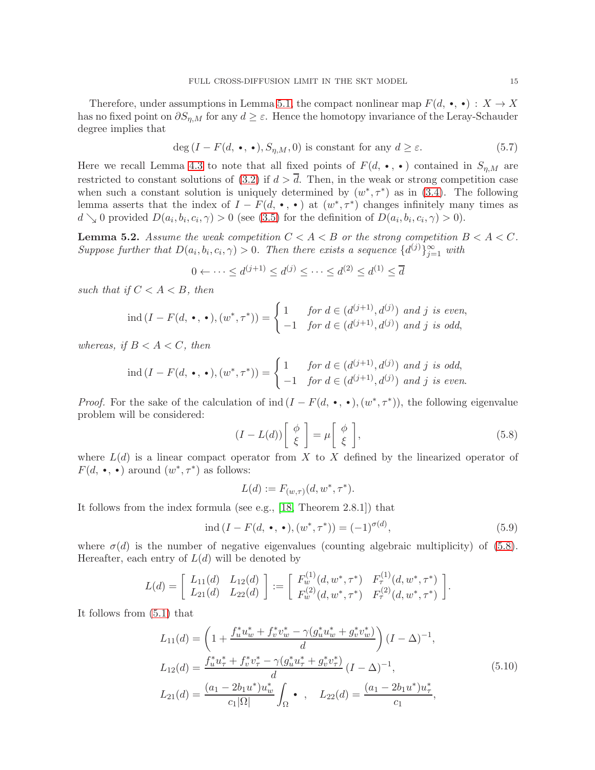Therefore, under assumptions in Lemma 5.1, the compact nonlinear map $F(d, \bullet, \bullet) : X \to X$ has no fixed point on $\partial S_{\eta,M}$ for any $d \geq \varepsilon$. Hence the homotopy invariance of the Leray-Schauder degree implies that

$$\deg\left(I - F(d, \bullet, \bullet), S_{\eta,M}, 0\right) \text{ is constant for any } d \geq \varepsilon. \tag{5.7}$$

Here we recall Lemma 4.3 to note that all fixed points of $F(d, \bullet, \bullet)$ contained in $S_{\eta,M}$ are restricted to constant solutions of (3.2) if $d > \overline{d}$. Then, in the weak or strong competition case when such a constant solution is uniquely determined by $(w^*, \tau^*)$ as in (3.4). The following lemma asserts that the index of $I - F(d, \bullet, \bullet)$ at $(w^*, \tau^*)$ changes infinitely many times as $d \searrow 0$ provided $D(a_i, b_i, c_i, \gamma) > 0$ (see (3.5) for the definition of $D(a_i, b_i, c_i, \gamma) > 0$).

**Lemma 5.2.** *Assume the weak competition $C < A < B$ or the strong competition $B < A < C$. Suppose further that $D(a_i, b_i, c_i, \gamma) > 0$. Then there exists a sequence $\{d^{(j)}\}_{j=1}^{\infty}$ with*

$$0 \leftarrow \cdots \leq d^{(j+1)} \leq d^{(j)} \leq \cdots \leq d^{(2)} \leq d^{(1)} \leq \overline{d}$$

*such that if $C < A < B$, then*

$$\operatorname{ind}\left(I - F(d, \bullet, \bullet), (w^*, \tau^*)\right) = \begin{cases} 1 & \text{for } d \in (d^{(j+1)}, d^{(j)}) \text{ and } j \text{ is even,} \\ -1 & \text{for } d \in (d^{(j+1)}, d^{(j)}) \text{ and } j \text{ is odd,} \end{cases}$$

*whereas, if $B < A < C$, then*

$$\operatorname{ind}\left(I - F(d, \bullet, \bullet), (w^*, \tau^*)\right) = \begin{cases} 1 & \text{for } d \in (d^{(j+1)}, d^{(j)}) \text{ and } j \text{ is odd,} \\ -1 & \text{for } d \in (d^{(j+1)}, d^{(j)}) \text{ and } j \text{ is even.} \end{cases}$$

*Proof.* For the sake of the calculation of $\operatorname{ind}\left(I - F(d, \bullet, \bullet), (w^*, \tau^*)\right)$, the following eigenvalue problem will be considered:

$$(I - L(d)) \begin{bmatrix} \phi \\ \xi \end{bmatrix} = \mu \begin{bmatrix} \phi \\ \xi \end{bmatrix}, \tag{5.8}$$

where $L(d)$ is a linear compact operator from $X$ to $X$ defined by the linearized operator of $F(d, \bullet, \bullet)$ around $(w^*, \tau^*)$ as follows:

$$L(d) := F_{(w,\tau)}(d, w^*, \tau^*).$$

It follows from the index formula (see e.g., [18, Theorem 2.8.1]) that

$$\operatorname{ind}\left(I - F(d, \bullet, \bullet), (w^*, \tau^*)\right) = (-1)^{\sigma(d)}, \tag{5.9}$$

where $\sigma(d)$ is the number of negative eigenvalues (counting algebraic multiplicity) of (5.8). Hereafter, each entry of $L(d)$ will be denoted by

$$L(d) = \begin{bmatrix} L_{11}(d) & L_{12}(d) \\ L_{21}(d) & L_{22}(d) \end{bmatrix} := \begin{bmatrix} F^{(1)}_w(d, w^*, \tau^*) & F^{(1)}_\tau(d, w^*, \tau^*) \\ F^{(2)}_w(d, w^*, \tau^*) & F^{(2)}_\tau(d, w^*, \tau^*) \end{bmatrix}.$$

It follows from (5.1) that

$$\begin{aligned}
L_{11}(d) &= \left(1 + \frac{f^*_u u^*_w + f^*_v v^*_w - \gamma(g^*_u u^*_w + g^*_v v^*_w)}{d}\right)(I - \Delta)^{-1}, \\
L_{12}(d) &= \frac{f^*_u u^*_\tau + f^*_v v^*_\tau - \gamma(g^*_u u^*_\tau + g^*_v v^*_\tau)}{d}(I - \Delta)^{-1}, \\
L_{21}(d) &= \frac{(a_1 - 2b_1 u^*)u^*_w}{c_1|\Omega|}\int_\Omega \bullet \;, \quad L_{22}(d) = \frac{(a_1 - 2b_1 u^*)u^*_\tau}{c_1},
\end{aligned} \tag{5.10}$$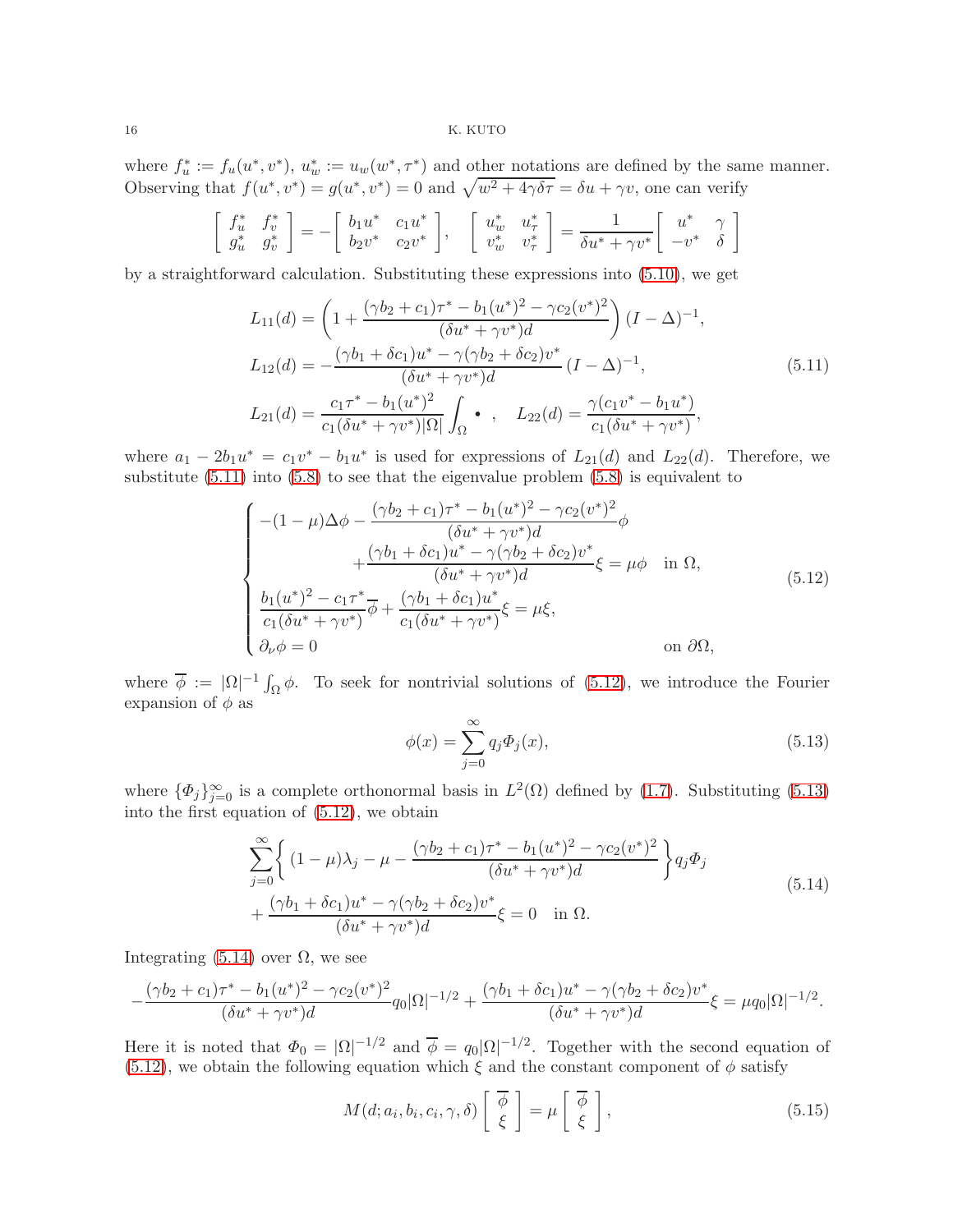where $f_u^* := f_u(u^*, v^*)$, $u_w^* := u_w(w^*, \tau^*)$ and other notations are defined by the same manner. Observing that $f(u^*, v^*) = g(u^*, v^*) = 0$ and $\sqrt{w^2 + 4\gamma\delta\tau} = \delta u + \gamma v$, one can verify

$$\begin{bmatrix} f_u^* & f_v^* \\ g_u^* & g_v^* \end{bmatrix} = -\begin{bmatrix} b_1 u^* & c_1 u^* \\ b_2 v^* & c_2 v^* \end{bmatrix}, \quad \begin{bmatrix} u_w^* & u_\tau^* \\ v_w^* & v_\tau^* \end{bmatrix} = \frac{1}{\delta u^* + \gamma v^*} \begin{bmatrix} u^* & \gamma \\ -v^* & \delta \end{bmatrix}$$

by a straightforward calculation. Substituting these expressions into (5.10), we get

$$\begin{aligned} L_{11}(d) &= \left(1 + \frac{(\gamma b_2 + c_1)\tau^* - b_1(u^*)^2 - \gamma c_2 (v^*)^2}{(\delta u^* + \gamma v^*) d}\right)(I - \Delta)^{-1}, \\ L_{12}(d) &= -\frac{(\gamma b_1 + \delta c_1) u^* - \gamma(\gamma b_2 + \delta c_2) v^*}{(\delta u^* + \gamma v^*) d}(I - \Delta)^{-1}, \\ L_{21}(d) &= \frac{c_1 \tau^* - b_1 (u^*)^2}{c_1 (\delta u^* + \gamma v^*)|\Omega|} \int_\Omega \bullet\ , \quad L_{22}(d) = \frac{\gamma(c_1 v^* - b_1 u^*)}{c_1(\delta u^* + \gamma v^*)}, \end{aligned} \tag{5.11}$$

where $a_1 - 2b_1 u^* = c_1 v^* - b_1 u^*$ is used for expressions of $L_{21}(d)$ and $L_{22}(d)$. Therefore, we substitute (5.11) into (5.8) to see that the eigenvalue problem (5.8) is equivalent to

$$\begin{cases} -(1-\mu)\Delta\phi - \dfrac{(\gamma b_2 + c_1)\tau^* - b_1 (u^*)^2 - \gamma c_2 (v^*)^2}{(\delta u^* + \gamma v^*) d}\phi \\ \qquad\qquad + \dfrac{(\gamma b_1 + \delta c_1) u^* - \gamma(\gamma b_2 + \delta c_2) v^*}{(\delta u^* + \gamma v^*) d}\xi = \mu\phi \quad \text{in } \Omega, \\ \dfrac{b_1 (u^*)^2 - c_1 \tau^*}{c_1(\delta u^* + \gamma v^*)}\overline{\phi} + \dfrac{(\gamma b_1 + \delta c_1) u^*}{c_1(\delta u^* + \gamma v^*)}\xi = \mu\xi, \\ \partial_\nu \phi = 0 \qquad\qquad\qquad\qquad\qquad\qquad\qquad \text{on } \partial\Omega, \end{cases} \tag{5.12}$$

where $\overline{\phi} := |\Omega|^{-1} \int_\Omega \phi$. To seek for nontrivial solutions of (5.12), we introduce the Fourier expansion of $\phi$ as

$$\phi(x) = \sum_{j=0}^{\infty} q_j \Phi_j(x), \tag{5.13}$$

where $\{\Phi_j\}_{j=0}^\infty$ is a complete orthonormal basis in $L^2(\Omega)$ defined by (1.7). Substituting (5.13) into the first equation of (5.12), we obtain

$$\begin{aligned} &\sum_{j=0}^{\infty} \left\{ (1-\mu)\lambda_j - \mu - \frac{(\gamma b_2 + c_1)\tau^* - b_1 (u^*)^2 - \gamma c_2 (v^*)^2}{(\delta u^* + \gamma v^*) d} \right\} q_j \Phi_j \\ &+ \frac{(\gamma b_1 + \delta c_1) u^* - \gamma(\gamma b_2 + \delta c_2) v^*}{(\delta u^* + \gamma v^*) d}\xi = 0 \quad \text{in } \Omega. \end{aligned} \tag{5.14}$$

Integrating (5.14) over $\Omega$, we see

$$-\frac{(\gamma b_2 + c_1)\tau^* - b_1 (u^*)^2 - \gamma c_2 (v^*)^2}{(\delta u^* + \gamma v^*) d} q_0 |\Omega|^{-1/2} + \frac{(\gamma b_1 + \delta c_1) u^* - \gamma(\gamma b_2 + \delta c_2) v^*}{(\delta u^* + \gamma v^*) d}\xi = \mu q_0 |\Omega|^{-1/2}.$$

Here it is noted that $\Phi_0 = |\Omega|^{-1/2}$ and $\overline{\phi} = q_0 |\Omega|^{-1/2}$. Together with the second equation of (5.12), we obtain the following equation which $\xi$ and the constant component of $\phi$ satisfy

$$M(d; a_i, b_i, c_i, \gamma, \delta) \begin{bmatrix} \overline{\phi} \\ \xi \end{bmatrix} = \mu \begin{bmatrix} \overline{\phi} \\ \xi \end{bmatrix}, \tag{5.15}$$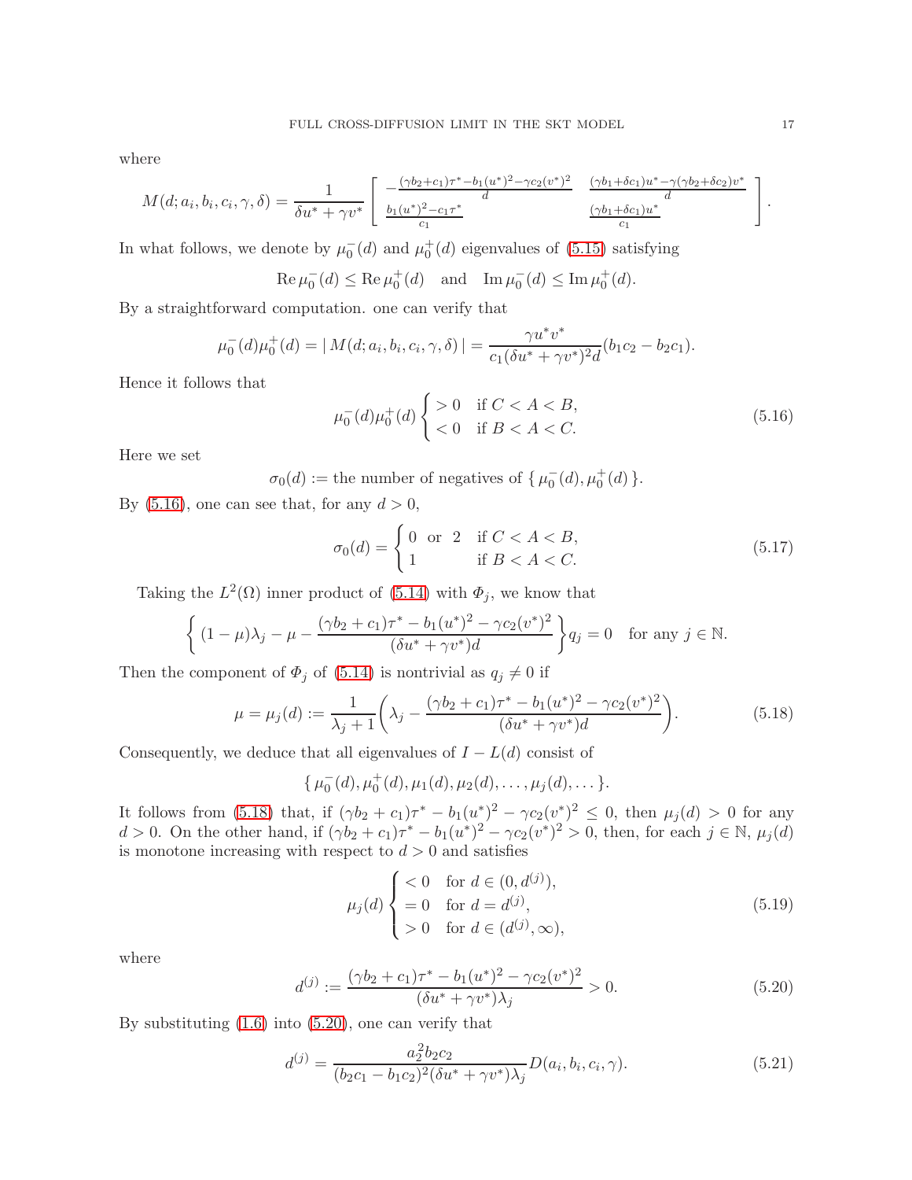where

$$M(d; a_i, b_i, c_i, \gamma, \delta) = \frac{1}{\delta u^* + \gamma v^*} \left[ \begin{array}{cc} -\frac{(\gamma b_2 + c_1)\tau^* - b_1(u^*)^2 - \gamma c_2(v^*)^2}{d} & \frac{(\gamma b_1 + \delta c_1)u^* - \gamma(\gamma b_2 + \delta c_2)v^*}{d} \\ \frac{b_1(u^*)^2 - c_1\tau^*}{c_1} & \frac{(\gamma b_1 + \delta c_1)u^*}{c_1} \end{array} \right].$$

In what follows, we denote by $\mu_0^-(d)$ and $\mu_0^+(d)$ eigenvalues of (5.15) satisfying

$$\operatorname{Re} \mu_0^-(d) \le \operatorname{Re} \mu_0^+(d) \quad \text{and} \quad \operatorname{Im} \mu_0^-(d) \le \operatorname{Im} \mu_0^+(d).$$

By a straightforward computation. one can verify that

$$\mu_0^-(d)\mu_0^+(d) = |\, M(d; a_i, b_i, c_i, \gamma, \delta)\,| = \frac{\gamma u^* v^*}{c_1(\delta u^* + \gamma v^*)^2 d}(b_1 c_2 - b_2 c_1).$$

Hence it follows that

$$\mu_0^-(d)\mu_0^+(d) \begin{cases} > 0 & \text{if } C < A < B, \\ < 0 & \text{if } B < A < C. \end{cases} \tag{5.16}$$

Here we set

$$\sigma_0(d) := \text{the number of negatives of } \{\, \mu_0^-(d), \mu_0^+(d)\,\}.$$

By (5.16), one can see that, for any $d > 0$,

$$\sigma_0(d) = \begin{cases} 0 \ \text{ or } \ 2 & \text{if } C < A < B, \\ 1 & \text{if } B < A < C. \end{cases} \tag{5.17}$$

Taking the $L^2(\Omega)$ inner product of (5.14) with $\Phi_j$, we know that

$$\left\{ (1-\mu)\lambda_j - \mu - \frac{(\gamma b_2 + c_1)\tau^* - b_1(u^*)^2 - \gamma c_2(v^*)^2}{(\delta u^* + \gamma v^*)d} \right\} q_j = 0 \quad \text{for any } j \in \mathbb{N}.$$

Then the component of $\Phi_j$ of (5.14) is nontrivial as $q_j \ne 0$ if

$$\mu = \mu_j(d) := \frac{1}{\lambda_j + 1}\left( \lambda_j - \frac{(\gamma b_2 + c_1)\tau^* - b_1(u^*)^2 - \gamma c_2(v^*)^2}{(\delta u^* + \gamma v^*)d} \right). \tag{5.18}$$

Consequently, we deduce that all eigenvalues of $I - L(d)$ consist of

$$\{\, \mu_0^-(d), \mu_0^+(d), \mu_1(d), \mu_2(d), \dots, \mu_j(d), \dots \}.$$

It follows from (5.18) that, if $(\gamma b_2 + c_1)\tau^* - b_1(u^*)^2 - \gamma c_2(v^*)^2 \le 0$, then $\mu_j(d) > 0$ for any $d > 0$. On the other hand, if $(\gamma b_2 + c_1)\tau^* - b_1(u^*)^2 - \gamma c_2(v^*)^2 > 0$, then, for each $j \in \mathbb{N}$, $\mu_j(d)$ is monotone increasing with respect to $d > 0$ and satisfies

$$\mu_j(d) \begin{cases} < 0 & \text{for } d \in (0, d^{(j)}), \\ = 0 & \text{for } d = d^{(j)}, \\ > 0 & \text{for } d \in (d^{(j)}, \infty), \end{cases} \tag{5.19}$$

where

$$d^{(j)} := \frac{(\gamma b_2 + c_1)\tau^* - b_1(u^*)^2 - \gamma c_2(v^*)^2}{(\delta u^* + \gamma v^*)\lambda_j} > 0. \tag{5.20}$$

By substituting (1.6) into (5.20), one can verify that

$$d^{(j)} = \frac{a_2^2 b_2 c_2}{(b_2 c_1 - b_1 c_2)^2 (\delta u^* + \gamma v^*)\lambda_j} D(a_i, b_i, c_i, \gamma). \tag{5.21}$$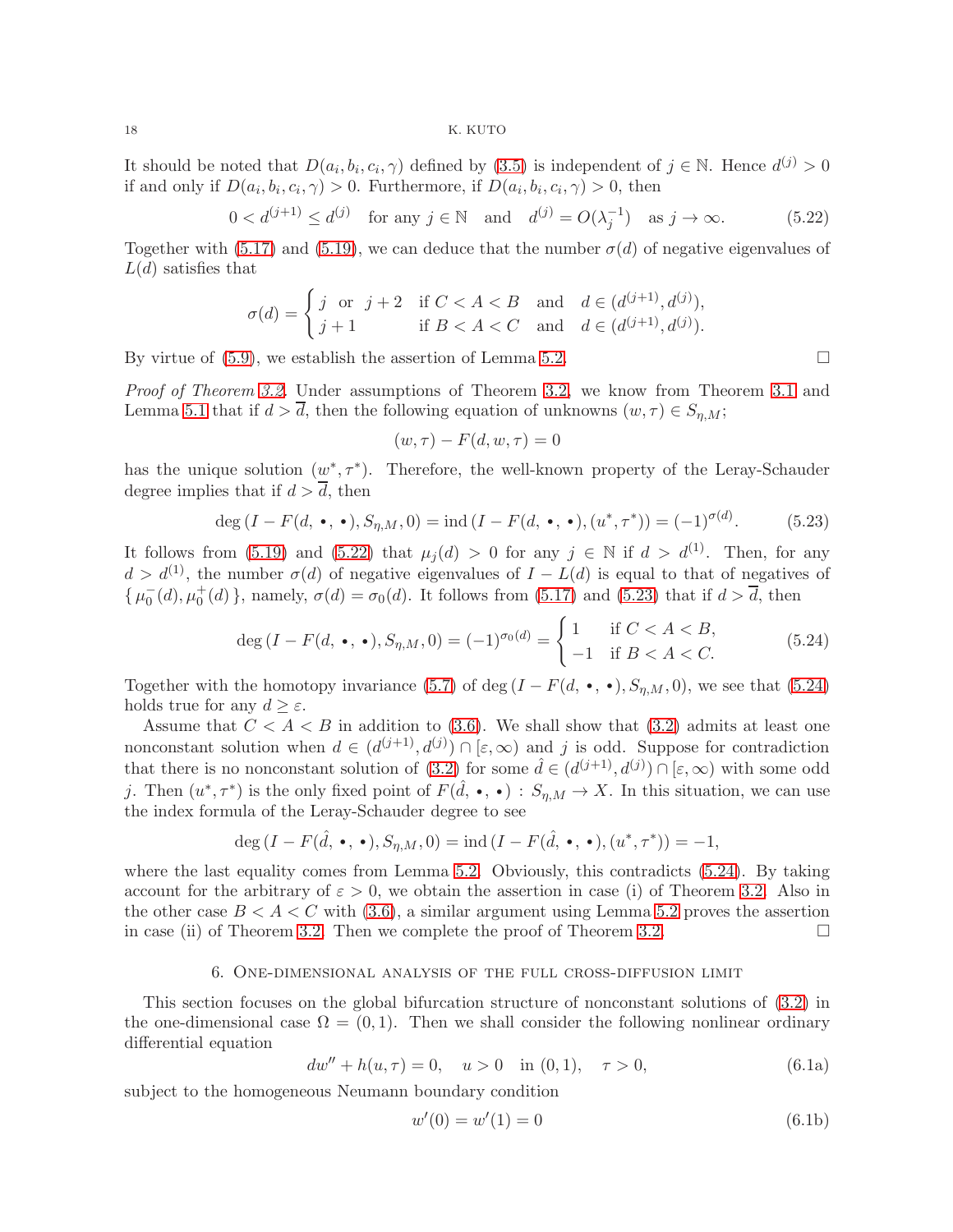It should be noted that $D(a_i, b_i, c_i, \gamma)$ defined by (3.5) is independent of $j \in \mathbb{N}$. Hence $d^{(j)} > 0$ if and only if $D(a_i, b_i, c_i, \gamma) > 0$. Furthermore, if $D(a_i, b_i, c_i, \gamma) > 0$, then

$$0 < d^{(j+1)} \le d^{(j)} \quad \text{for any } j \in \mathbb{N} \quad \text{and} \quad d^{(j)} = O(\lambda_j^{-1}) \quad \text{as } j \to \infty. \tag{5.22}$$

Together with (5.17) and (5.19), we can deduce that the number $\sigma(d)$ of negative eigenvalues of $L(d)$ satisfies that

$$\sigma(d) = \begin{cases} j \ \text{ or } \ j+2 & \text{if } C < A < B \quad \text{and} \quad d \in (d^{(j+1)}, d^{(j)}), \\ j+1 & \text{if } B < A < C \quad \text{and} \quad d \in (d^{(j+1)}, d^{(j)}). \end{cases}$$

By virtue of (5.9), we establish the assertion of Lemma 5.2. $\square$

*Proof of Theorem 3.2.* Under assumptions of Theorem 3.2, we know from Theorem 3.1 and Lemma 5.1 that if $d > \overline{d}$, then the following equation of unknowns $(w, \tau) \in S_{\eta,M}$;

$$(w, \tau) - F(d, w, \tau) = 0$$

has the unique solution $(w^*, \tau^*)$. Therefore, the well-known property of the Leray-Schauder degree implies that if $d > \overline{d}$, then

$$\deg\,(I - F(d, \bullet, \bullet), S_{\eta,M}, 0) = \operatorname{ind}\,(I - F(d, \bullet, \bullet), (u^*, \tau^*)) = (-1)^{\sigma(d)}. \tag{5.23}$$

It follows from (5.19) and (5.22) that $\mu_j(d) > 0$ for any $j \in \mathbb{N}$ if $d > d^{(1)}$. Then, for any $d > d^{(1)}$, the number $\sigma(d)$ of negative eigenvalues of $I - L(d)$ is equal to that of negatives of $\{\, \mu_0^-(d), \mu_0^+(d) \,\}$, namely, $\sigma(d) = \sigma_0(d)$. It follows from (5.17) and (5.23) that if $d > \overline{d}$, then

$$\deg\,(I - F(d, \bullet, \bullet), S_{\eta,M}, 0) = (-1)^{\sigma_0(d)} = \begin{cases} 1 & \text{if } C < A < B, \\ -1 & \text{if } B < A < C. \end{cases} \tag{5.24}$$

Together with the homotopy invariance (5.7) of $\deg\,(I - F(d, \bullet, \bullet), S_{\eta,M}, 0)$, we see that (5.24) holds true for any $d \ge \varepsilon$.

Assume that $C < A < B$ in addition to (3.6). We shall show that (3.2) admits at least one nonconstant solution when $d \in (d^{(j+1)}, d^{(j)}) \cap [\varepsilon, \infty)$ and $j$ is odd. Suppose for contradiction that there is no nonconstant solution of (3.2) for some $\hat{d} \in (d^{(j+1)}, d^{(j)}) \cap [\varepsilon, \infty)$ with some odd $j$. Then $(u^*, \tau^*)$ is the only fixed point of $F(\hat{d}, \bullet, \bullet) : S_{\eta,M} \to X$. In this situation, we can use the index formula of the Leray-Schauder degree to see

$$\deg\,(I - F(\hat{d}, \bullet, \bullet), S_{\eta,M}, 0) = \operatorname{ind}\,(I - F(\hat{d}, \bullet, \bullet), (u^*, \tau^*)) = -1,$$

where the last equality comes from Lemma 5.2. Obviously, this contradicts (5.24). By taking account for the arbitrary of $\varepsilon > 0$, we obtain the assertion in case (i) of Theorem 3.2. Also in the other case $B < A < C$ with (3.6), a similar argument using Lemma 5.2 proves the assertion in case (ii) of Theorem 3.2. Then we complete the proof of Theorem 3.2. $\square$

## 6. One-dimensional analysis of the full cross-diffusion limit

This section focuses on the global bifurcation structure of nonconstant solutions of (3.2) in the one-dimensional case $\Omega = (0, 1)$. Then we shall consider the following nonlinear ordinary differential equation

$$dw'' + h(u, \tau) = 0, \quad u > 0 \quad \text{in } (0, 1), \quad \tau > 0, \tag{6.1a}$$

subject to the homogeneous Neumann boundary condition

$$w'(0) = w'(1) = 0 \tag{6.1b}$$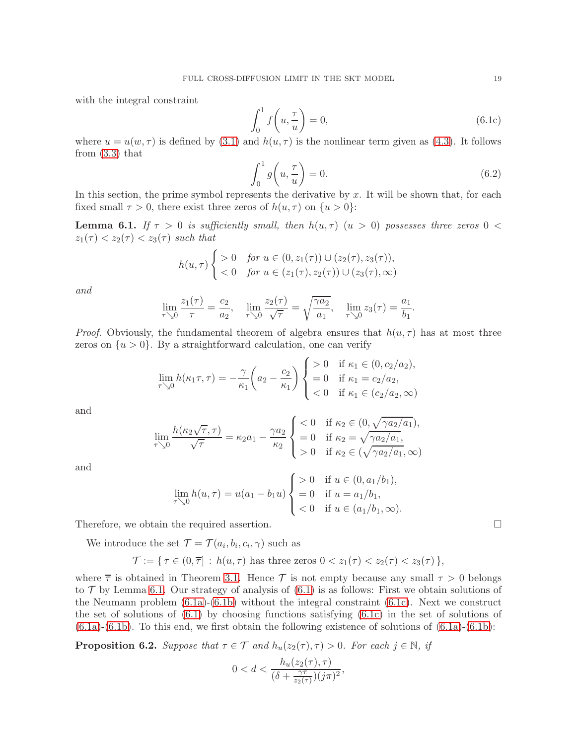with the integral constraint

$$\int_0^1 f\left(u, \frac{\tau}{u}\right) = 0, \tag{6.1c}$$

where $u = u(w, \tau)$ is defined by (3.1) and $h(u, \tau)$ is the nonlinear term given as (4.3). It follows from (3.3) that

$$\int_0^1 g\left(u, \frac{\tau}{u}\right) = 0. \tag{6.2}$$

In this section, the prime symbol represents the derivative by $x$. It will be shown that, for each fixed small $\tau > 0$, there exist three zeros of $h(u, \tau)$ on $\{u > 0\}$:

**Lemma 6.1.** *If $\tau > 0$ is sufficiently small, then $h(u, \tau)$ $(u > 0)$ possesses three zeros $0 < z_1(\tau) < z_2(\tau) < z_3(\tau)$ such that*

$$h(u, \tau) \begin{cases} > 0 & \text{for } u \in (0, z_1(\tau)) \cup (z_2(\tau), z_3(\tau)), \\ < 0 & \text{for } u \in (z_1(\tau), z_2(\tau)) \cup (z_3(\tau), \infty) \end{cases}$$

*and*

$$\lim_{\tau \searrow 0} \frac{z_1(\tau)}{\tau} = \frac{c_2}{a_2}, \quad \lim_{\tau \searrow 0} \frac{z_2(\tau)}{\sqrt{\tau}} = \sqrt{\frac{\gamma a_2}{a_1}}, \quad \lim_{\tau \searrow 0} z_3(\tau) = \frac{a_1}{b_1}.$$

*Proof.* Obviously, the fundamental theorem of algebra ensures that $h(u, \tau)$ has at most three zeros on $\{u > 0\}$. By a straightforward calculation, one can verify

$$\lim_{\tau \searrow 0} h(\kappa_1 \tau, \tau) = -\frac{\gamma}{\kappa_1}\left(a_2 - \frac{c_2}{\kappa_1}\right) \begin{cases} > 0 & \text{if } \kappa_1 \in (0, c_2/a_2), \\ = 0 & \text{if } \kappa_1 = c_2/a_2, \\ < 0 & \text{if } \kappa_1 \in (c_2/a_2, \infty) \end{cases}$$

and

$$\lim_{\tau \searrow 0} \frac{h(\kappa_2 \sqrt{\tau}, \tau)}{\sqrt{\tau}} = \kappa_2 a_1 - \frac{\gamma a_2}{\kappa_2} \begin{cases} < 0 & \text{if } \kappa_2 \in (0, \sqrt{\gamma a_2/a_1}), \\ = 0 & \text{if } \kappa_2 = \sqrt{\gamma a_2/a_1}, \\ > 0 & \text{if } \kappa_2 \in (\sqrt{\gamma a_2/a_1}, \infty) \end{cases}$$

and

$$\lim_{\tau \searrow 0} h(u, \tau) = u(a_1 - b_1 u) \begin{cases} > 0 & \text{if } u \in (0, a_1/b_1), \\ = 0 & \text{if } u = a_1/b_1, \\ < 0 & \text{if } u \in (a_1/b_1, \infty). \end{cases}$$

Therefore, we obtain the required assertion. $\square$

We introduce the set $\mathcal{T} = \mathcal{T}(a_i, b_i, c_i, \gamma)$ such as

$$\mathcal{T} := \{\, \tau \in (0, \overline{\tau}] \, : \, h(u, \tau) \text{ has three zeros } 0 < z_1(\tau) < z_2(\tau) < z_3(\tau) \,\},$$

where $\overline{\tau}$ is obtained in Theorem 3.1. Hence $\mathcal{T}$ is not empty because any small $\tau > 0$ belongs to $\mathcal{T}$ by Lemma 6.1. Our strategy of analysis of (6.1) is as follows: First we obtain solutions of the Neumann problem (6.1a)-(6.1b) without the integral constraint (6.1c). Next we construct the set of solutions of (6.1) by choosing functions satisfying (6.1c) in the set of solutions of (6.1a)-(6.1b). To this end, we first obtain the following existence of solutions of (6.1a)-(6.1b):

**Proposition 6.2.** *Suppose that $\tau \in \mathcal{T}$ and $h_u(z_2(\tau), \tau) > 0$. For each $j \in \mathbb{N}$, if*

$$0 < d < \frac{h_u(z_2(\tau), \tau)}{(\delta + \frac{\gamma \tau}{z_2(\tau)})(j\pi)^2},$$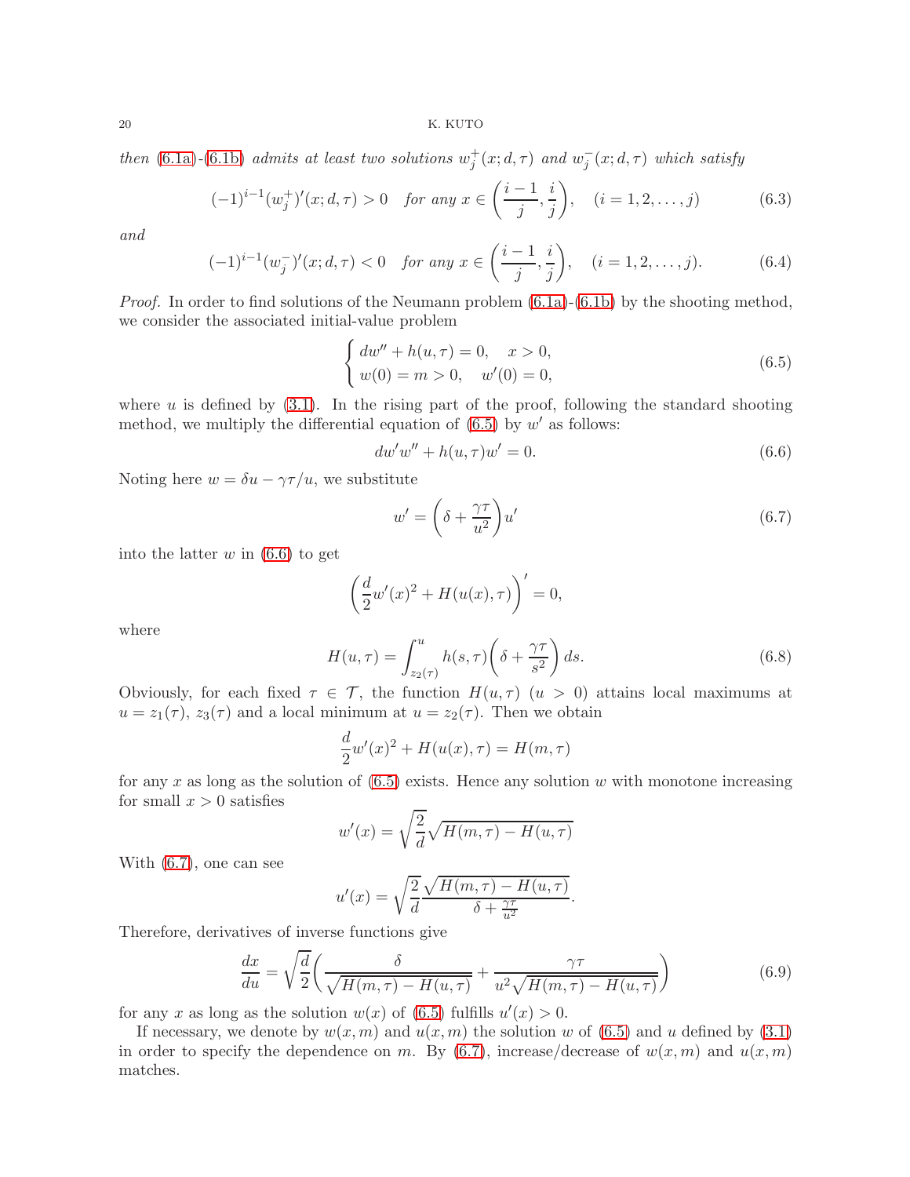*then* (6.1a)-(6.1b) *admits at least two solutions* $w_j^+(x;d,\tau)$ *and* $w_j^-(x;d,\tau)$ *which satisfy*

$$(-1)^{i-1}(w_j^+)'(x;d,\tau) > 0 \quad \textit{for any } x \in \left(\frac{i-1}{j}, \frac{i}{j}\right), \quad (i = 1, 2, \ldots, j) \tag{6.3}$$

*and*

$$(-1)^{i-1}(w_j^-)'(x;d,\tau) < 0 \quad \textit{for any } x \in \left(\frac{i-1}{j}, \frac{i}{j}\right), \quad (i = 1, 2, \ldots, j). \tag{6.4}$$

*Proof.* In order to find solutions of the Neumann problem (6.1a)-(6.1b) by the shooting method, we consider the associated initial-value problem

$$\begin{cases} dw'' + h(u,\tau) = 0, & x > 0, \\ w(0) = m > 0, & w'(0) = 0, \end{cases} \tag{6.5}$$

where $u$ is defined by (3.1). In the rising part of the proof, following the standard shooting method, we multiply the differential equation of (6.5) by $w'$ as follows:

$$dw'w'' + h(u,\tau)w' = 0. \tag{6.6}$$

Noting here $w = \delta u - \gamma\tau/u$, we substitute

$$w' = \left(\delta + \frac{\gamma\tau}{u^2}\right)u' \tag{6.7}$$

into the latter $w$ in (6.6) to get

$$\left(\frac{d}{2}w'(x)^2 + H(u(x),\tau)\right)' = 0,$$

where

$$H(u,\tau) = \int_{z_2(\tau)}^{u} h(s,\tau)\left(\delta + \frac{\gamma\tau}{s^2}\right)ds. \tag{6.8}$$

Obviously, for each fixed $\tau \in \mathcal{T}$, the function $H(u,\tau)$ $(u > 0)$ attains local maximums at $u = z_1(\tau)$, $z_3(\tau)$ and a local minimum at $u = z_2(\tau)$. Then we obtain

$$\frac{d}{2}w'(x)^2 + H(u(x),\tau) = H(m,\tau)$$

for any $x$ as long as the solution of (6.5) exists. Hence any solution $w$ with monotone increasing for small $x > 0$ satisfies

$$w'(x) = \sqrt{\frac{2}{d}}\sqrt{H(m,\tau) - H(u,\tau)}$$

With (6.7), one can see

$$u'(x) = \sqrt{\frac{2}{d}}\frac{\sqrt{H(m,\tau) - H(u,\tau)}}{\delta + \frac{\gamma\tau}{u^2}}.$$

Therefore, derivatives of inverse functions give

$$\frac{dx}{du} = \sqrt{\frac{d}{2}}\left(\frac{\delta}{\sqrt{H(m,\tau) - H(u,\tau)}} + \frac{\gamma\tau}{u^2\sqrt{H(m,\tau) - H(u,\tau)}}\right) \tag{6.9}$$

for any $x$ as long as the solution $w(x)$ of (6.5) fulfills $u'(x) > 0$.

If necessary, we denote by $w(x,m)$ and $u(x,m)$ the solution $w$ of (6.5) and $u$ defined by (3.1) in order to specify the dependence on $m$. By (6.7), increase/decrease of $w(x,m)$ and $u(x,m)$ matches.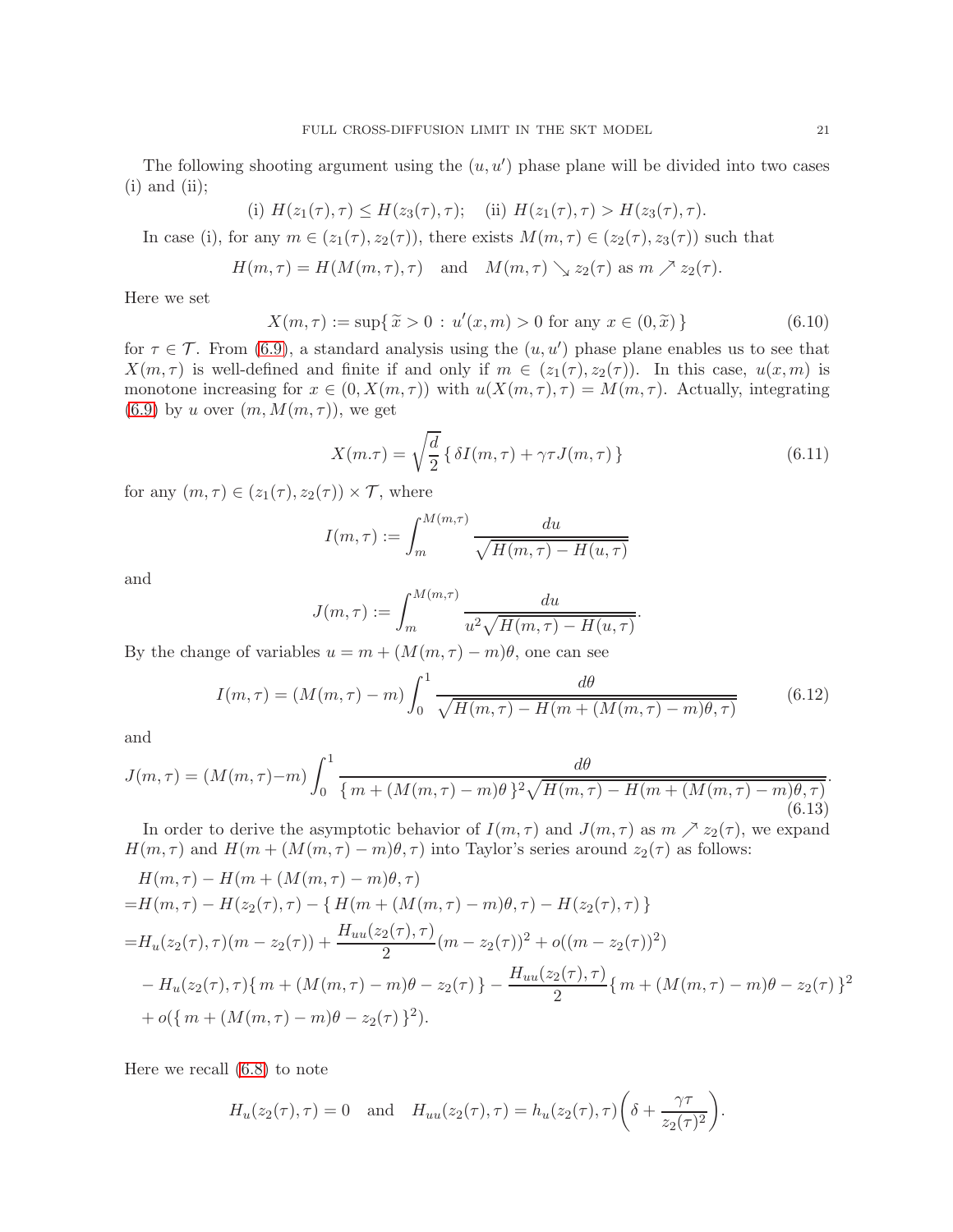The following shooting argument using the $(u, u')$ phase plane will be divided into two cases (i) and (ii);

$$\text{(i) } H(z_1(\tau),\tau) \le H(z_3(\tau),\tau); \quad \text{(ii) } H(z_1(\tau),\tau) > H(z_3(\tau),\tau).$$

In case (i), for any $m \in (z_1(\tau), z_2(\tau))$, there exists $M(m,\tau) \in (z_2(\tau), z_3(\tau))$ such that

$$H(m,\tau) = H(M(m,\tau),\tau) \quad \text{and} \quad M(m,\tau) \searrow z_2(\tau) \text{ as } m \nearrow z_2(\tau).$$

Here we set

$$X(m,\tau) := \sup\{\, \widetilde{x} > 0 \,:\, u'(x,m) > 0 \text{ for any } x \in (0,\widetilde{x})\,\} \tag{6.10}$$

for $\tau \in \mathcal{T}$. From (6.9), a standard analysis using the $(u, u')$ phase plane enables us to see that $X(m,\tau)$ is well-defined and finite if and only if $m \in (z_1(\tau), z_2(\tau))$. In this case, $u(x,m)$ is monotone increasing for $x \in (0, X(m,\tau))$ with $u(X(m,\tau),\tau) = M(m,\tau)$. Actually, integrating (6.9) by $u$ over $(m, M(m,\tau))$, we get

$$X(m.\tau) = \sqrt{\frac{d}{2}}\,\{\, \delta I(m,\tau) + \gamma\tau J(m,\tau)\,\} \tag{6.11}$$

for any $(m,\tau) \in (z_1(\tau), z_2(\tau)) \times \mathcal{T}$, where

$$I(m,\tau) := \int_m^{M(m,\tau)} \frac{du}{\sqrt{H(m,\tau) - H(u,\tau)}}$$

and

$$J(m,\tau) := \int_m^{M(m,\tau)} \frac{du}{u^2\sqrt{H(m,\tau) - H(u,\tau)}}.$$

By the change of variables $u = m + (M(m,\tau) - m)\theta$, one can see

$$I(m,\tau) = (M(m,\tau) - m)\int_0^1 \frac{d\theta}{\sqrt{H(m,\tau) - H(m + (M(m,\tau) - m)\theta,\tau)}} \tag{6.12}$$

and

$$J(m,\tau) = (M(m,\tau) - m)\int_0^1 \frac{d\theta}{\{\, m + (M(m,\tau) - m)\theta\,\}^2\sqrt{H(m,\tau) - H(m + (M(m,\tau) - m)\theta,\tau)}}. \tag{6.13}$$

In order to derive the asymptotic behavior of $I(m,\tau)$ and $J(m,\tau)$ as $m \nearrow z_2(\tau)$, we expand $H(m,\tau)$ and $H(m + (M(m,\tau) - m)\theta,\tau)$ into Taylor's series around $z_2(\tau)$ as follows:

$$
\begin{aligned}
&H(m,\tau) - H(m + (M(m,\tau) - m)\theta,\tau)\\
=&H(m,\tau) - H(z_2(\tau),\tau) - \{\, H(m + (M(m,\tau) - m)\theta,\tau) - H(z_2(\tau),\tau)\,\}\\
=&H_u(z_2(\tau),\tau)(m - z_2(\tau)) + \frac{H_{uu}(z_2(\tau),\tau)}{2}(m - z_2(\tau))^2 + o((m - z_2(\tau))^2)\\
&- H_u(z_2(\tau),\tau)\{\, m + (M(m,\tau) - m)\theta - z_2(\tau)\,\} - \frac{H_{uu}(z_2(\tau),\tau)}{2}\{\, m + (M(m,\tau) - m)\theta - z_2(\tau)\,\}^2\\
&+ o(\{\, m + (M(m,\tau) - m)\theta - z_2(\tau)\,\}^2).
\end{aligned}
$$

Here we recall (6.8) to note

$$H_u(z_2(\tau),\tau) = 0 \quad \text{and} \quad H_{uu}(z_2(\tau),\tau) = h_u(z_2(\tau),\tau)\left(\delta + \frac{\gamma\tau}{z_2(\tau)^2}\right).$$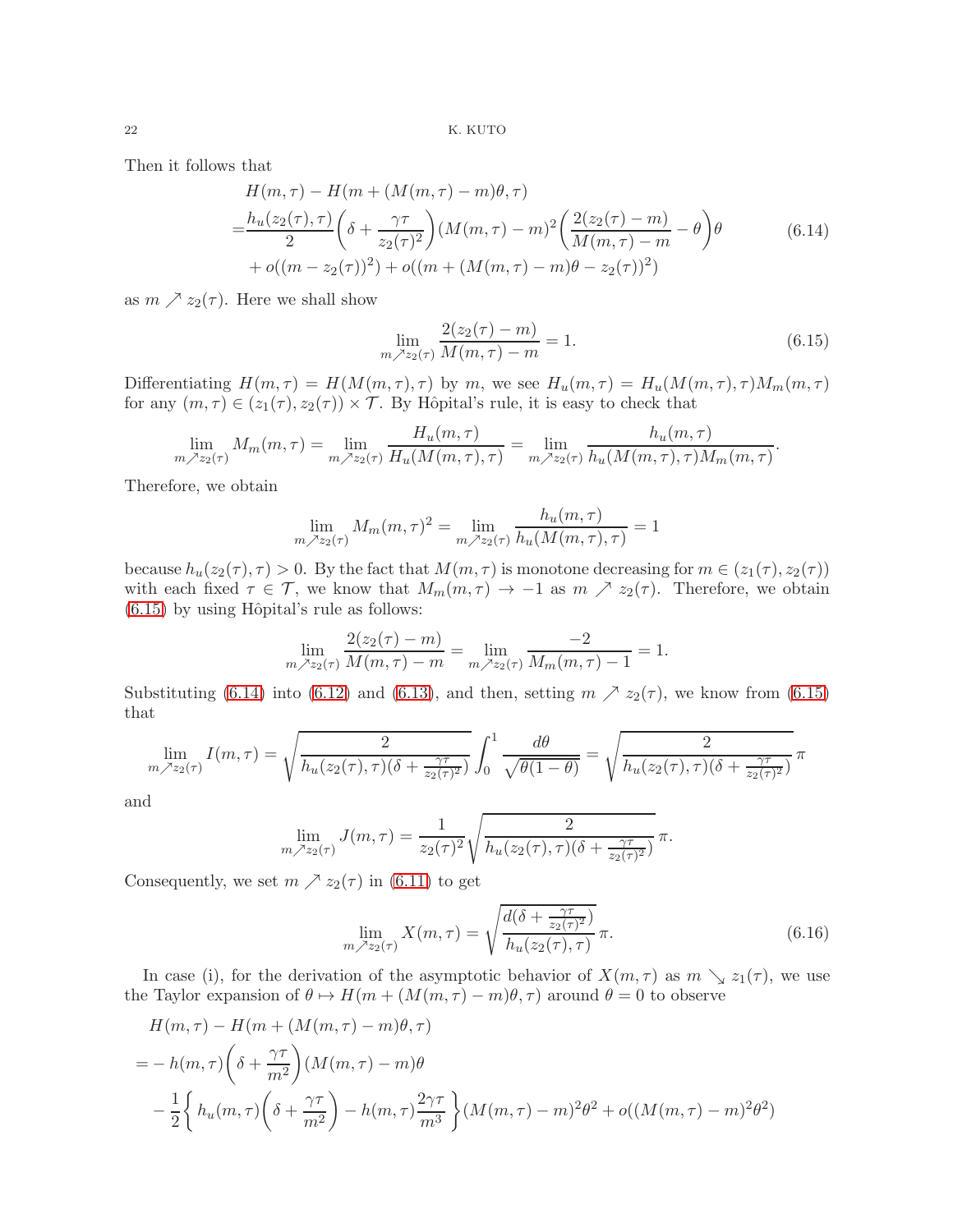Then it follows that

$$
\begin{aligned}
&H(m,\tau) - H(m + (M(m,\tau) - m)\theta, \tau) \\
=&\frac{h_u(z_2(\tau),\tau)}{2}\left(\delta + \frac{\gamma\tau}{z_2(\tau)^2}\right)(M(m,\tau)-m)^2\left(\frac{2(z_2(\tau)-m)}{M(m,\tau)-m} - \theta\right)\theta \\
&+ o((m - z_2(\tau))^2) + o((m + (M(m,\tau)-m)\theta - z_2(\tau))^2)
\end{aligned}
\tag{6.14}
$$

as $m \nearrow z_2(\tau)$. Here we shall show

$$
\lim_{m\nearrow z_2(\tau)} \frac{2(z_2(\tau)-m)}{M(m,\tau)-m} = 1. \tag{6.15}
$$

Differentiating $H(m,\tau) = H(M(m,\tau),\tau)$ by $m$, we see $H_u(m,\tau) = H_u(M(m,\tau),\tau)M_m(m,\tau)$ for any $(m,\tau) \in (z_1(\tau), z_2(\tau)) \times \mathcal{T}$. By Hôpital's rule, it is easy to check that

$$
\lim_{m\nearrow z_2(\tau)} M_m(m,\tau) = \lim_{m\nearrow z_2(\tau)} \frac{H_u(m,\tau)}{H_u(M(m,\tau),\tau)} = \lim_{m\nearrow z_2(\tau)} \frac{h_u(m,\tau)}{h_u(M(m,\tau),\tau)M_m(m,\tau)}.
$$

Therefore, we obtain

$$
\lim_{m\nearrow z_2(\tau)} M_m(m,\tau)^2 = \lim_{m\nearrow z_2(\tau)} \frac{h_u(m,\tau)}{h_u(M(m,\tau),\tau)} = 1
$$

because $h_u(z_2(\tau),\tau) > 0$. By the fact that $M(m,\tau)$ is monotone decreasing for $m \in (z_1(\tau), z_2(\tau))$ with each fixed $\tau \in \mathcal{T}$, we know that $M_m(m,\tau) \to -1$ as $m \nearrow z_2(\tau)$. Therefore, we obtain (6.15) by using Hôpital's rule as follows:

$$
\lim_{m\nearrow z_2(\tau)} \frac{2(z_2(\tau)-m)}{M(m,\tau)-m} = \lim_{m\nearrow z_2(\tau)} \frac{-2}{M_m(m,\tau)-1} = 1.
$$

Substituting (6.14) into (6.12) and (6.13), and then, setting $m \nearrow z_2(\tau)$, we know from (6.15) that

$$
\lim_{m\nearrow z_2(\tau)} I(m,\tau) = \sqrt{\frac{2}{h_u(z_2(\tau),\tau)(\delta + \frac{\gamma\tau}{z_2(\tau)^2})}} \int_0^1 \frac{d\theta}{\sqrt{\theta(1-\theta)}} = \sqrt{\frac{2}{h_u(z_2(\tau),\tau)(\delta + \frac{\gamma\tau}{z_2(\tau)^2})}}\,\pi
$$

and

$$
\lim_{m\nearrow z_2(\tau)} J(m,\tau) = \frac{1}{z_2(\tau)^2}\sqrt{\frac{2}{h_u(z_2(\tau),\tau)(\delta + \frac{\gamma\tau}{z_2(\tau)^2})}}\,\pi.
$$

Consequently, we set $m \nearrow z_2(\tau)$ in (6.11) to get

$$
\lim_{m\nearrow z_2(\tau)} X(m,\tau) = \sqrt{\frac{d(\delta + \frac{\gamma\tau}{z_2(\tau)^2})}{h_u(z_2(\tau),\tau)}}\,\pi. \tag{6.16}
$$

In case (i), for the derivation of the asymptotic behavior of $X(m,\tau)$ as $m \searrow z_1(\tau)$, we use the Taylor expansion of $\theta \mapsto H(m + (M(m,\tau)-m)\theta, \tau)$ around $\theta = 0$ to observe

$$
\begin{aligned}
&H(m,\tau) - H(m + (M(m,\tau) - m)\theta, \tau) \\
=& - h(m,\tau)\left(\delta + \frac{\gamma\tau}{m^2}\right)(M(m,\tau)-m)\theta \\
&- \frac{1}{2}\left\{ h_u(m,\tau)\left(\delta + \frac{\gamma\tau}{m^2}\right) - h(m,\tau)\frac{2\gamma\tau}{m^3} \right\}(M(m,\tau)-m)^2\theta^2 + o((M(m,\tau)-m)^2\theta^2)
\end{aligned}
$$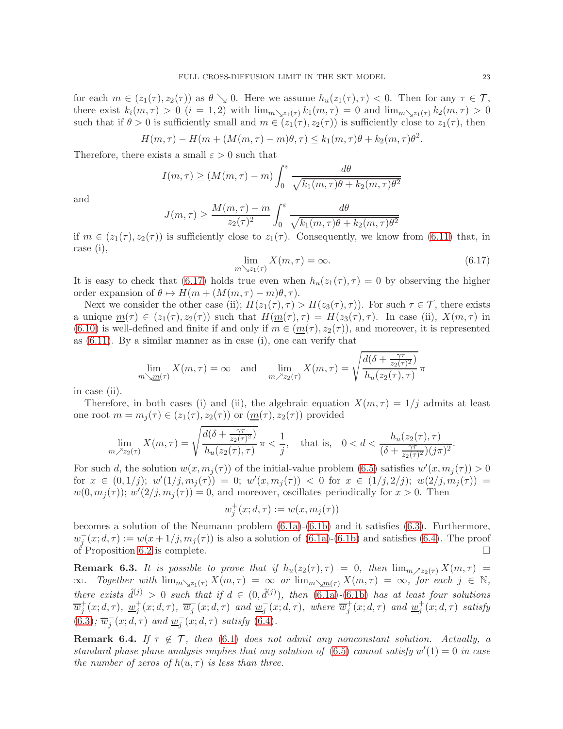for each $m \in (z_1(\tau), z_2(\tau))$ as $\theta \searrow 0$. Here we assume $h_u(z_1(\tau), \tau) < 0$. Then for any $\tau \in \mathcal{T}$, there exist $k_i(m, \tau) > 0$ $(i = 1, 2)$ with $\lim_{m \searrow z_1(\tau)} k_1(m, \tau) = 0$ and $\lim_{m \searrow z_1(\tau)} k_2(m, \tau) > 0$ such that if $\theta > 0$ is sufficiently small and $m \in (z_1(\tau), z_2(\tau))$ is sufficiently close to $z_1(\tau)$, then

$$H(m, \tau) - H(m + (M(m, \tau) - m)\theta, \tau) \leq k_1(m, \tau)\theta + k_2(m, \tau)\theta^2.$$

Therefore, there exists a small $\varepsilon > 0$ such that

$$I(m, \tau) \geq (M(m, \tau) - m) \int_0^\varepsilon \frac{d\theta}{\sqrt{k_1(m, \tau)\theta + k_2(m, \tau)\theta^2}}$$

and

$$J(m, \tau) \geq \frac{M(m, \tau) - m}{z_2(\tau)^2} \int_0^\varepsilon \frac{d\theta}{\sqrt{k_1(m, \tau)\theta + k_2(m, \tau)\theta^2}}$$

if $m \in (z_1(\tau), z_2(\tau))$ is sufficiently close to $z_1(\tau)$. Consequently, we know from (6.11) that, in case (i),

$$\lim_{m \searrow z_1(\tau)} X(m, \tau) = \infty. \tag{6.17}$$

It is easy to check that (6.17) holds true even when $h_u(z_1(\tau), \tau) = 0$ by observing the higher order expansion of $\theta \mapsto H(m + (M(m, \tau) - m)\theta, \tau)$.

Next we consider the other case (ii); $H(z_1(\tau), \tau) > H(z_3(\tau), \tau))$. For such $\tau \in \mathcal{T}$, there exists a unique $\underline{m}(\tau) \in (z_1(\tau), z_2(\tau))$ such that $H(\underline{m}(\tau), \tau) = H(z_3(\tau), \tau)$. In case (ii), $X(m, \tau)$ in (6.10) is well-defined and finite if and only if $m \in (\underline{m}(\tau), z_2(\tau))$, and moreover, it is represented as (6.11). By a similar manner as in case (i), one can verify that

$$\lim_{m \searrow \underline{m}(\tau)} X(m, \tau) = \infty \quad \text{and} \quad \lim_{m \nearrow z_2(\tau)} X(m, \tau) = \sqrt{\frac{d(\delta + \frac{\gamma\tau}{z_2(\tau)^2})}{h_u(z_2(\tau), \tau)}}\, \pi$$

in case (ii).

Therefore, in both cases (i) and (ii), the algebraic equation $X(m, \tau) = 1/j$ admits at least one root $m = m_j(\tau) \in (z_1(\tau), z_2(\tau))$ or $(\underline{m}(\tau), z_2(\tau))$ provided

$$\lim_{m \nearrow z_2(\tau)} X(m, \tau) = \sqrt{\frac{d(\delta + \frac{\gamma\tau}{z_2(\tau)^2})}{h_u(z_2(\tau), \tau)}}\, \pi < \frac{1}{j}, \quad \text{that is,} \quad 0 < d < \frac{h_u(z_2(\tau), \tau)}{(\delta + \frac{\gamma\tau}{z_2(\tau)^2})(j\pi)^2}.$$

For such $d$, the solution $w(x, m_j(\tau))$ of the initial-value problem (6.5) satisfies $w'(x, m_j(\tau)) > 0$ for $x \in (0, 1/j)$; $w'(1/j, m_j(\tau)) = 0$; $w'(x, m_j(\tau)) < 0$ for $x \in (1/j, 2/j)$; $w(2/j, m_j(\tau)) = w(0, m_j(\tau))$; $w'(2/j, m_j(\tau)) = 0$, and moreover, oscillates periodically for $x > 0$. Then

$$w_j^+(x; d, \tau) := w(x, m_j(\tau))$$

becomes a solution of the Neumann problem (6.1a)-(6.1b) and it satisfies (6.3). Furthermore, $w_j^-(x; d, \tau) := w(x + 1/j, m_j(\tau))$ is also a solution of (6.1a)-(6.1b) and satisfies (6.4). The proof of Proposition 6.2 is complete. □

**Remark 6.3.** *It is possible to prove that if $h_u(z_2(\tau), \tau) = 0$, then $\lim_{m \nearrow z_2(\tau)} X(m, \tau) = \infty$. Together with $\lim_{m \searrow z_1(\tau)} X(m, \tau) = \infty$ or $\lim_{m \searrow \underline{m}(\tau)} X(m, \tau) = \infty$, for each $j \in \mathbb{N}$, there exists $\hat{d}^{(j)} > 0$ such that if $d \in (0, \hat{d}^{(j)})$, then (6.1a)-(6.1b) has at least four solutions $\overline{w}_j^+(x; d, \tau)$, $\underline{w}_j^+(x; d, \tau)$, $\overline{w}_j^-(x; d, \tau)$ and $\underline{w}_j^-(x; d, \tau)$, where $\overline{w}_j^+(x; d, \tau)$ and $\underline{w}_j^+(x; d, \tau)$ satisfy (6.3); $\overline{w}_j^-(x; d, \tau)$ and $\underline{w}_j^-(x; d, \tau)$ satisfy (6.4).*

**Remark 6.4.** *If $\tau \notin \mathcal{T}$, then (6.1) does not admit any nonconstant solution. Actually, a standard phase plane analysis implies that any solution of (6.5) cannot satisfy $w'(1) = 0$ in case the number of zeros of $h(u, \tau)$ is less than three.*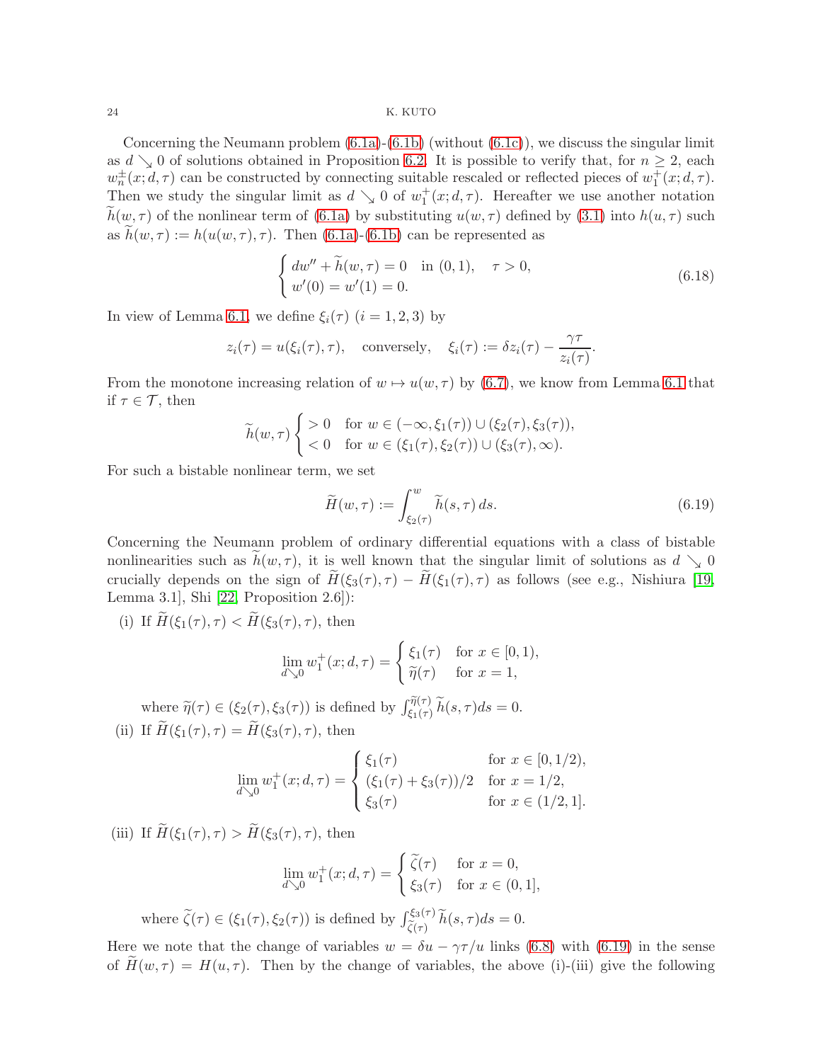Concerning the Neumann problem (6.1a)-(6.1b) (without (6.1c)), we discuss the singular limit as $d \searrow 0$ of solutions obtained in Proposition 6.2. It is possible to verify that, for $n \geq 2$, each $w_n^{\pm}(x; d, \tau)$ can be constructed by connecting suitable rescaled or reflected pieces of $w_1^{+}(x; d, \tau)$. Then we study the singular limit as $d \searrow 0$ of $w_1^{+}(x; d, \tau)$. Hereafter we use another notation $\widetilde{h}(w, \tau)$ of the nonlinear term of (6.1a) by substituting $u(w, \tau)$ defined by (3.1) into $h(u, \tau)$ such as $\widetilde{h}(w, \tau) := h(u(w, \tau), \tau)$. Then (6.1a)-(6.1b) can be represented as

$$
\begin{cases} dw'' + \widetilde{h}(w, \tau) = 0 \quad \text{in } (0, 1), \quad \tau > 0, \\ w'(0) = w'(1) = 0. \end{cases} \tag{6.18}
$$

In view of Lemma 6.1, we define $\xi_i(\tau)$ $(i = 1, 2, 3)$ by

$$
z_i(\tau) = u(\xi_i(\tau), \tau), \quad \text{conversely,} \quad \xi_i(\tau) := \delta z_i(\tau) - \frac{\gamma \tau}{z_i(\tau)}.
$$

From the monotone increasing relation of $w \mapsto u(w, \tau)$ by (6.7), we know from Lemma 6.1 that if $\tau \in \mathcal{T}$, then

$$
\widetilde{h}(w, \tau) \begin{cases} > 0 & \text{for } w \in (-\infty, \xi_1(\tau)) \cup (\xi_2(\tau), \xi_3(\tau)), \\ < 0 & \text{for } w \in (\xi_1(\tau), \xi_2(\tau)) \cup (\xi_3(\tau), \infty). \end{cases}
$$

For such a bistable nonlinear term, we set

$$
\widetilde{H}(w, \tau) := \int_{\xi_2(\tau)}^{w} \widetilde{h}(s, \tau)\, ds. \tag{6.19}
$$

Concerning the Neumann problem of ordinary differential equations with a class of bistable nonlinearities such as $\widetilde{h}(w, \tau)$, it is well known that the singular limit of solutions as $d \searrow 0$ crucially depends on the sign of $\widetilde{H}(\xi_3(\tau), \tau) - \widetilde{H}(\xi_1(\tau), \tau)$ as follows (see e.g., Nishiura [19, Lemma 3.1], Shi [22, Proposition 2.6]):

(i) If $\widetilde{H}(\xi_1(\tau), \tau) < \widetilde{H}(\xi_3(\tau), \tau)$, then

$$
\lim_{d \searrow 0} w_1^{+}(x; d, \tau) = \begin{cases} \xi_1(\tau) & \text{for } x \in [0, 1), \\ \widetilde{\eta}(\tau) & \text{for } x = 1, \end{cases}
$$

where $\widetilde{\eta}(\tau) \in (\xi_2(\tau), \xi_3(\tau))$ is defined by $\int_{\xi_1(\tau)}^{\widetilde{\eta}(\tau)} \widetilde{h}(s, \tau) ds = 0$.

(ii) If $\widetilde{H}(\xi_1(\tau), \tau) = \widetilde{H}(\xi_3(\tau), \tau)$, then

$$
\lim_{d \searrow 0} w_1^{+}(x; d, \tau) = \begin{cases} \xi_1(\tau) & \text{for } x \in [0, 1/2), \\ (\xi_1(\tau) + \xi_3(\tau))/2 & \text{for } x = 1/2, \\ \xi_3(\tau) & \text{for } x \in (1/2, 1]. \end{cases}
$$

(iii) If $\widetilde{H}(\xi_1(\tau), \tau) > \widetilde{H}(\xi_3(\tau), \tau)$, then

$$
\lim_{d \searrow 0} w_1^{+}(x; d, \tau) = \begin{cases} \widetilde{\zeta}(\tau) & \text{for } x = 0, \\ \xi_3(\tau) & \text{for } x \in (0, 1], \end{cases}
$$

where $\widetilde{\zeta}(\tau) \in (\xi_1(\tau), \xi_2(\tau))$ is defined by $\int_{\widetilde{\zeta}(\tau)}^{\xi_3(\tau)} \widetilde{h}(s, \tau) ds = 0$.

Here we note that the change of variables $w = \delta u - \gamma \tau / u$ links (6.8) with (6.19) in the sense of $\widetilde{H}(w, \tau) = H(u, \tau)$. Then by the change of variables, the above (i)-(iii) give the following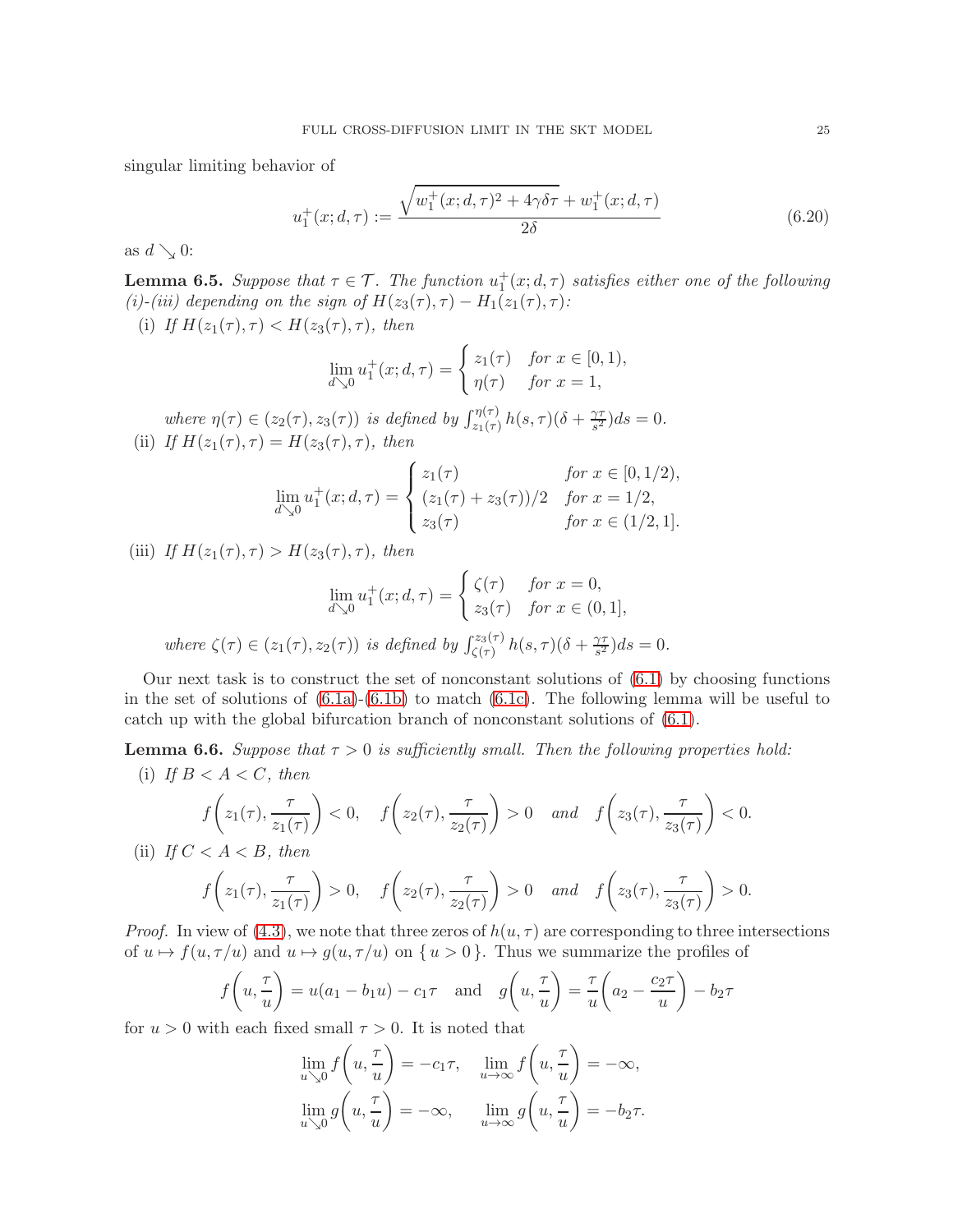singular limiting behavior of

$$u_1^+(x;d,\tau) := \frac{\sqrt{w_1^+(x;d,\tau)^2 + 4\gamma\delta\tau} + w_1^+(x;d,\tau)}{2\delta} \tag{6.20}$$

as $d \searrow 0$:

**Lemma 6.5.** *Suppose that $\tau \in \mathcal{T}$. The function $u_1^+(x;d,\tau)$ satisfies either one of the following (i)-(iii) depending on the sign of $H(z_3(\tau),\tau) - H_1(z_1(\tau),\tau)$:*

(i) *If $H(z_1(\tau),\tau) < H(z_3(\tau),\tau)$, then*

$$\lim_{d\searrow 0} u_1^+(x;d,\tau) = \begin{cases} z_1(\tau) & \text{for } x \in [0,1), \\ \eta(\tau) & \text{for } x = 1, \end{cases}$$

*where $\eta(\tau) \in (z_2(\tau), z_3(\tau))$ is defined by $\int_{z_1(\tau)}^{\eta(\tau)} h(s,\tau)(\delta + \frac{\gamma\tau}{s^2})ds = 0$.*

(ii) *If $H(z_1(\tau),\tau) = H(z_3(\tau),\tau)$, then*

$$\lim_{d\searrow 0} u_1^+(x;d,\tau) = \begin{cases} z_1(\tau) & \text{for } x \in [0,1/2), \\ (z_1(\tau)+z_3(\tau))/2 & \text{for } x = 1/2, \\ z_3(\tau) & \text{for } x \in (1/2,1]. \end{cases}$$

(iii) *If $H(z_1(\tau),\tau) > H(z_3(\tau),\tau)$, then*

$$\lim_{d\searrow 0} u_1^+(x;d,\tau) = \begin{cases} \zeta(\tau) & \text{for } x = 0, \\ z_3(\tau) & \text{for } x \in (0,1], \end{cases}$$

*where $\zeta(\tau) \in (z_1(\tau), z_2(\tau))$ is defined by $\int_{\zeta(\tau)}^{z_3(\tau)} h(s,\tau)(\delta + \frac{\gamma\tau}{s^2})ds = 0$.*

Our next task is to construct the set of nonconstant solutions of (6.1) by choosing functions in the set of solutions of (6.1a)-(6.1b) to match (6.1c). The following lemma will be useful to catch up with the global bifurcation branch of nonconstant solutions of (6.1).

**Lemma 6.6.** *Suppose that $\tau > 0$ is sufficiently small. Then the following properties hold:*

(i) *If $B < A < C$, then*

$$f\left(z_1(\tau), \frac{\tau}{z_1(\tau)}\right) < 0, \quad f\left(z_2(\tau), \frac{\tau}{z_2(\tau)}\right) > 0 \quad \text{and} \quad f\left(z_3(\tau), \frac{\tau}{z_3(\tau)}\right) < 0.$$

(ii) *If $C < A < B$, then*

$$f\left(z_1(\tau), \frac{\tau}{z_1(\tau)}\right) > 0, \quad f\left(z_2(\tau), \frac{\tau}{z_2(\tau)}\right) > 0 \quad \text{and} \quad f\left(z_3(\tau), \frac{\tau}{z_3(\tau)}\right) > 0.$$

*Proof.* In view of (4.3), we note that three zeros of $h(u,\tau)$ are corresponding to three intersections of $u \mapsto f(u,\tau/u)$ and $u \mapsto g(u,\tau/u)$ on $\{ u > 0 \}$. Thus we summarize the profiles of

$$f\left(u, \frac{\tau}{u}\right) = u(a_1 - b_1 u) - c_1\tau \quad \text{and} \quad g\left(u, \frac{\tau}{u}\right) = \frac{\tau}{u}\left(a_2 - \frac{c_2\tau}{u}\right) - b_2\tau$$

for $u > 0$ with each fixed small $\tau > 0$. It is noted that

$$\lim_{u\searrow 0} f\left(u, \frac{\tau}{u}\right) = -c_1\tau, \quad \lim_{u\to\infty} f\left(u, \frac{\tau}{u}\right) = -\infty,$$

$$\lim_{u\searrow 0} g\left(u, \frac{\tau}{u}\right) = -\infty, \quad \lim_{u\to\infty} g\left(u, \frac{\tau}{u}\right) = -b_2\tau.$$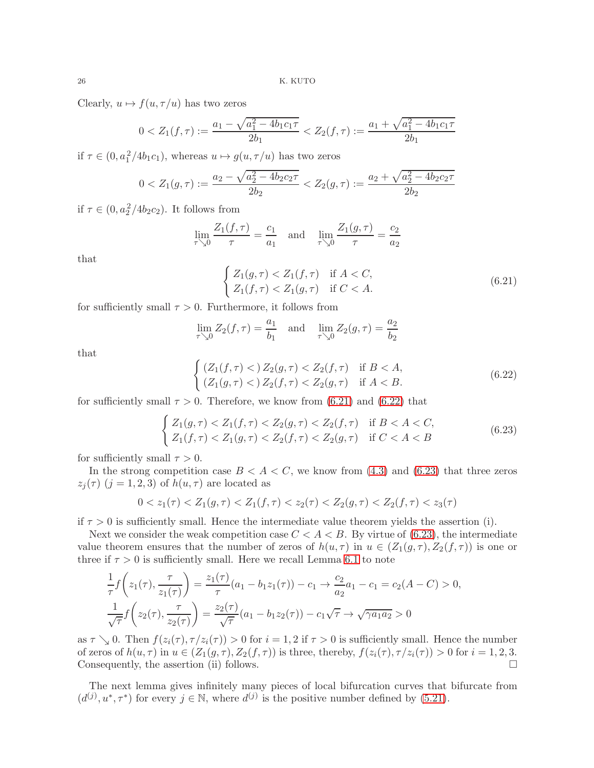Clearly, $u \mapsto f(u, \tau/u)$ has two zeros

$$0 < Z_1(f,\tau) := \frac{a_1 - \sqrt{a_1^2 - 4b_1c_1\tau}}{2b_1} < Z_2(f,\tau) := \frac{a_1 + \sqrt{a_1^2 - 4b_1c_1\tau}}{2b_1}$$

if $\tau \in (0, a_1^2/4b_1c_1)$, whereas $u \mapsto g(u, \tau/u)$ has two zeros

$$0 < Z_1(g,\tau) := \frac{a_2 - \sqrt{a_2^2 - 4b_2c_2\tau}}{2b_2} < Z_2(g,\tau) := \frac{a_2 + \sqrt{a_2^2 - 4b_2c_2\tau}}{2b_2}$$

if $\tau \in (0, a_2^2/4b_2c_2)$. It follows from

$$\lim_{\tau \searrow 0} \frac{Z_1(f,\tau)}{\tau} = \frac{c_1}{a_1} \quad \text{and} \quad \lim_{\tau \searrow 0} \frac{Z_1(g,\tau)}{\tau} = \frac{c_2}{a_2}$$

that

$$\begin{cases} Z_1(g,\tau) < Z_1(f,\tau) & \text{if } A < C, \\ Z_1(f,\tau) < Z_1(g,\tau) & \text{if } C < A. \end{cases} \tag{6.21}$$

for sufficiently small $\tau > 0$. Furthermore, it follows from

$$\lim_{\tau \searrow 0} Z_2(f,\tau) = \frac{a_1}{b_1} \quad \text{and} \quad \lim_{\tau \searrow 0} Z_2(g,\tau) = \frac{a_2}{b_2}$$

that

$$\begin{cases} (Z_1(f,\tau) <)\, Z_2(g,\tau) < Z_2(f,\tau) & \text{if } B < A, \\ (Z_1(g,\tau) <)\, Z_2(f,\tau) < Z_2(g,\tau) & \text{if } A < B. \end{cases} \tag{6.22}$$

for sufficiently small $\tau > 0$. Therefore, we know from (6.21) and (6.22) that

$$\begin{cases} Z_1(g,\tau) < Z_1(f,\tau) < Z_2(g,\tau) < Z_2(f,\tau) & \text{if } B < A < C, \\ Z_1(f,\tau) < Z_1(g,\tau) < Z_2(f,\tau) < Z_2(g,\tau) & \text{if } C < A < B \end{cases} \tag{6.23}$$

for sufficiently small $\tau > 0$.

In the strong competition case $B < A < C$, we know from (4.3) and (6.23) that three zeros $z_j(\tau)$ $(j = 1, 2, 3)$ of $h(u, \tau)$ are located as

$$0 < z_1(\tau) < Z_1(g,\tau) < Z_1(f,\tau) < z_2(\tau) < Z_2(g,\tau) < Z_2(f,\tau) < z_3(\tau)$$

if $\tau > 0$ is sufficiently small. Hence the intermediate value theorem yields the assertion (i).

Next we consider the weak competition case $C < A < B$. By virtue of (6.23), the intermediate value theorem ensures that the number of zeros of $h(u, \tau)$ in $u \in (Z_1(g,\tau), Z_2(f,\tau))$ is one or three if $\tau > 0$ is sufficiently small. Here we recall Lemma 6.1 to note

$$\begin{aligned}
&\frac{1}{\tau} f\left(z_1(\tau), \frac{\tau}{z_1(\tau)}\right) = \frac{z_1(\tau)}{\tau}(a_1 - b_1 z_1(\tau)) - c_1 \to \frac{c_2}{a_2}a_1 - c_1 = c_2(A - C) > 0, \\
&\frac{1}{\sqrt{\tau}} f\left(z_2(\tau), \frac{\tau}{z_2(\tau)}\right) = \frac{z_2(\tau)}{\sqrt{\tau}}(a_1 - b_1 z_2(\tau)) - c_1\sqrt{\tau} \to \sqrt{\gamma a_1 a_2} > 0
\end{aligned}$$

as $\tau \searrow 0$. Then $f(z_i(\tau), \tau/z_i(\tau)) > 0$ for $i = 1, 2$ if $\tau > 0$ is sufficiently small. Hence the number of zeros of $h(u, \tau)$ in $u \in (Z_1(g,\tau), Z_2(f,\tau))$ is three, thereby, $f(z_i(\tau), \tau/z_i(\tau)) > 0$ for $i = 1, 2, 3$. Consequently, the assertion (ii) follows. □

The next lemma gives infinitely many pieces of local bifurcation curves that bifurcate from $(d^{(j)}, u^*, \tau^*)$ for every $j \in \mathbb{N}$, where $d^{(j)}$ is the positive number defined by (5.21).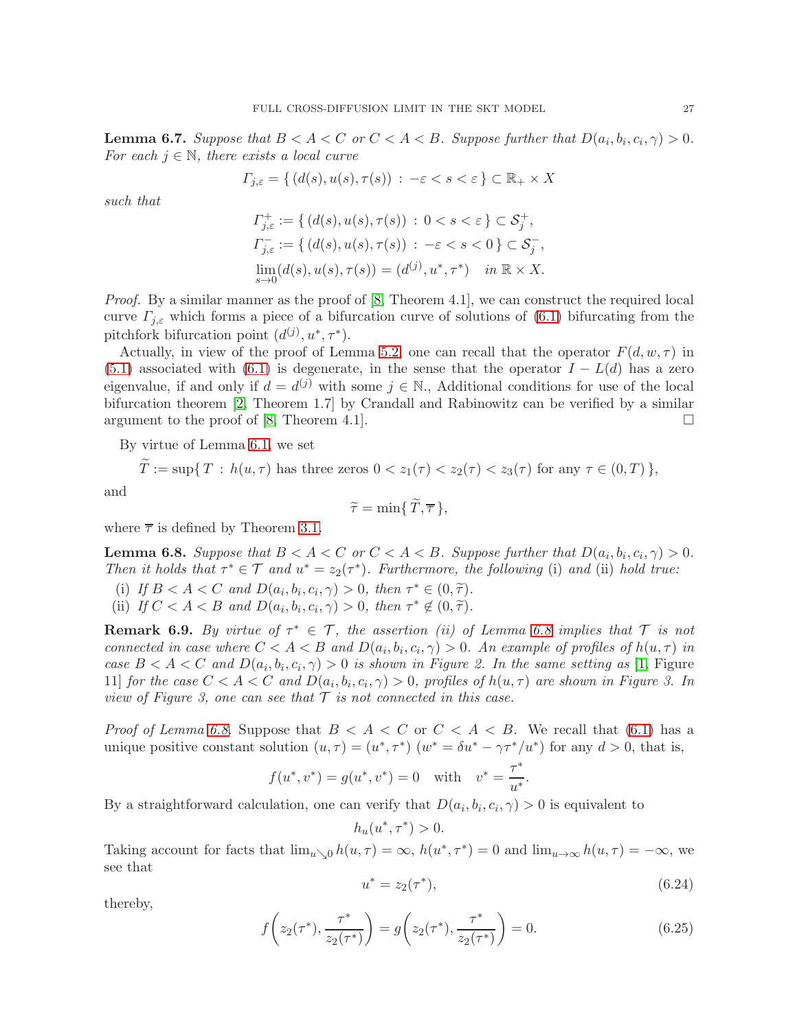**Lemma 6.7.** *Suppose that $B < A < C$ or $C < A < B$. Suppose further that $D(a_i, b_i, c_i, \gamma) > 0$. For each $j \in \mathbb{N}$, there exists a local curve*

$$\Gamma_{j,\varepsilon} = \{ (d(s), u(s), \tau(s)) \,:\, -\varepsilon < s < \varepsilon \} \subset \mathbb{R}_+ \times X$$

*such that*

$$\Gamma^+_{j,\varepsilon} := \{ (d(s), u(s), \tau(s)) \,:\, 0 < s < \varepsilon \} \subset \mathcal{S}^+_j,$$
$$\Gamma^-_{j,\varepsilon} := \{ (d(s), u(s), \tau(s)) \,:\, -\varepsilon < s < 0 \} \subset \mathcal{S}^-_j,$$
$$\lim_{s \to 0} (d(s), u(s), \tau(s)) = (d^{(j)}, u^*, \tau^*) \quad \text{in } \mathbb{R} \times X.$$

*Proof.* By a similar manner as the proof of [8, Theorem 4.1], we can construct the required local curve $\Gamma_{j,\varepsilon}$ which forms a piece of a bifurcation curve of solutions of (6.1) bifurcating from the pitchfork bifurcation point $(d^{(j)}, u^*, \tau^*)$.

Actually, in view of the proof of Lemma 5.2, one can recall that the operator $F(d, w, \tau)$ in (5.1) associated with (6.1) is degenerate, in the sense that the operator $I - L(d)$ has a zero eigenvalue, if and only if $d = d^{(j)}$ with some $j \in \mathbb{N}$., Additional conditions for use of the local bifurcation theorem [2, Theorem 1.7] by Crandall and Rabinowitz can be verified by a similar argument to the proof of [8, Theorem 4.1]. $\square$

By virtue of Lemma 6.1, we set

$$\widetilde{T} := \sup\{ T \,:\, h(u, \tau) \text{ has three zeros } 0 < z_1(\tau) < z_2(\tau) < z_3(\tau) \text{ for any } \tau \in (0, T) \},$$

and

$$\widetilde{\tau} = \min\{ \widetilde{T}, \overline{\tau} \},$$

where $\overline{\tau}$ is defined by Theorem 3.1.

**Lemma 6.8.** *Suppose that $B < A < C$ or $C < A < B$. Suppose further that $D(a_i, b_i, c_i, \gamma) > 0$. Then it holds that $\tau^* \in \mathcal{T}$ and $u^* = z_2(\tau^*)$. Furthermore, the following* (i) *and* (ii) *hold true:*

(i) *If $B < A < C$ and $D(a_i, b_i, c_i, \gamma) > 0$, then $\tau^* \in (0, \widetilde{\tau})$.*
(ii) *If $C < A < B$ and $D(a_i, b_i, c_i, \gamma) > 0$, then $\tau^* \notin (0, \widetilde{\tau})$.*

**Remark 6.9.** *By virtue of $\tau^* \in \mathcal{T}$, the assertion (ii) of Lemma 6.8 implies that $\mathcal{T}$ is not connected in case where $C < A < B$ and $D(a_i, b_i, c_i, \gamma) > 0$. An example of profiles of $h(u, \tau)$ in case $B < A < C$ and $D(a_i, b_i, c_i, \gamma) > 0$ is shown in Figure 2. In the same setting as [1, Figure 11] for the case $C < A < C$ and $D(a_i, b_i, c_i, \gamma) > 0$, profiles of $h(u, \tau)$ are shown in Figure 3. In view of Figure 3, one can see that $\mathcal{T}$ is not connected in this case.*

*Proof of Lemma 6.8.* Suppose that $B < A < C$ or $C < A < B$. We recall that (6.1) has a unique positive constant solution $(u, \tau) = (u^*, \tau^*)$ $(w^* = \delta u^* - \gamma \tau^* / u^*)$ for any $d > 0$, that is,

$$f(u^*, v^*) = g(u^*, v^*) = 0 \quad \text{with} \quad v^* = \frac{\tau^*}{u^*}.$$

By a straightforward calculation, one can verify that $D(a_i, b_i, c_i, \gamma) > 0$ is equivalent to

$$h_u(u^*, \tau^*) > 0.$$

Taking account for facts that $\lim_{u \searrow 0} h(u, \tau) = \infty$, $h(u^*, \tau^*) = 0$ and $\lim_{u \to \infty} h(u, \tau) = -\infty$, we see that

$$u^* = z_2(\tau^*), \tag{6.24}$$

thereby,

$$f\left( z_2(\tau^*), \frac{\tau^*}{z_2(\tau^*)} \right) = g\left( z_2(\tau^*), \frac{\tau^*}{z_2(\tau^*)} \right) = 0. \tag{6.25}$$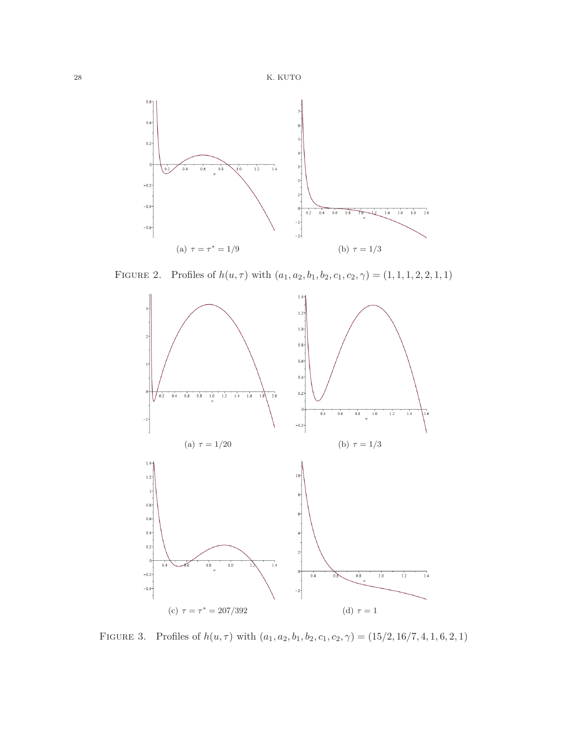(a) $\tau = \tau^* = 1/9$

(b) $\tau = 1/3$

FIGURE 2. Profiles of $h(u, \tau)$ with $(a_1, a_2, b_1, b_2, c_1, c_2, \gamma) = (1, 1, 1, 2, 2, 1, 1)$

(a) $\tau = 1/20$

(b) $\tau = 1/3$

(c) $\tau = \tau^* = 207/392$

(d) $\tau = 1$

FIGURE 3. Profiles of $h(u, \tau)$ with $(a_1, a_2, b_1, b_2, c_1, c_2, \gamma) = (15/2, 16/7, 4, 1, 6, 2, 1)$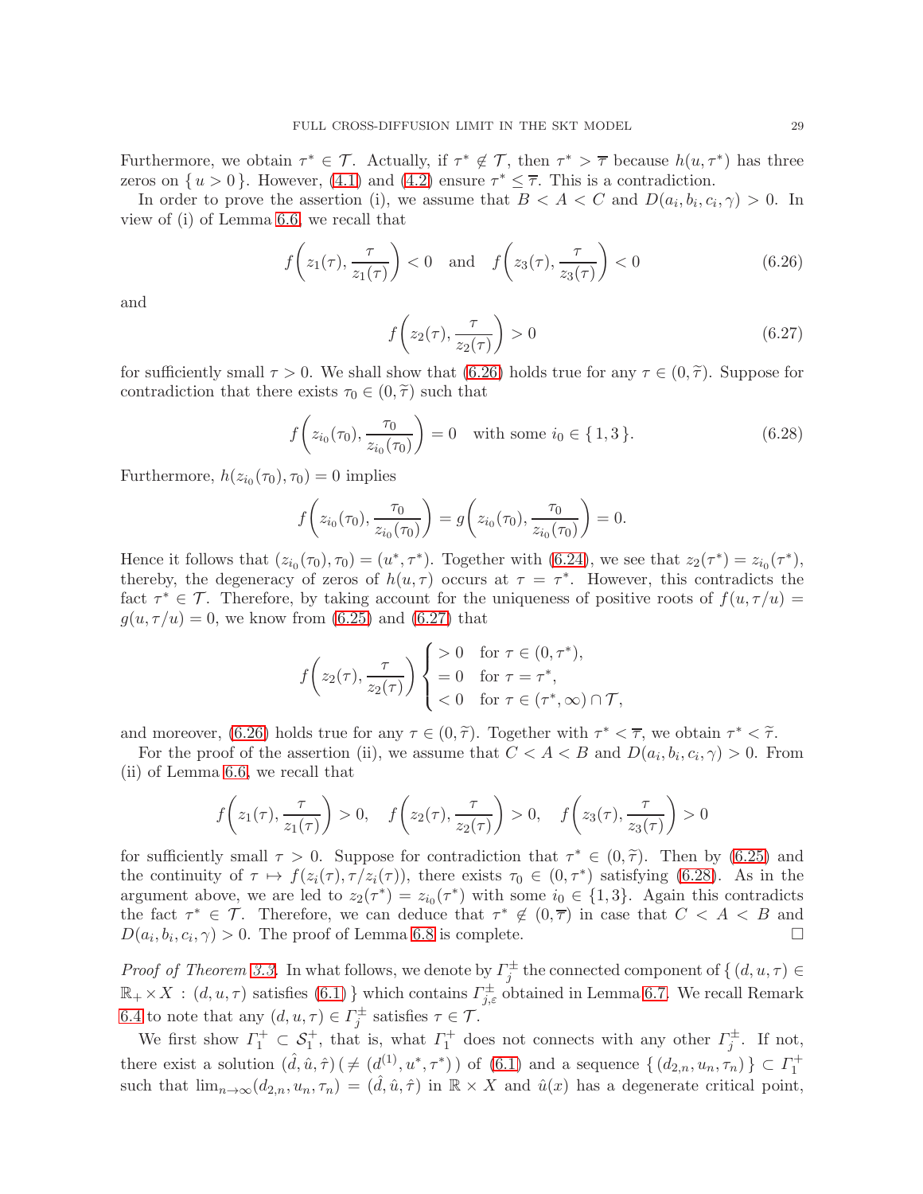Furthermore, we obtain $\tau^* \in \mathcal{T}$. Actually, if $\tau^* \notin \mathcal{T}$, then $\tau^* > \overline{\tau}$ because $h(u, \tau^*)$ has three zeros on $\{ u > 0 \}$. However, (4.1) and (4.2) ensure $\tau^* \leq \overline{\tau}$. This is a contradiction.

In order to prove the assertion (i), we assume that $B < A < C$ and $D(a_i, b_i, c_i, \gamma) > 0$. In view of (i) of Lemma 6.6, we recall that

$$f\left(z_1(\tau), \frac{\tau}{z_1(\tau)}\right) < 0 \quad \text{and} \quad f\left(z_3(\tau), \frac{\tau}{z_3(\tau)}\right) < 0 \tag{6.26}$$

and

$$f\left(z_2(\tau), \frac{\tau}{z_2(\tau)}\right) > 0 \tag{6.27}$$

for sufficiently small $\tau > 0$. We shall show that (6.26) holds true for any $\tau \in (0, \widetilde{\tau})$. Suppose for contradiction that there exists $\tau_0 \in (0, \widetilde{\tau})$ such that

$$f\left(z_{i_0}(\tau_0), \frac{\tau_0}{z_{i_0}(\tau_0)}\right) = 0 \quad \text{with some } i_0 \in \{1, 3\}. \tag{6.28}$$

Furthermore, $h(z_{i_0}(\tau_0), \tau_0) = 0$ implies

$$f\left(z_{i_0}(\tau_0), \frac{\tau_0}{z_{i_0}(\tau_0)}\right) = g\left(z_{i_0}(\tau_0), \frac{\tau_0}{z_{i_0}(\tau_0)}\right) = 0.$$

Hence it follows that $(z_{i_0}(\tau_0), \tau_0) = (u^*, \tau^*)$. Together with (6.24), we see that $z_2(\tau^*) = z_{i_0}(\tau^*)$, thereby, the degeneracy of zeros of $h(u, \tau)$ occurs at $\tau = \tau^*$. However, this contradicts the fact $\tau^* \in \mathcal{T}$. Therefore, by taking account for the uniqueness of positive roots of $f(u, \tau/u) = g(u, \tau/u) = 0$, we know from (6.25) and (6.27) that

$$f\left(z_2(\tau), \frac{\tau}{z_2(\tau)}\right) \begin{cases} > 0 & \text{for } \tau \in (0, \tau^*), \\ = 0 & \text{for } \tau = \tau^*, \\ < 0 & \text{for } \tau \in (\tau^*, \infty) \cap \mathcal{T}, \end{cases}$$

and moreover, (6.26) holds true for any $\tau \in (0, \widetilde{\tau})$. Together with $\tau^* < \overline{\tau}$, we obtain $\tau^* < \widetilde{\tau}$.

For the proof of the assertion (ii), we assume that $C < A < B$ and $D(a_i, b_i, c_i, \gamma) > 0$. From (ii) of Lemma 6.6, we recall that

$$f\left(z_1(\tau), \frac{\tau}{z_1(\tau)}\right) > 0, \quad f\left(z_2(\tau), \frac{\tau}{z_2(\tau)}\right) > 0, \quad f\left(z_3(\tau), \frac{\tau}{z_3(\tau)}\right) > 0$$

for sufficiently small $\tau > 0$. Suppose for contradiction that $\tau^* \in (0, \widetilde{\tau})$. Then by (6.25) and the continuity of $\tau \mapsto f(z_i(\tau), \tau/z_i(\tau))$, there exists $\tau_0 \in (0, \tau^*)$ satisfying (6.28). As in the argument above, we are led to $z_2(\tau^*) = z_{i_0}(\tau^*)$ with some $i_0 \in \{1, 3\}$. Again this contradicts the fact $\tau^* \in \mathcal{T}$. Therefore, we can deduce that $\tau^* \notin (0, \overline{\tau})$ in case that $C < A < B$ and $D(a_i, b_i, c_i, \gamma) > 0$. The proof of Lemma 6.8 is complete. □

*Proof of Theorem 3.3.* In what follows, we denote by $\Gamma_j^{\pm}$ the connected component of $\{ (d, u, \tau) \in \mathbb{R}_+ \times X : (d, u, \tau) \text{ satisfies (6.1)} \}$ which contains $\Gamma_{j,\varepsilon}^{\pm}$ obtained in Lemma 6.7. We recall Remark 6.4 to note that any $(d, u, \tau) \in \Gamma_j^{\pm}$ satisfies $\tau \in \mathcal{T}$.

We first show $\Gamma_1^+ \subset \mathcal{S}_1^+$, that is, what $\Gamma_1^+$ does not connects with any other $\Gamma_j^{\pm}$. If not, there exist a solution $(\hat{d}, \hat{u}, \hat{\tau}) \, (\neq (d^{(1)}, u^*, \tau^*))$ of (6.1) and a sequence $\{ (d_{2,n}, u_n, \tau_n) \} \subset \Gamma_1^+$ such that $\lim_{n\to\infty}(d_{2,n}, u_n, \tau_n) = (\hat{d}, \hat{u}, \hat{\tau})$ in $\mathbb{R} \times X$ and $\hat{u}(x)$ has a degenerate critical point,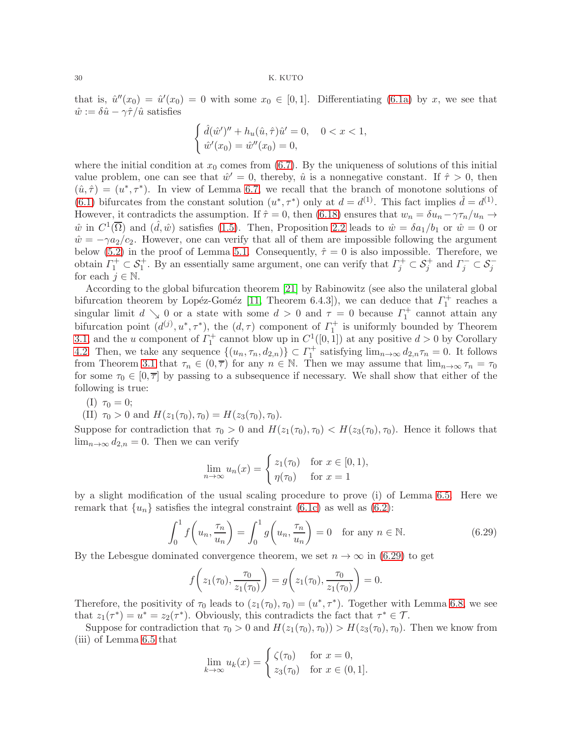that is, $\hat{u}''(x_0) = \hat{u}'(x_0) = 0$ with some $x_0 \in [0,1]$. Differentiating (6.1a) by $x$, we see that $\hat{w} := \delta\hat{u} - \gamma\hat{\tau}/\hat{u}$ satisfies

$$\begin{cases} \hat{d}(\hat{w}')'' + h_u(\hat{u},\hat{\tau})\hat{u}' = 0, & 0 < x < 1, \\ \hat{w}'(x_0) = \hat{w}''(x_0) = 0, \end{cases}$$

where the initial condition at $x_0$ comes from (6.7). By the uniqueness of solutions of this initial value problem, one can see that $\hat{w}' = 0$, thereby, $\hat{u}$ is a nonnegative constant. If $\hat{\tau} > 0$, then $(\hat{u},\hat{\tau}) = (u^*,\tau^*)$. In view of Lemma 6.7, we recall that the branch of monotone solutions of (6.1) bifurcates from the constant solution $(u^*,\tau^*)$ only at $d = d^{(1)}$. This fact implies $\hat{d} = d^{(1)}$. However, it contradicts the assumption. If $\hat{\tau} = 0$, then (6.18) ensures that $w_n = \delta u_n - \gamma\tau_n/u_n \to \hat{w}$ in $C^1(\overline{\Omega})$ and $(\hat{d},\hat{w})$ satisfies (1.5). Then, Proposition 2.2 leads to $\hat{w} = \delta a_1/b_1$ or $\hat{w} = 0$ or $\hat{w} = -\gamma a_2/c_2$. However, one can verify that all of them are impossible following the argument below (5.2) in the proof of Lemma 5.1. Consequently, $\hat{\tau} = 0$ is also impossible. Therefore, we obtain $\Gamma_1^+ \subset \mathcal{S}_1^+$. By an essentially same argument, one can verify that $\Gamma_j^+ \subset \mathcal{S}_j^+$ and $\Gamma_j^- \subset \mathcal{S}_j^-$ for each $j \in \mathbb{N}$.

According to the global bifurcation theorem [21] by Rabinowitz (see also the unilateral global bifurcation theorem by Lopéz-Goméz [11, Theorem 6.4.3]), we can deduce that $\Gamma_1^+$ reaches a singular limit $d \searrow 0$ or a state with some $d > 0$ and $\tau = 0$ because $\Gamma_1^+$ cannot attain any bifurcation point $(d^{(j)}, u^*, \tau^*)$, the $(d,\tau)$ component of $\Gamma_1^+$ is uniformly bounded by Theorem 3.1 and the $u$ component of $\Gamma_1^+$ cannot blow up in $C^1([0,1])$ at any positive $d > 0$ by Corollary 4.2. Then, we take any sequence $\{(u_n,\tau_n,d_{2,n})\} \subset \Gamma_1^+$ satisfying $\lim_{n\to\infty} d_{2,n}\tau_n = 0$. It follows from Theorem 3.1 that $\tau_n \in (0,\overline{\tau})$ for any $n \in \mathbb{N}$. Then we may assume that $\lim_{n\to\infty} \tau_n = \tau_0$ for some $\tau_0 \in [0,\overline{\tau}]$ by passing to a subsequence if necessary. We shall show that either of the following is true:

(I) $\tau_0 = 0$;

(II) $\tau_0 > 0$ and $H(z_1(\tau_0),\tau_0) = H(z_3(\tau_0),\tau_0)$.

Suppose for contradiction that $\tau_0 > 0$ and $H(z_1(\tau_0),\tau_0) < H(z_3(\tau_0),\tau_0)$. Hence it follows that $\lim_{n\to\infty} d_{2,n} = 0$. Then we can verify

$$\lim_{n\to\infty} u_n(x) = \begin{cases} z_1(\tau_0) & \text{for } x \in [0,1), \\ \eta(\tau_0) & \text{for } x = 1 \end{cases}$$

by a slight modification of the usual scaling procedure to prove (i) of Lemma 6.5. Here we remark that $\{u_n\}$ satisfies the integral constraint (6.1c) as well as (6.2):

$$\int_0^1 f\left(u_n, \frac{\tau_n}{u_n}\right) = \int_0^1 g\left(u_n, \frac{\tau_n}{u_n}\right) = 0 \quad \text{for any } n \in \mathbb{N}. \tag{6.29}$$

By the Lebesgue dominated convergence theorem, we set $n \to \infty$ in (6.29) to get

$$f\left(z_1(\tau_0), \frac{\tau_0}{z_1(\tau_0)}\right) = g\left(z_1(\tau_0), \frac{\tau_0}{z_1(\tau_0)}\right) = 0.$$

Therefore, the positivity of $\tau_0$ leads to $(z_1(\tau_0),\tau_0) = (u^*,\tau^*)$. Together with Lemma 6.8, we see that $z_1(\tau^*) = u^* = z_2(\tau^*)$. Obviously, this contradicts the fact that $\tau^* \in \mathcal{T}$.

Suppose for contradiction that $\tau_0 > 0$ and $H(z_1(\tau_0),\tau_0)) > H(z_3(\tau_0),\tau_0)$. Then we know from (iii) of Lemma 6.5 that

$$\lim_{k\to\infty} u_k(x) = \begin{cases} \zeta(\tau_0) & \text{for } x = 0, \\ z_3(\tau_0) & \text{for } x \in (0,1]. \end{cases}$$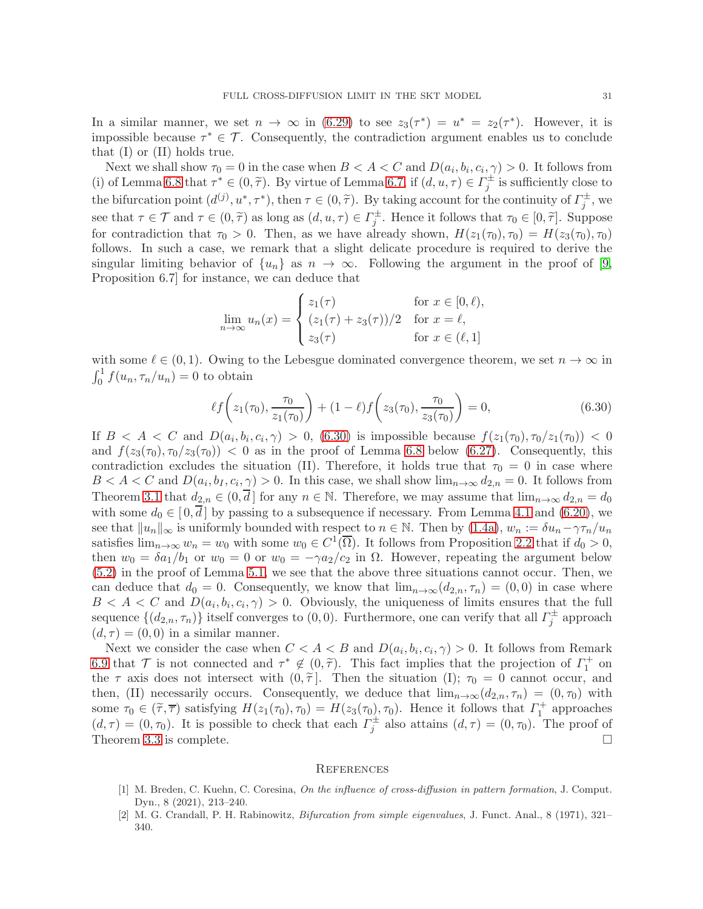In a similar manner, we set $n \to \infty$ in (6.29) to see $z_3(\tau^*) = u^* = z_2(\tau^*)$. However, it is impossible because $\tau^* \in \mathcal{T}$. Consequently, the contradiction argument enables us to conclude that (I) or (II) holds true.

Next we shall show $\tau_0 = 0$ in the case when $B < A < C$ and $D(a_i, b_i, c_i, \gamma) > 0$. It follows from (i) of Lemma 6.8 that $\tau^* \in (0, \widetilde{\tau})$. By virtue of Lemma 6.7, if $(d, u, \tau) \in \Gamma_j^{\pm}$ is sufficiently close to the bifurcation point $(d^{(j)}, u^*, \tau^*)$, then $\tau \in (0, \widetilde{\tau})$. By taking account for the continuity of $\Gamma_j^{\pm}$, we see that $\tau \in \mathcal{T}$ and $\tau \in (0, \widetilde{\tau})$ as long as $(d, u, \tau) \in \Gamma_j^{\pm}$. Hence it follows that $\tau_0 \in [0, \widetilde{\tau}]$. Suppose for contradiction that $\tau_0 > 0$. Then, as we have already shown, $H(z_1(\tau_0), \tau_0) = H(z_3(\tau_0), \tau_0)$ follows. In such a case, we remark that a slight delicate procedure is required to derive the singular limiting behavior of $\{u_n\}$ as $n \to \infty$. Following the argument in the proof of [9, Proposition 6.7] for instance, we can deduce that

$$
\lim_{n \to \infty} u_n(x) = \begin{cases} z_1(\tau) & \text{for } x \in [0, \ell), \\ (z_1(\tau) + z_3(\tau))/2 & \text{for } x = \ell, \\ z_3(\tau) & \text{for } x \in (\ell, 1] \end{cases}
$$

with some $\ell \in (0, 1)$. Owing to the Lebesgue dominated convergence theorem, we set $n \to \infty$ in $\int_0^1 f(u_n, \tau_n/u_n) = 0$ to obtain

$$
\ell f\left(z_1(\tau_0), \frac{\tau_0}{z_1(\tau_0)}\right) + (1 - \ell) f\left(z_3(\tau_0), \frac{\tau_0}{z_3(\tau_0)}\right) = 0, \tag{6.30}
$$

If $B < A < C$ and $D(a_i, b_i, c_i, \gamma) > 0$, (6.30) is impossible because $f(z_1(\tau_0), \tau_0/z_1(\tau_0)) < 0$ and $f(z_3(\tau_0), \tau_0/z_3(\tau_0)) < 0$ as in the proof of Lemma 6.8 below (6.27). Consequently, this contradiction excludes the situation (II). Therefore, it holds true that $\tau_0 = 0$ in case where $B < A < C$ and $D(a_i, b_I, c_i, \gamma) > 0$. In this case, we shall show $\lim_{n \to \infty} d_{2,n} = 0$. It follows from Theorem 3.1 that $d_{2,n} \in (0, \overline{d}\,]$ for any $n \in \mathbb{N}$. Therefore, we may assume that $\lim_{n \to \infty} d_{2,n} = d_0$ with some $d_0 \in [\,0, \overline{d}\,]$ by passing to a subsequence if necessary. From Lemma 4.1 and (6.20), we see that $\|u_n\|_\infty$ is uniformly bounded with respect to $n \in \mathbb{N}$. Then by (1.4a), $w_n := \delta u_n - \gamma \tau_n / u_n$ satisfies $\lim_{n \to \infty} w_n = w_0$ with some $w_0 \in C^1(\overline{\Omega})$. It follows from Proposition 2.2 that if $d_0 > 0$, then $w_0 = \delta a_1 / b_1$ or $w_0 = 0$ or $w_0 = -\gamma a_2 / c_2$ in $\Omega$. However, repeating the argument below (5.2) in the proof of Lemma 5.1, we see that the above three situations cannot occur. Then, we can deduce that $d_0 = 0$. Consequently, we know that $\lim_{n \to \infty} (d_{2,n}, \tau_n) = (0, 0)$ in case where $B < A < C$ and $D(a_i, b_i, c_i, \gamma) > 0$. Obviously, the uniqueness of limits ensures that the full sequence $\{(d_{2,n}, \tau_n)\}$ itself converges to $(0, 0)$. Furthermore, one can verify that all $\Gamma_j^{\pm}$ approach $(d, \tau) = (0, 0)$ in a similar manner.

Next we consider the case when $C < A < B$ and $D(a_i, b_i, c_i, \gamma) > 0$. It follows from Remark 6.9 that $\mathcal{T}$ is not connected and $\tau^* \notin (0, \widetilde{\tau})$. This fact implies that the projection of $\Gamma_1^+$ on the $\tau$ axis does not intersect with $(0, \widetilde{\tau}\,]$. Then the situation (I); $\tau_0 = 0$ cannot occur, and then, (II) necessarily occurs. Consequently, we deduce that $\lim_{n \to \infty} (d_{2,n}, \tau_n) = (0, \tau_0)$ with some $\tau_0 \in (\widetilde{\tau}, \overline{\tau})$ satisfying $H(z_1(\tau_0), \tau_0) = H(z_3(\tau_0), \tau_0)$. Hence it follows that $\Gamma_1^+$ approaches $(d, \tau) = (0, \tau_0)$. It is possible to check that each $\Gamma_j^{\pm}$ also attains $(d, \tau) = (0, \tau_0)$. The proof of Theorem 3.3 is complete. $\square$

## References

[1] M. Breden, C. Kuehn, C. Coresina, *On the influence of cross-diffusion in pattern formation*, J. Comput. Dyn., 8 (2021), 213–240.

[2] M. G. Crandall, P. H. Rabinowitz, *Bifurcation from simple eigenvalues*, J. Funct. Anal., 8 (1971), 321–340.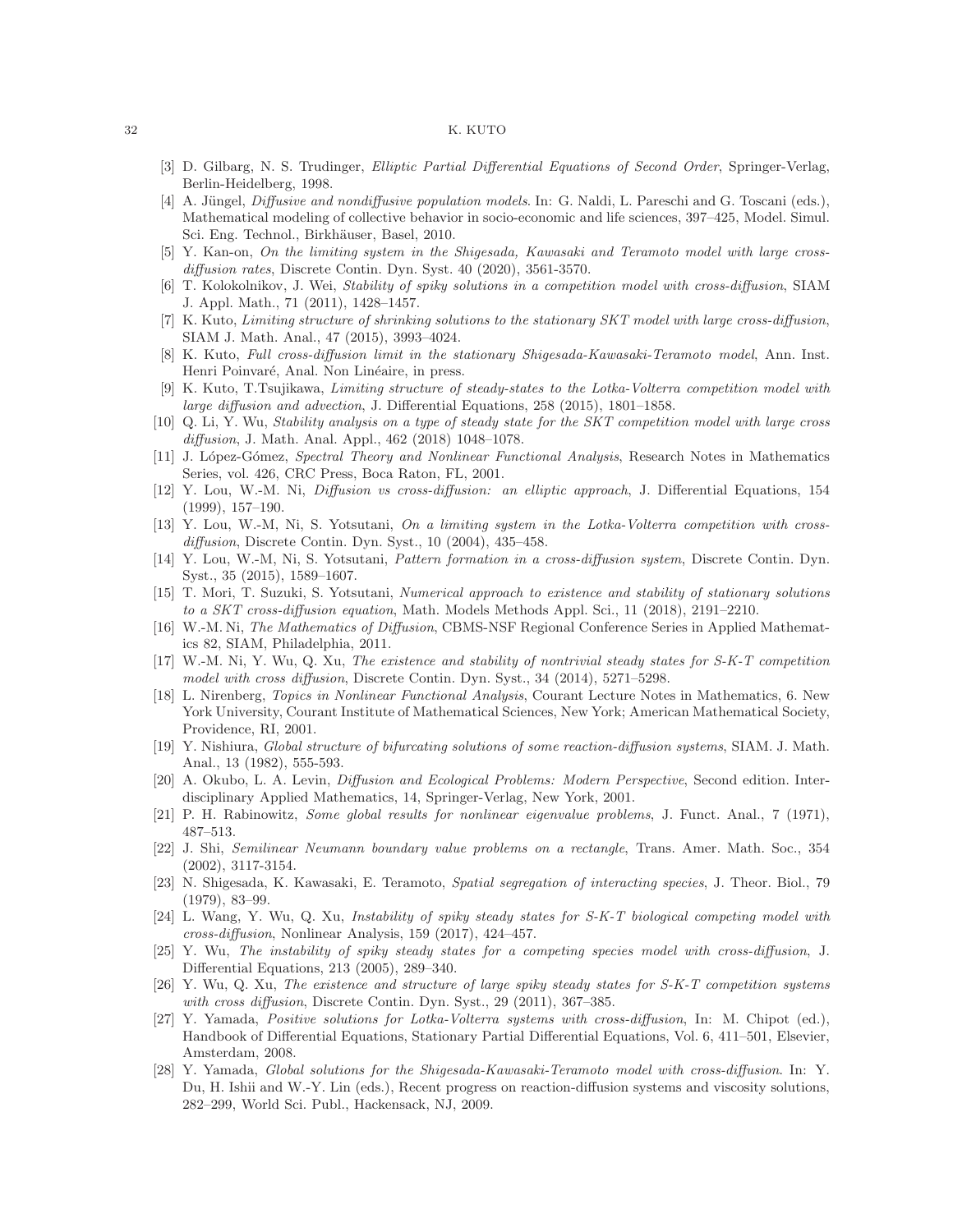[3] D. Gilbarg, N. S. Trudinger, *Elliptic Partial Differential Equations of Second Order*, Springer-Verlag, Berlin-Heidelberg, 1998.

[4] A. Jüngel, *Diffusive and nondiffusive population models*. In: G. Naldi, L. Pareschi and G. Toscani (eds.), Mathematical modeling of collective behavior in socio-economic and life sciences, 397–425, Model. Simul. Sci. Eng. Technol., Birkhäuser, Basel, 2010.

[5] Y. Kan-on, *On the limiting system in the Shigesada, Kawasaki and Teramoto model with large cross-diffusion rates*, Discrete Contin. Dyn. Syst. 40 (2020), 3561-3570.

[6] T. Kolokolnikov, J. Wei, *Stability of spiky solutions in a competition model with cross-diffusion*, SIAM J. Appl. Math., 71 (2011), 1428–1457.

[7] K. Kuto, *Limiting structure of shrinking solutions to the stationary SKT model with large cross-diffusion*, SIAM J. Math. Anal., 47 (2015), 3993–4024.

[8] K. Kuto, *Full cross-diffusion limit in the stationary Shigesada-Kawasaki-Teramoto model*, Ann. Inst. Henri Poinvaré, Anal. Non Linéaire, in press.

[9] K. Kuto, T.Tsujikawa, *Limiting structure of steady-states to the Lotka-Volterra competition model with large diffusion and advection*, J. Differential Equations, 258 (2015), 1801–1858.

[10] Q. Li, Y. Wu, *Stability analysis on a type of steady state for the SKT competition model with large cross diffusion*, J. Math. Anal. Appl., 462 (2018) 1048–1078.

[11] J. López-Gómez, *Spectral Theory and Nonlinear Functional Analysis*, Research Notes in Mathematics Series, vol. 426, CRC Press, Boca Raton, FL, 2001.

[12] Y. Lou, W.-M. Ni, *Diffusion vs cross-diffusion: an elliptic approach*, J. Differential Equations, 154 (1999), 157–190.

[13] Y. Lou, W.-M, Ni, S. Yotsutani, *On a limiting system in the Lotka-Volterra competition with cross-diffusion*, Discrete Contin. Dyn. Syst., 10 (2004), 435–458.

[14] Y. Lou, W.-M, Ni, S. Yotsutani, *Pattern formation in a cross-diffusion system*, Discrete Contin. Dyn. Syst., 35 (2015), 1589–1607.

[15] T. Mori, T. Suzuki, S. Yotsutani, *Numerical approach to existence and stability of stationary solutions to a SKT cross-diffusion equation*, Math. Models Methods Appl. Sci., 11 (2018), 2191–2210.

[16] W.-M. Ni, *The Mathematics of Diffusion*, CBMS-NSF Regional Conference Series in Applied Mathematics 82, SIAM, Philadelphia, 2011.

[17] W.-M. Ni, Y. Wu, Q. Xu, *The existence and stability of nontrivial steady states for S-K-T competition model with cross diffusion*, Discrete Contin. Dyn. Syst., 34 (2014), 5271–5298.

[18] L. Nirenberg, *Topics in Nonlinear Functional Analysis*, Courant Lecture Notes in Mathematics, 6. New York University, Courant Institute of Mathematical Sciences, New York; American Mathematical Society, Providence, RI, 2001.

[19] Y. Nishiura, *Global structure of bifurcating solutions of some reaction-diffusion systems*, SIAM. J. Math. Anal., 13 (1982), 555-593.

[20] A. Okubo, L. A. Levin, *Diffusion and Ecological Problems: Modern Perspective*, Second edition. Interdisciplinary Applied Mathematics, 14, Springer-Verlag, New York, 2001.

[21] P. H. Rabinowitz, *Some global results for nonlinear eigenvalue problems*, J. Funct. Anal., 7 (1971), 487–513.

[22] J. Shi, *Semilinear Neumann boundary value problems on a rectangle*, Trans. Amer. Math. Soc., 354 (2002), 3117-3154.

[23] N. Shigesada, K. Kawasaki, E. Teramoto, *Spatial segregation of interacting species*, J. Theor. Biol., 79 (1979), 83–99.

[24] L. Wang, Y. Wu, Q. Xu, *Instability of spiky steady states for S-K-T biological competing model with cross-diffusion*, Nonlinear Analysis, 159 (2017), 424–457.

[25] Y. Wu, *The instability of spiky steady states for a competing species model with cross-diffusion*, J. Differential Equations, 213 (2005), 289–340.

[26] Y. Wu, Q. Xu, *The existence and structure of large spiky steady states for S-K-T competition systems with cross diffusion*, Discrete Contin. Dyn. Syst., 29 (2011), 367–385.

[27] Y. Yamada, *Positive solutions for Lotka-Volterra systems with cross-diffusion*, In: M. Chipot (ed.), Handbook of Differential Equations, Stationary Partial Differential Equations, Vol. 6, 411–501, Elsevier, Amsterdam, 2008.

[28] Y. Yamada, *Global solutions for the Shigesada-Kawasaki-Teramoto model with cross-diffusion*. In: Y. Du, H. Ishii and W.-Y. Lin (eds.), Recent progress on reaction-diffusion systems and viscosity solutions, 282–299, World Sci. Publ., Hackensack, NJ, 2009.